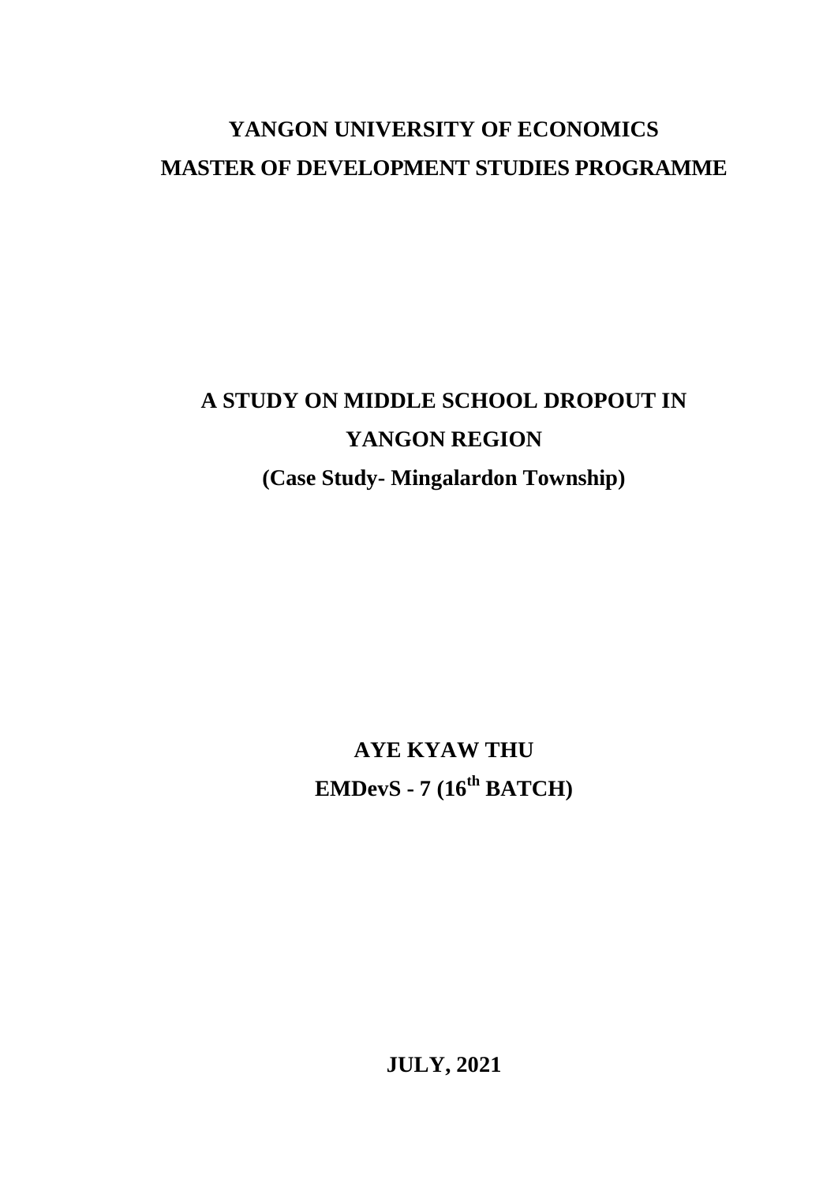# YANGON UNIVERSITY OF ECONOMICS
# MASTER OF DEVELOPMENT STUDIES PROGRAMME

## A STUDY ON MIDDLE SCHOOL DROPOUT IN YANGON REGION

**(Case Study- Mingalardon Township)**

**AYE KYAW THU**

**EMDevS - 7 ($16^{th}$ BATCH)**

**JULY, 2021**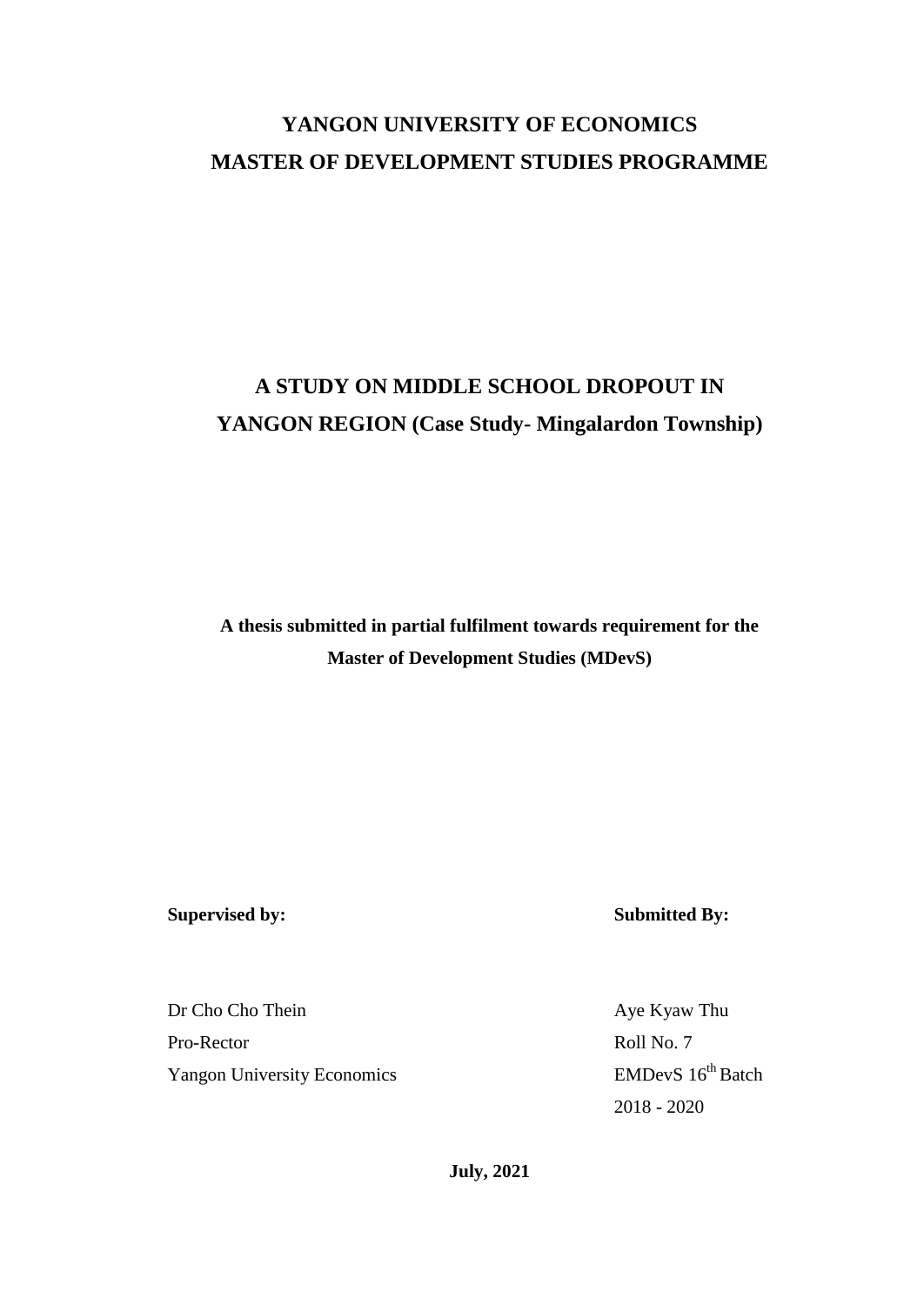# YANGON UNIVERSITY OF ECONOMICS
# MASTER OF DEVELOPMENT STUDIES PROGRAMME

## A STUDY ON MIDDLE SCHOOL DROPOUT IN YANGON REGION (Case Study- Mingalardon Township)

**A thesis submitted in partial fulfilment towards requirement for the Master of Development Studies (MDevS)**

**Supervised by:**

Dr Cho Cho Thein
Pro-Rector
Yangon University Economics

**Submitted By:**

Aye Kyaw Thu
Roll No. 7
EMDevS $16^{th}$ Batch
2018 - 2020

**July, 2021**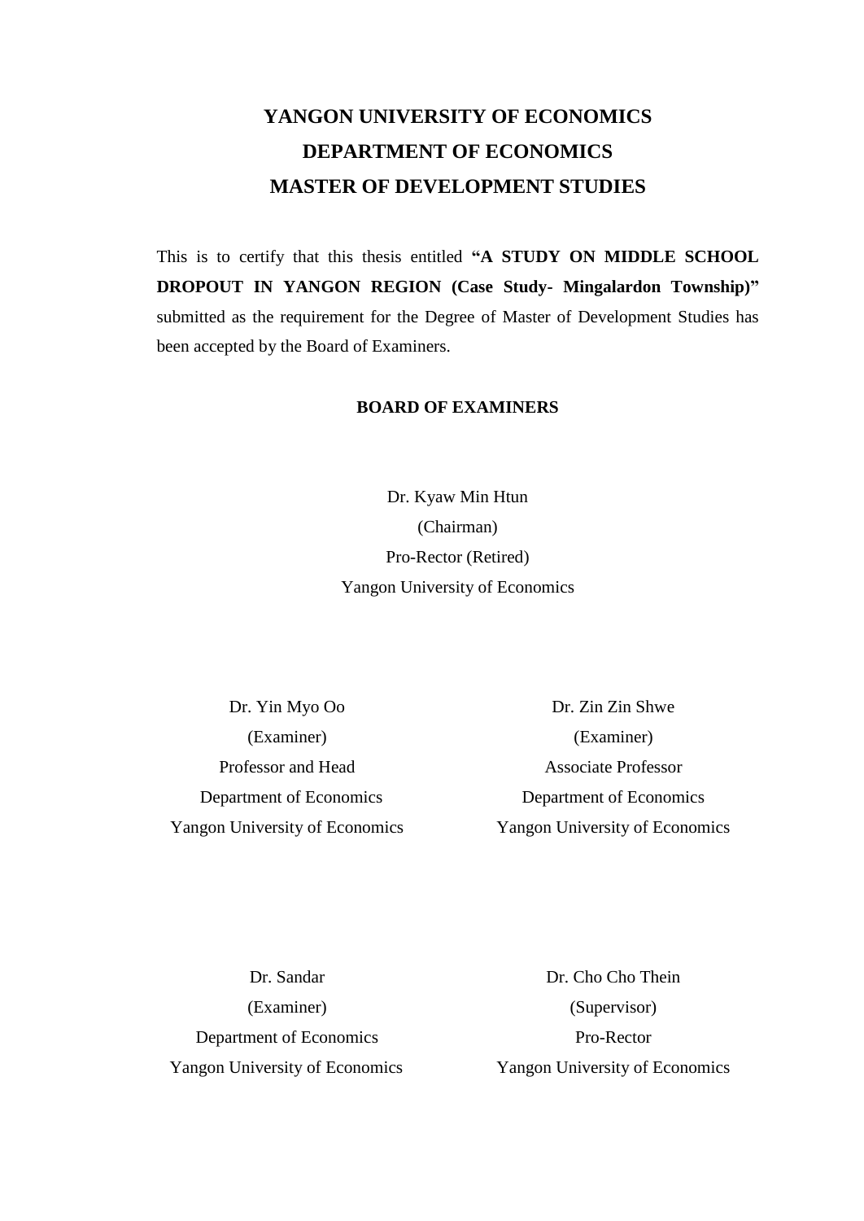# YANGON UNIVERSITY OF ECONOMICS
# DEPARTMENT OF ECONOMICS
# MASTER OF DEVELOPMENT STUDIES

This is to certify that this thesis entitled **"A STUDY ON MIDDLE SCHOOL DROPOUT IN YANGON REGION (Case Study- Mingalardon Township)"** submitted as the requirement for the Degree of Master of Development Studies has been accepted by the Board of Examiners.

**BOARD OF EXAMINERS**

Dr. Kyaw Min Htun
(Chairman)
Pro-Rector (Retired)
Yangon University of Economics

Dr. Yin Myo Oo
(Examiner)
Professor and Head
Department of Economics
Yangon University of Economics

Dr. Zin Zin Shwe
(Examiner)
Associate Professor
Department of Economics
Yangon University of Economics

Dr. Sandar
(Examiner)
Department of Economics
Yangon University of Economics

Dr. Cho Cho Thein
(Supervisor)
Pro-Rector
Yangon University of Economics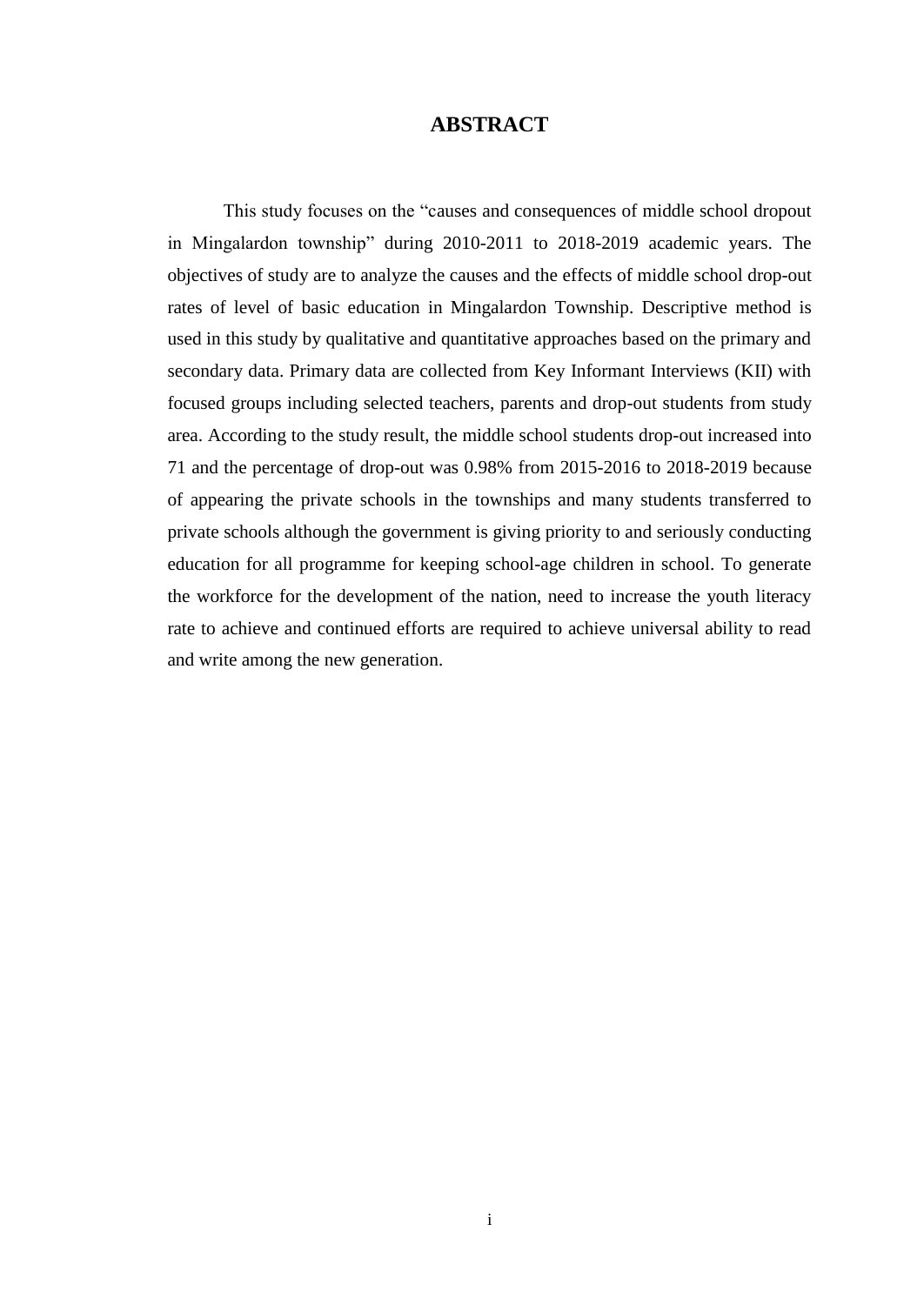# ABSTRACT

This study focuses on the "causes and consequences of middle school dropout in Mingalardon township" during 2010-2011 to 2018-2019 academic years. The objectives of study are to analyze the causes and the effects of middle school drop-out rates of level of basic education in Mingalardon Township. Descriptive method is used in this study by qualitative and quantitative approaches based on the primary and secondary data. Primary data are collected from Key Informant Interviews (KII) with focused groups including selected teachers, parents and drop-out students from study area. According to the study result, the middle school students drop-out increased into 71 and the percentage of drop-out was 0.98% from 2015-2016 to 2018-2019 because of appearing the private schools in the townships and many students transferred to private schools although the government is giving priority to and seriously conducting education for all programme for keeping school-age children in school. To generate the workforce for the development of the nation, need to increase the youth literacy rate to achieve and continued efforts are required to achieve universal ability to read and write among the new generation.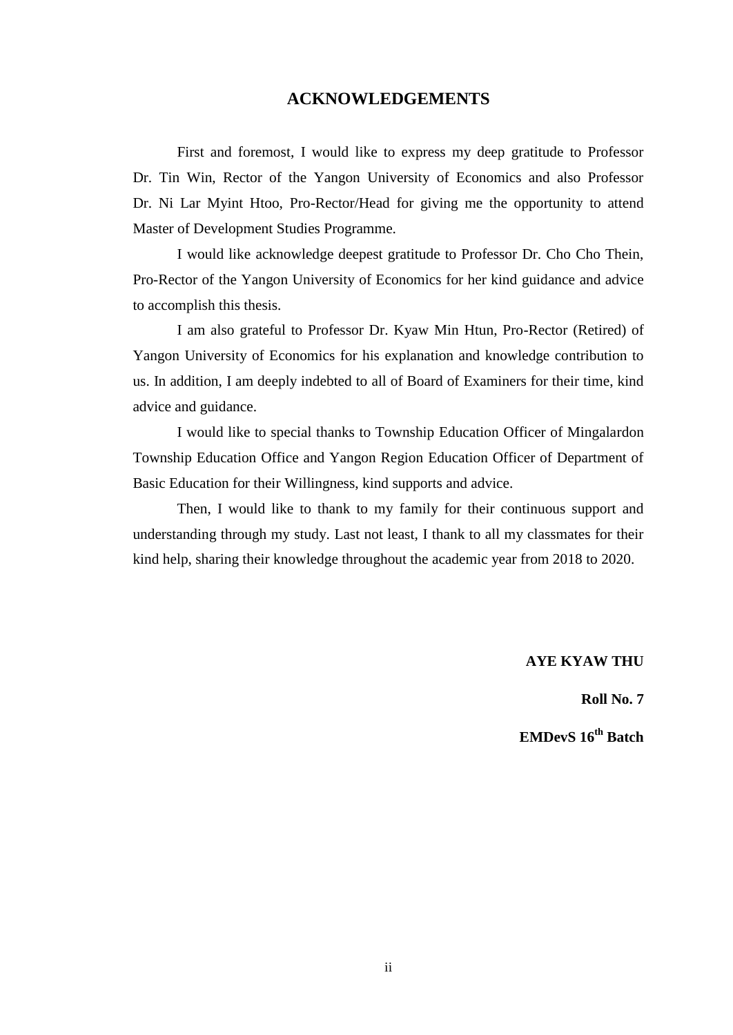# ACKNOWLEDGEMENTS

First and foremost, I would like to express my deep gratitude to Professor Dr. Tin Win, Rector of the Yangon University of Economics and also Professor Dr. Ni Lar Myint Htoo, Pro-Rector/Head for giving me the opportunity to attend Master of Development Studies Programme.

I would like acknowledge deepest gratitude to Professor Dr. Cho Cho Thein, Pro-Rector of the Yangon University of Economics for her kind guidance and advice to accomplish this thesis.

I am also grateful to Professor Dr. Kyaw Min Htun, Pro-Rector (Retired) of Yangon University of Economics for his explanation and knowledge contribution to us. In addition, I am deeply indebted to all of Board of Examiners for their time, kind advice and guidance.

I would like to special thanks to Township Education Officer of Mingalardon Township Education Office and Yangon Region Education Officer of Department of Basic Education for their Willingness, kind supports and advice.

Then, I would like to thank to my family for their continuous support and understanding through my study. Last not least, I thank to all my classmates for their kind help, sharing their knowledge throughout the academic year from 2018 to 2020.

**AYE KYAW THU**

**Roll No. 7**

**EMDevS 16th Batch**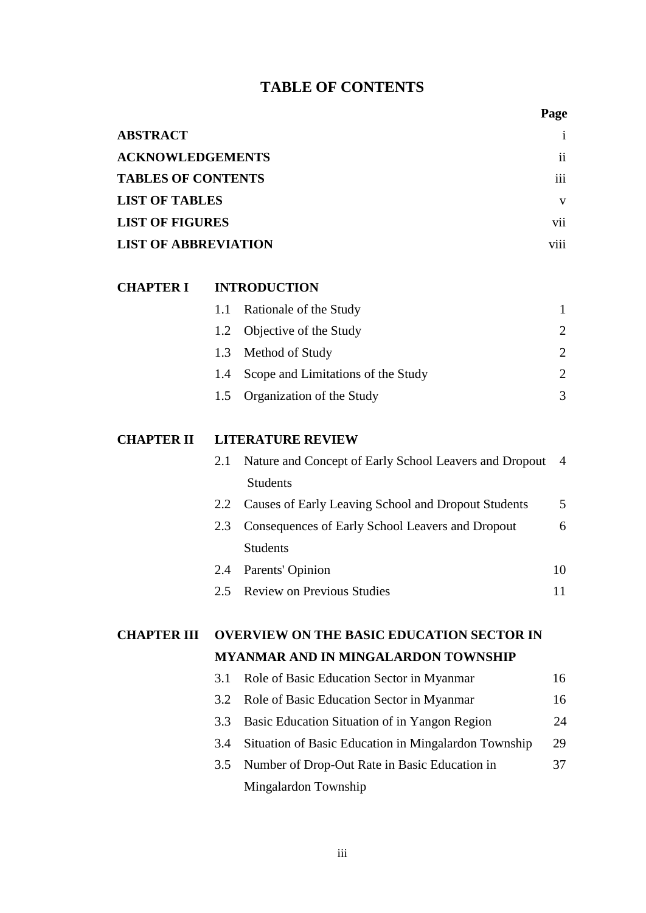# TABLE OF CONTENTS

| | | Page |
|---|---|---|
| **ABSTRACT** | | i |
| **ACKNOWLEDGEMENTS** | | ii |
| **TABLES OF CONTENTS** | | iii |
| **LIST OF TABLES** | | v |
| **LIST OF FIGURES** | | vii |
| **LIST OF ABBREVIATION** | | viii |
| **CHAPTER I** | **INTRODUCTION** | |
| | 1.1 Rationale of the Study | 1 |
| | 1.2 Objective of the Study | 2 |
| | 1.3 Method of Study | 2 |
| | 1.4 Scope and Limitations of the Study | 2 |
| | 1.5 Organization of the Study | 3 |
| **CHAPTER II** | **LITERATURE REVIEW** | |
| | 2.1 Nature and Concept of Early School Leavers and Dropout Students | 4 |
| | 2.2 Causes of Early Leaving School and Dropout Students | 5 |
| | 2.3 Consequences of Early School Leavers and Dropout Students | 6 |
| | 2.4 Parents' Opinion | 10 |
| | 2.5 Review on Previous Studies | 11 |
| **CHAPTER III** | **OVERVIEW ON THE BASIC EDUCATION SECTOR IN MYANMAR AND IN MINGALARDON TOWNSHIP** | |
| | 3.1 Role of Basic Education Sector in Myanmar | 16 |
| | 3.2 Role of Basic Education Sector in Myanmar | 16 |
| | 3.3 Basic Education Situation of in Yangon Region | 24 |
| | 3.4 Situation of Basic Education in Mingalardon Township | 29 |
| | 3.5 Number of Drop-Out Rate in Basic Education in Mingalardon Township | 37 |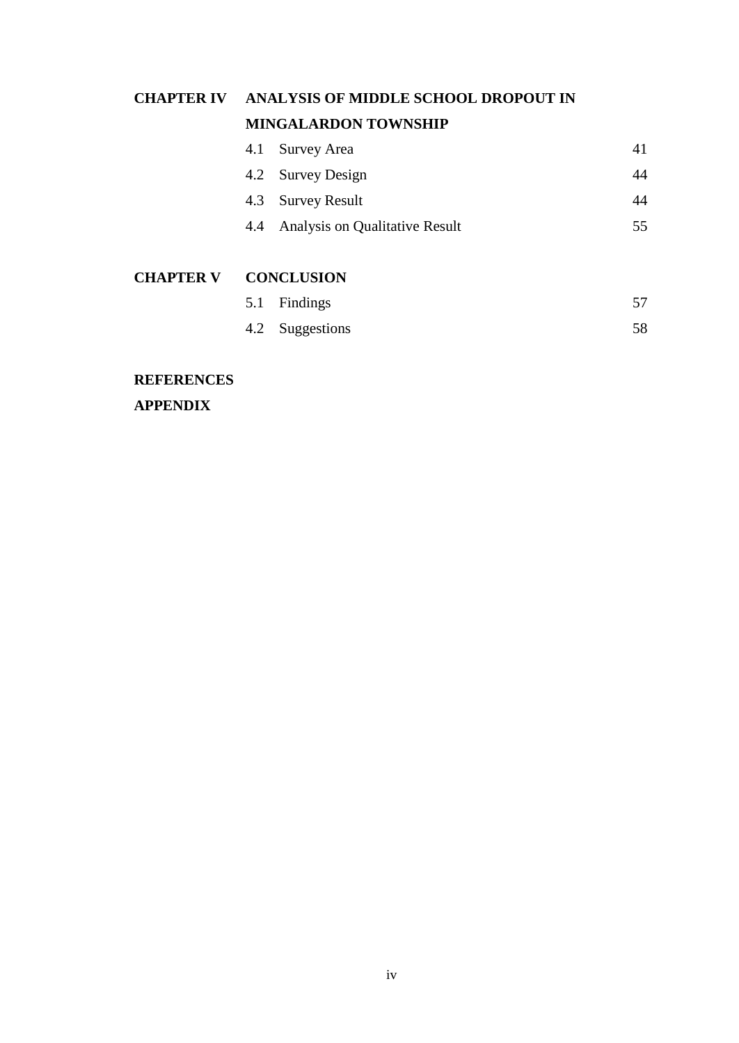| | | |
|---|---|---|
| **CHAPTER IV** | **ANALYSIS OF MIDDLE SCHOOL DROPOUT IN MINGALARDON TOWNSHIP** | |
| | 4.1 Survey Area | 41 |
| | 4.2 Survey Design | 44 |
| | 4.3 Survey Result | 44 |
| | 4.4 Analysis on Qualitative Result | 55 |
| **CHAPTER V** | **CONCLUSION** | |
| | 5.1 Findings | 57 |
| | 4.2 Suggestions | 58 |

**REFERENCES**

**APPENDIX**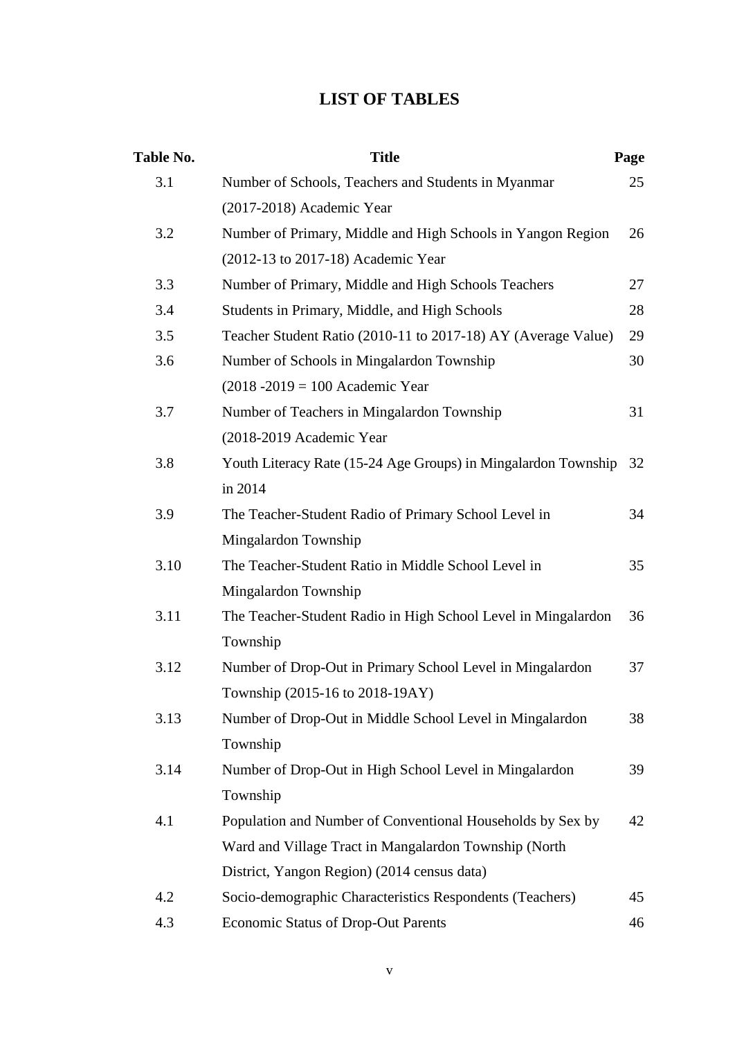# LIST OF TABLES

| Table No. | Title | Page |
|---|---|---|
| 3.1 | Number of Schools, Teachers and Students in Myanmar (2017-2018) Academic Year | 25 |
| 3.2 | Number of Primary, Middle and High Schools in Yangon Region (2012-13 to 2017-18) Academic Year | 26 |
| 3.3 | Number of Primary, Middle and High Schools Teachers | 27 |
| 3.4 | Students in Primary, Middle, and High Schools | 28 |
| 3.5 | Teacher Student Ratio (2010-11 to 2017-18) AY (Average Value) | 29 |
| 3.6 | Number of Schools in Mingalardon Township (2018 -2019 = 100 Academic Year | 30 |
| 3.7 | Number of Teachers in Mingalardon Township (2018-2019 Academic Year | 31 |
| 3.8 | Youth Literacy Rate (15-24 Age Groups) in Mingalardon Township in 2014 | 32 |
| 3.9 | The Teacher-Student Radio of Primary School Level in Mingalardon Township | 34 |
| 3.10 | The Teacher-Student Ratio in Middle School Level in Mingalardon Township | 35 |
| 3.11 | The Teacher-Student Radio in High School Level in Mingalardon Township | 36 |
| 3.12 | Number of Drop-Out in Primary School Level in Mingalardon Township (2015-16 to 2018-19AY) | 37 |
| 3.13 | Number of Drop-Out in Middle School Level in Mingalardon Township | 38 |
| 3.14 | Number of Drop-Out in High School Level in Mingalardon Township | 39 |
| 4.1 | Population and Number of Conventional Households by Sex by Ward and Village Tract in Mangalardon Township (North District, Yangon Region) (2014 census data) | 42 |
| 4.2 | Socio-demographic Characteristics Respondents (Teachers) | 45 |
| 4.3 | Economic Status of Drop-Out Parents | 46 |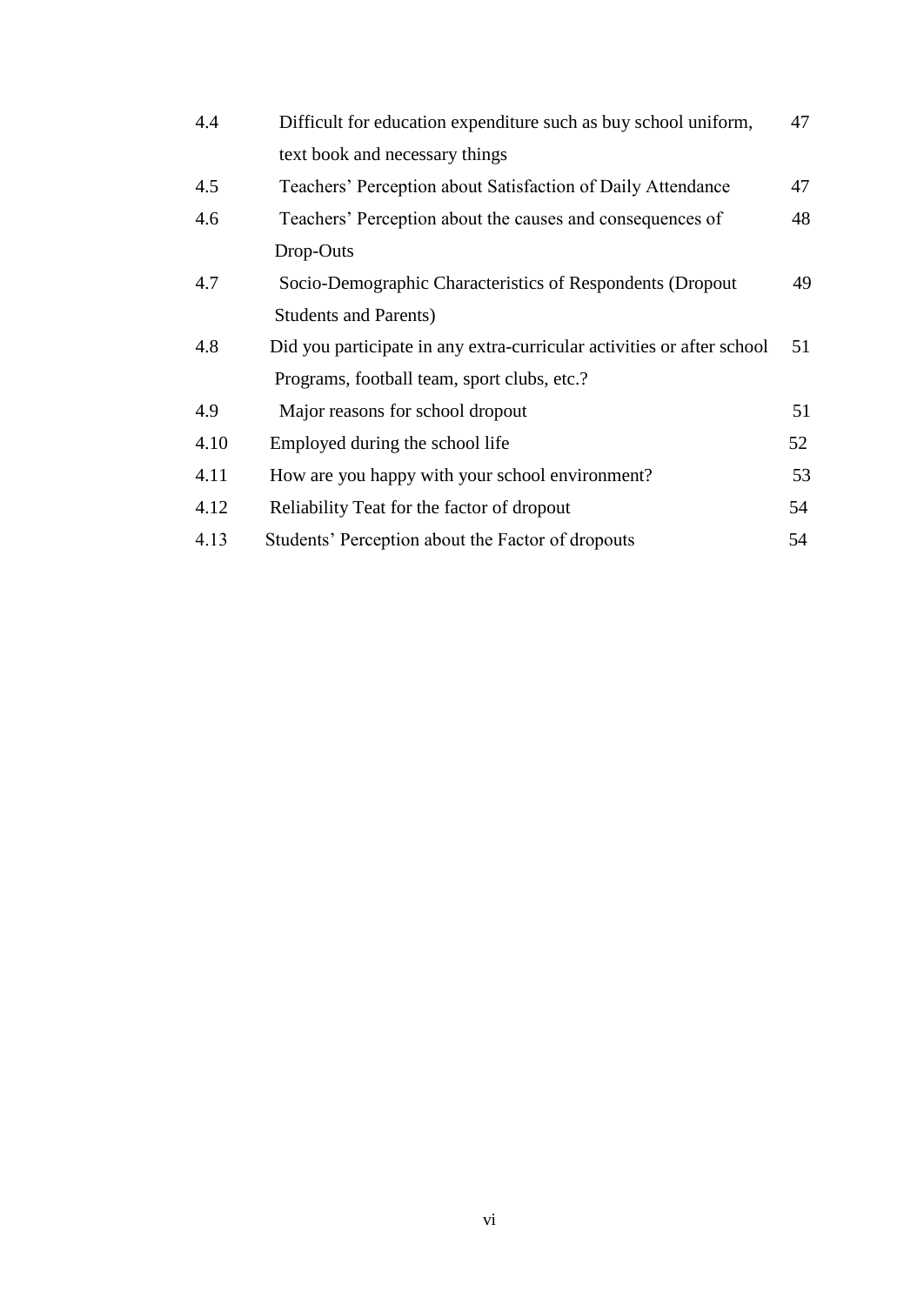| | | |
|---|---|---|
| 4.4 | Difficult for education expenditure such as buy school uniform, text book and necessary things | 47 |
| 4.5 | Teachers' Perception about Satisfaction of Daily Attendance | 47 |
| 4.6 | Teachers' Perception about the causes and consequences of Drop-Outs | 48 |
| 4.7 | Socio-Demographic Characteristics of Respondents (Dropout Students and Parents) | 49 |
| 4.8 | Did you participate in any extra-curricular activities or after school Programs, football team, sport clubs, etc.? | 51 |
| 4.9 | Major reasons for school dropout | 51 |
| 4.10 | Employed during the school life | 52 |
| 4.11 | How are you happy with your school environment? | 53 |
| 4.12 | Reliability Teat for the factor of dropout | 54 |
| 4.13 | Students' Perception about the Factor of dropouts | 54 |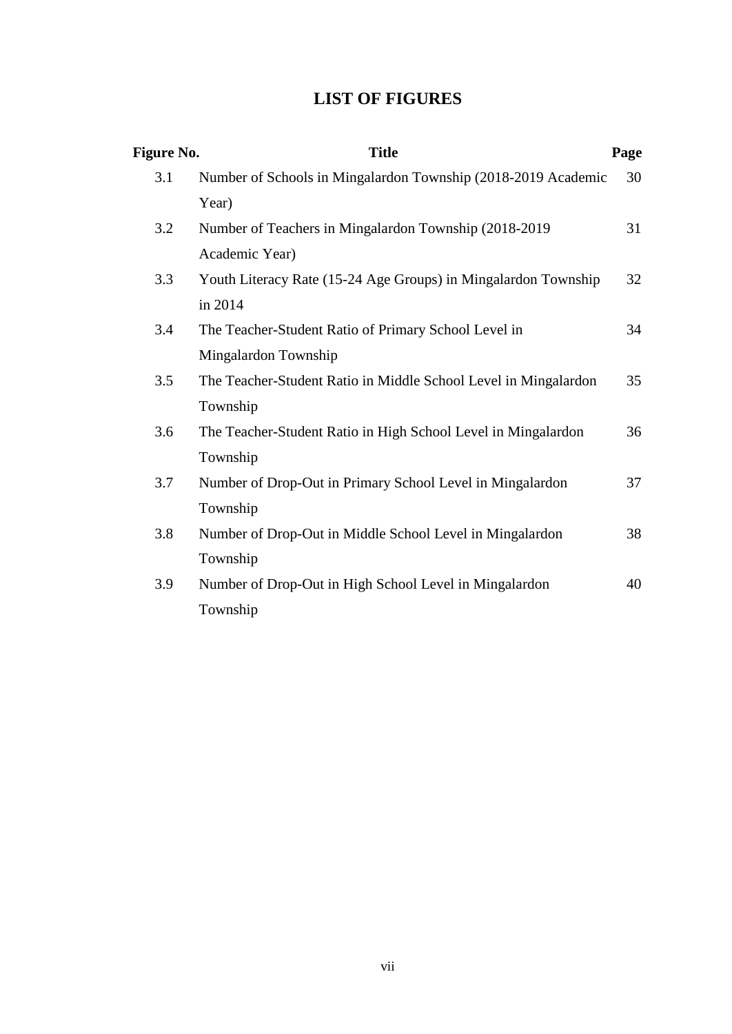# LIST OF FIGURES

| Figure No. | Title | Page |
|---|---|---|
| 3.1 | Number of Schools in Mingalardon Township (2018-2019 Academic Year) | 30 |
| 3.2 | Number of Teachers in Mingalardon Township (2018-2019 Academic Year) | 31 |
| 3.3 | Youth Literacy Rate (15-24 Age Groups) in Mingalardon Township in 2014 | 32 |
| 3.4 | The Teacher-Student Ratio of Primary School Level in Mingalardon Township | 34 |
| 3.5 | The Teacher-Student Ratio in Middle School Level in Mingalardon Township | 35 |
| 3.6 | The Teacher-Student Ratio in High School Level in Mingalardon Township | 36 |
| 3.7 | Number of Drop-Out in Primary School Level in Mingalardon Township | 37 |
| 3.8 | Number of Drop-Out in Middle School Level in Mingalardon Township | 38 |
| 3.9 | Number of Drop-Out in High School Level in Mingalardon Township | 40 |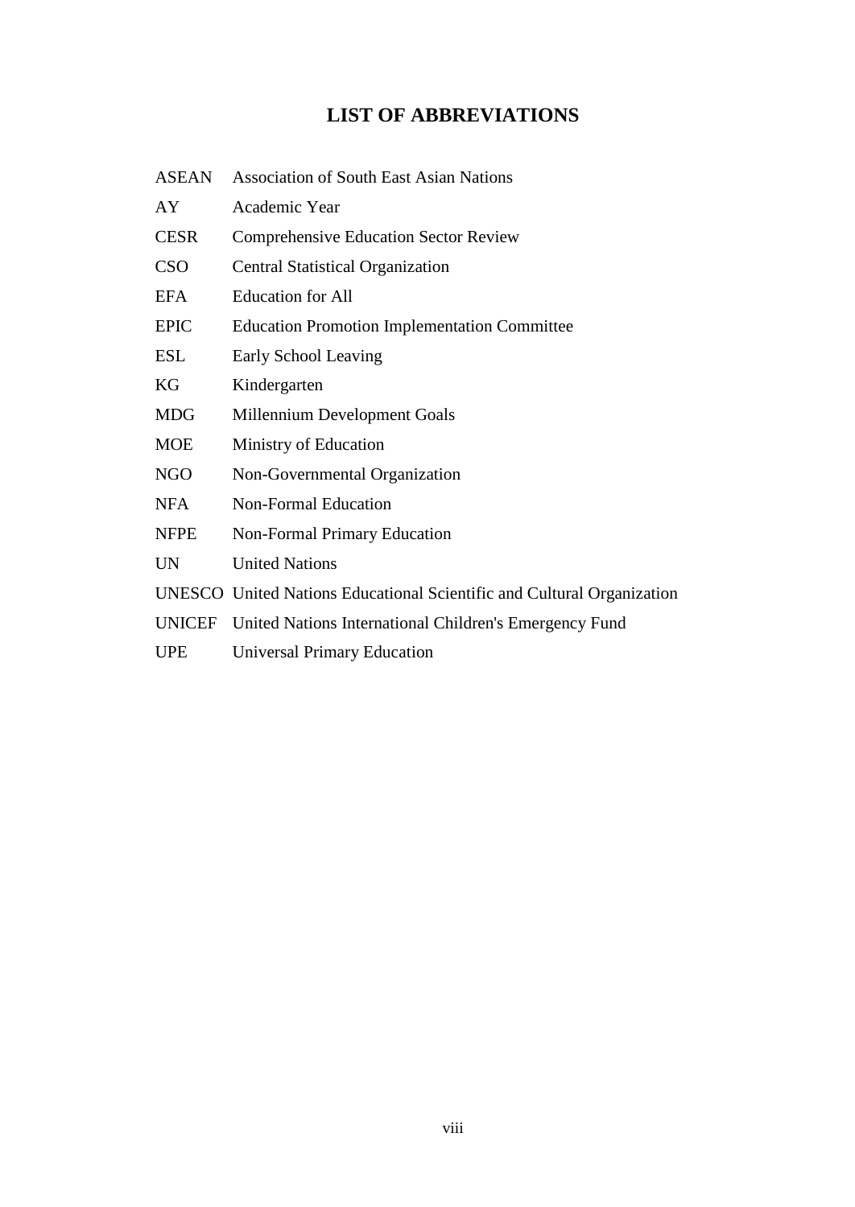# LIST OF ABBREVIATIONS

| | |
|---|---|
| ASEAN | Association of South East Asian Nations |
| AY | Academic Year |
| CESR | Comprehensive Education Sector Review |
| CSO | Central Statistical Organization |
| EFA | Education for All |
| EPIC | Education Promotion Implementation Committee |
| ESL | Early School Leaving |
| KG | Kindergarten |
| MDG | Millennium Development Goals |
| MOE | Ministry of Education |
| NGO | Non-Governmental Organization |
| NFA | Non-Formal Education |
| NFPE | Non-Formal Primary Education |
| UN | United Nations |
| UNESCO | United Nations Educational Scientific and Cultural Organization |
| UNICEF | United Nations International Children's Emergency Fund |
| UPE | Universal Primary Education |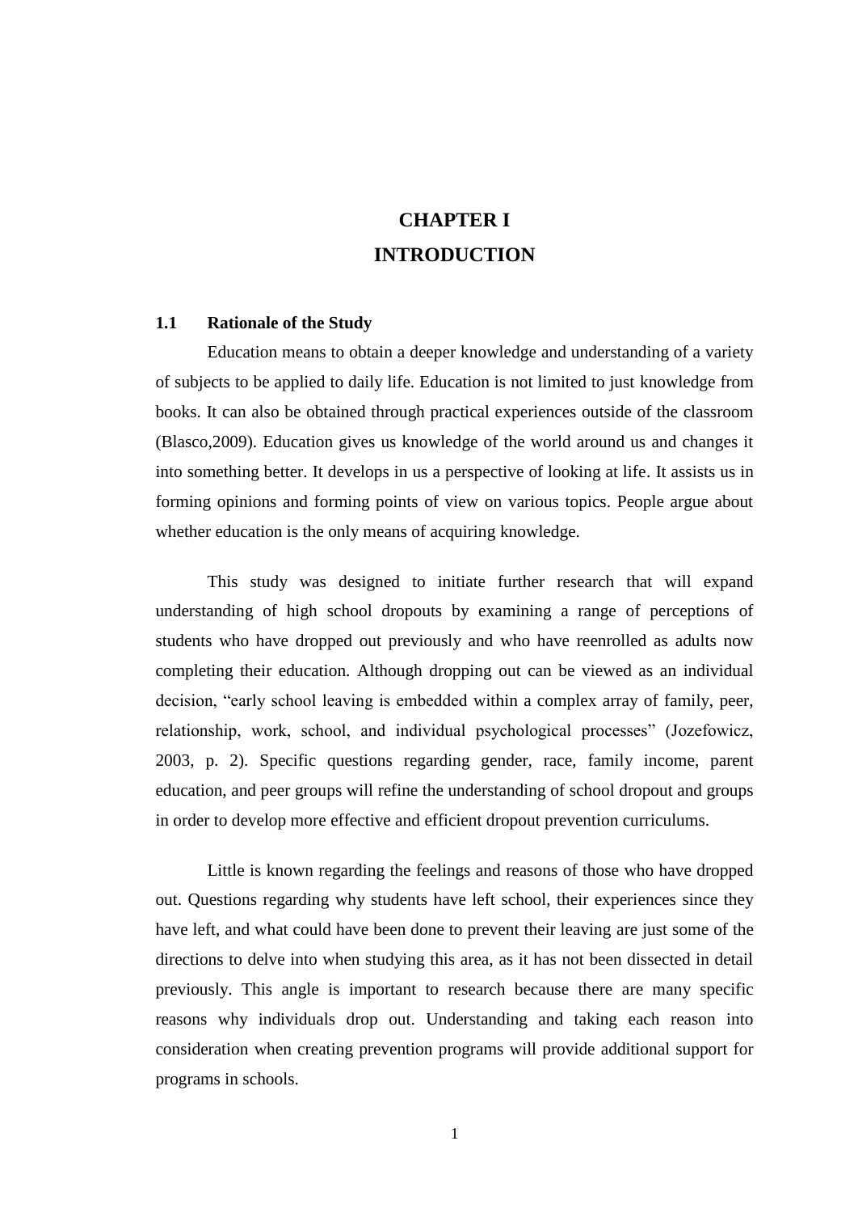# CHAPTER I
# INTRODUCTION

## 1.1 Rationale of the Study

Education means to obtain a deeper knowledge and understanding of a variety of subjects to be applied to daily life. Education is not limited to just knowledge from books. It can also be obtained through practical experiences outside of the classroom (Blasco,2009). Education gives us knowledge of the world around us and changes it into something better. It develops in us a perspective of looking at life. It assists us in forming opinions and forming points of view on various topics. People argue about whether education is the only means of acquiring knowledge.

This study was designed to initiate further research that will expand understanding of high school dropouts by examining a range of perceptions of students who have dropped out previously and who have reenrolled as adults now completing their education. Although dropping out can be viewed as an individual decision, "early school leaving is embedded within a complex array of family, peer, relationship, work, school, and individual psychological processes" (Jozefowicz, 2003, p. 2). Specific questions regarding gender, race, family income, parent education, and peer groups will refine the understanding of school dropout and groups in order to develop more effective and efficient dropout prevention curriculums.

Little is known regarding the feelings and reasons of those who have dropped out. Questions regarding why students have left school, their experiences since they have left, and what could have been done to prevent their leaving are just some of the directions to delve into when studying this area, as it has not been dissected in detail previously. This angle is important to research because there are many specific reasons why individuals drop out. Understanding and taking each reason into consideration when creating prevention programs will provide additional support for programs in schools.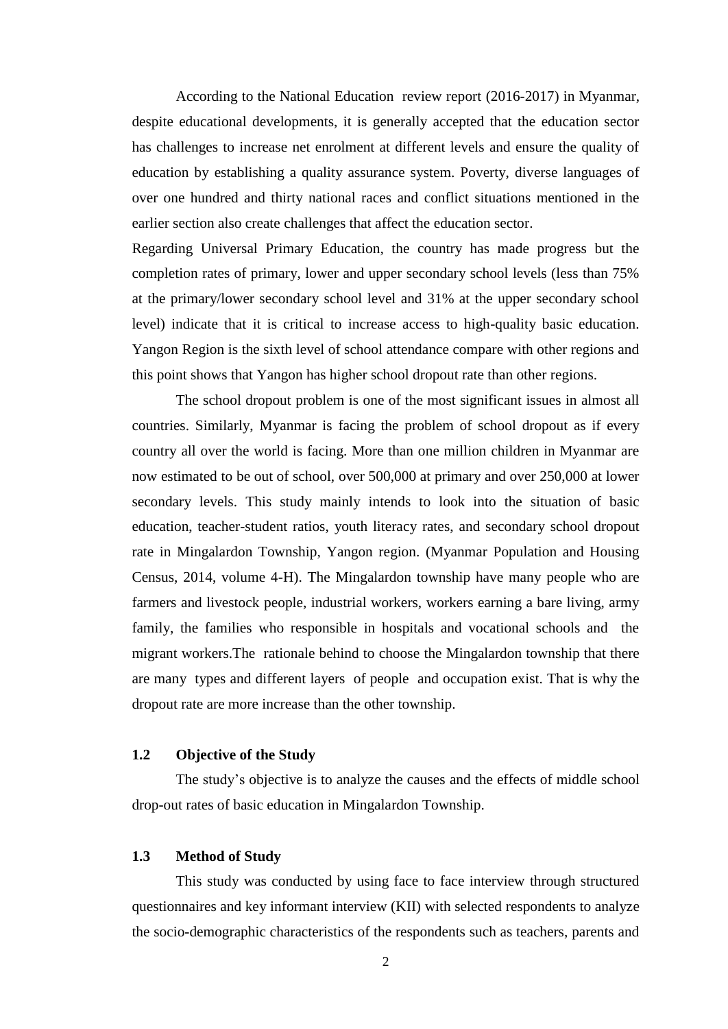According to the National Education review report (2016-2017) in Myanmar, despite educational developments, it is generally accepted that the education sector has challenges to increase net enrolment at different levels and ensure the quality of education by establishing a quality assurance system. Poverty, diverse languages of over one hundred and thirty national races and conflict situations mentioned in the earlier section also create challenges that affect the education sector.

Regarding Universal Primary Education, the country has made progress but the completion rates of primary, lower and upper secondary school levels (less than 75% at the primary/lower secondary school level and 31% at the upper secondary school level) indicate that it is critical to increase access to high-quality basic education. Yangon Region is the sixth level of school attendance compare with other regions and this point shows that Yangon has higher school dropout rate than other regions.

The school dropout problem is one of the most significant issues in almost all countries. Similarly, Myanmar is facing the problem of school dropout as if every country all over the world is facing. More than one million children in Myanmar are now estimated to be out of school, over 500,000 at primary and over 250,000 at lower secondary levels. This study mainly intends to look into the situation of basic education, teacher-student ratios, youth literacy rates, and secondary school dropout rate in Mingalardon Township, Yangon region. (Myanmar Population and Housing Census, 2014, volume 4-H). The Mingalardon township have many people who are farmers and livestock people, industrial workers, workers earning a bare living, army family, the families who responsible in hospitals and vocational schools and the migrant workers.The rationale behind to choose the Mingalardon township that there are many types and different layers of people and occupation exist. That is why the dropout rate are more increase than the other township.

## 1.2 Objective of the Study

The study's objective is to analyze the causes and the effects of middle school drop-out rates of basic education in Mingalardon Township.

## 1.3 Method of Study

This study was conducted by using face to face interview through structured questionnaires and key informant interview (KII) with selected respondents to analyze the socio-demographic characteristics of the respondents such as teachers, parents and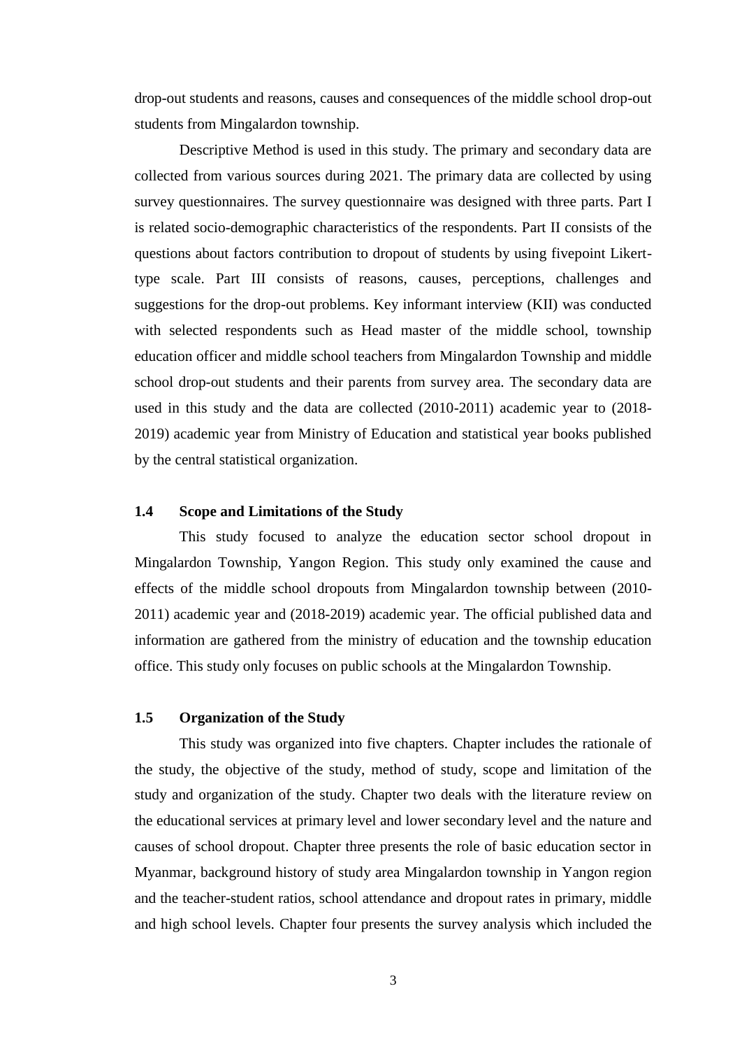drop-out students and reasons, causes and consequences of the middle school drop-out students from Mingalardon township.

Descriptive Method is used in this study. The primary and secondary data are collected from various sources during 2021. The primary data are collected by using survey questionnaires. The survey questionnaire was designed with three parts. Part I is related socio-demographic characteristics of the respondents. Part II consists of the questions about factors contribution to dropout of students by using fivepoint Likert-type scale. Part III consists of reasons, causes, perceptions, challenges and suggestions for the drop-out problems. Key informant interview (KII) was conducted with selected respondents such as Head master of the middle school, township education officer and middle school teachers from Mingalardon Township and middle school drop-out students and their parents from survey area. The secondary data are used in this study and the data are collected (2010-2011) academic year to (2018-2019) academic year from Ministry of Education and statistical year books published by the central statistical organization.

### 1.4 Scope and Limitations of the Study

This study focused to analyze the education sector school dropout in Mingalardon Township, Yangon Region. This study only examined the cause and effects of the middle school dropouts from Mingalardon township between (2010-2011) academic year and (2018-2019) academic year. The official published data and information are gathered from the ministry of education and the township education office. This study only focuses on public schools at the Mingalardon Township.

### 1.5 Organization of the Study

This study was organized into five chapters. Chapter includes the rationale of the study, the objective of the study, method of study, scope and limitation of the study and organization of the study. Chapter two deals with the literature review on the educational services at primary level and lower secondary level and the nature and causes of school dropout. Chapter three presents the role of basic education sector in Myanmar, background history of study area Mingalardon township in Yangon region and the teacher-student ratios, school attendance and dropout rates in primary, middle and high school levels. Chapter four presents the survey analysis which included the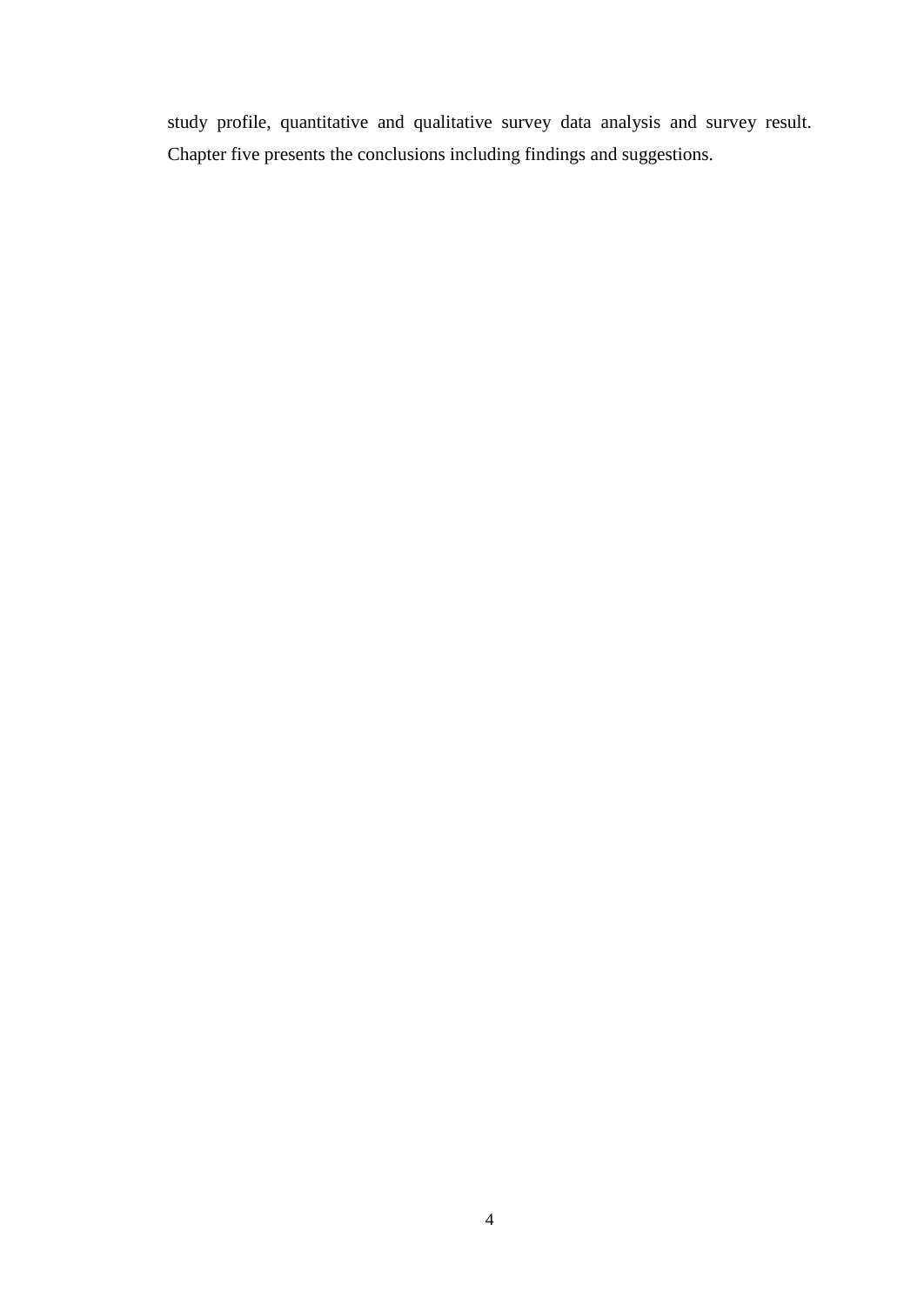study profile, quantitative and qualitative survey data analysis and survey result. Chapter five presents the conclusions including findings and suggestions.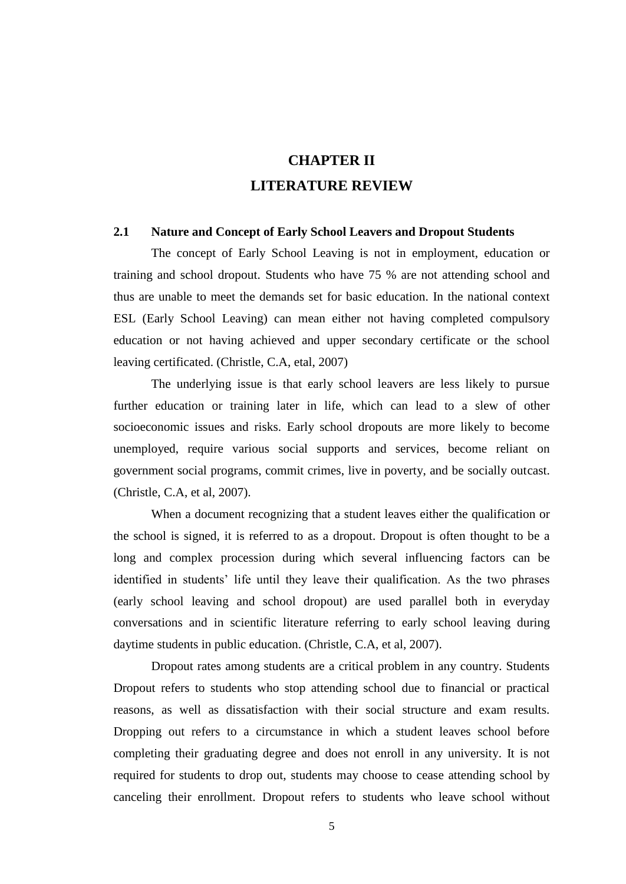# CHAPTER II
# LITERATURE REVIEW

## 2.1 Nature and Concept of Early School Leavers and Dropout Students

The concept of Early School Leaving is not in employment, education or training and school dropout. Students who have 75 % are not attending school and thus are unable to meet the demands set for basic education. In the national context ESL (Early School Leaving) can mean either not having completed compulsory education or not having achieved and upper secondary certificate or the school leaving certificated. (Christle, C.A, etal, 2007)

The underlying issue is that early school leavers are less likely to pursue further education or training later in life, which can lead to a slew of other socioeconomic issues and risks. Early school dropouts are more likely to become unemployed, require various social supports and services, become reliant on government social programs, commit crimes, live in poverty, and be socially outcast. (Christle, C.A, et al, 2007).

When a document recognizing that a student leaves either the qualification or the school is signed, it is referred to as a dropout. Dropout is often thought to be a long and complex procession during which several influencing factors can be identified in students' life until they leave their qualification. As the two phrases (early school leaving and school dropout) are used parallel both in everyday conversations and in scientific literature referring to early school leaving during daytime students in public education. (Christle, C.A, et al, 2007).

Dropout rates among students are a critical problem in any country. Students Dropout refers to students who stop attending school due to financial or practical reasons, as well as dissatisfaction with their social structure and exam results. Dropping out refers to a circumstance in which a student leaves school before completing their graduating degree and does not enroll in any university. It is not required for students to drop out, students may choose to cease attending school by canceling their enrollment. Dropout refers to students who leave school without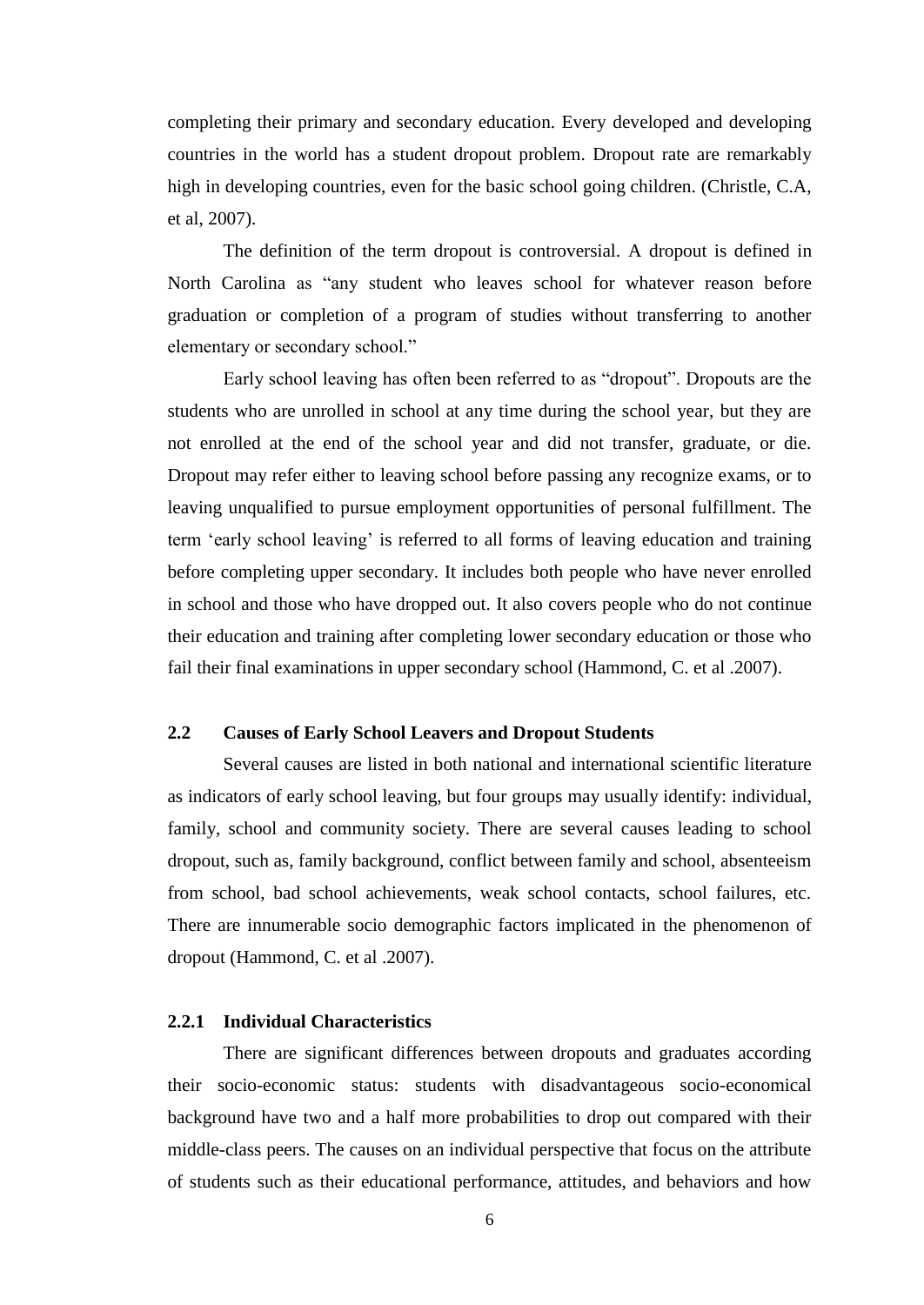completing their primary and secondary education. Every developed and developing countries in the world has a student dropout problem. Dropout rate are remarkably high in developing countries, even for the basic school going children. (Christle, C.A, et al, 2007).

The definition of the term dropout is controversial. A dropout is defined in North Carolina as "any student who leaves school for whatever reason before graduation or completion of a program of studies without transferring to another elementary or secondary school."

Early school leaving has often been referred to as "dropout". Dropouts are the students who are unrolled in school at any time during the school year, but they are not enrolled at the end of the school year and did not transfer, graduate, or die. Dropout may refer either to leaving school before passing any recognize exams, or to leaving unqualified to pursue employment opportunities of personal fulfillment. The term 'early school leaving' is referred to all forms of leaving education and training before completing upper secondary. It includes both people who have never enrolled in school and those who have dropped out. It also covers people who do not continue their education and training after completing lower secondary education or those who fail their final examinations in upper secondary school (Hammond, C. et al .2007).

## 2.2 Causes of Early School Leavers and Dropout Students

Several causes are listed in both national and international scientific literature as indicators of early school leaving, but four groups may usually identify: individual, family, school and community society. There are several causes leading to school dropout, such as, family background, conflict between family and school, absenteeism from school, bad school achievements, weak school contacts, school failures, etc. There are innumerable socio demographic factors implicated in the phenomenon of dropout (Hammond, C. et al .2007).

### 2.2.1 Individual Characteristics

There are significant differences between dropouts and graduates according their socio-economic status: students with disadvantageous socio-economical background have two and a half more probabilities to drop out compared with their middle-class peers. The causes on an individual perspective that focus on the attribute of students such as their educational performance, attitudes, and behaviors and how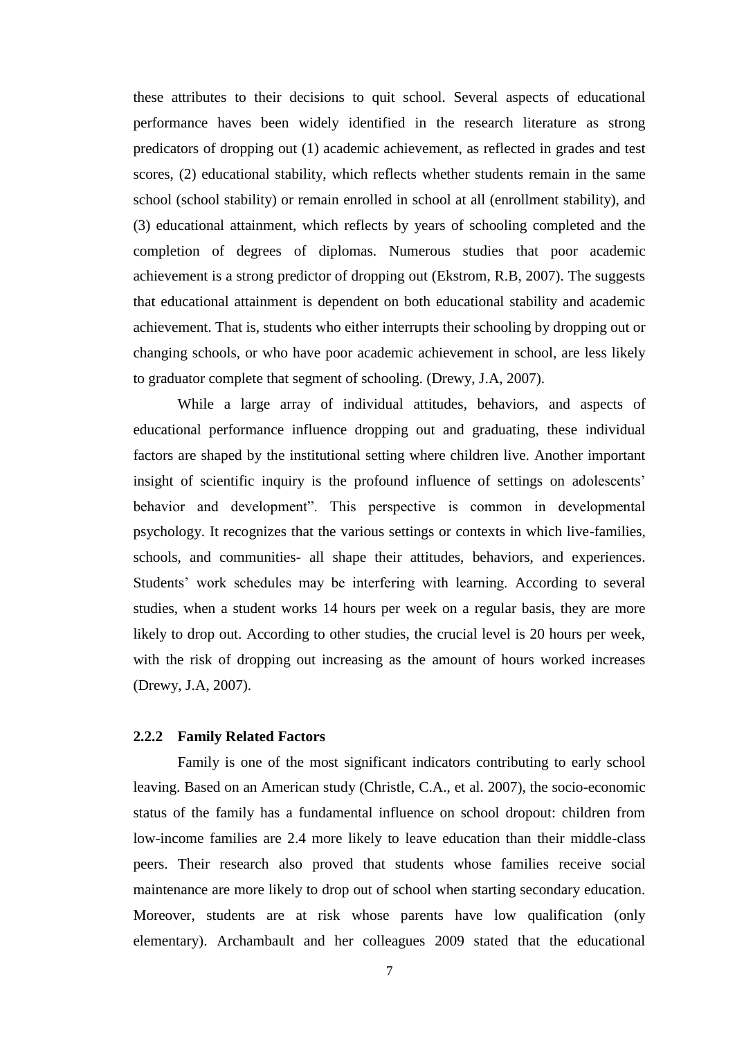these attributes to their decisions to quit school. Several aspects of educational performance haves been widely identified in the research literature as strong predicators of dropping out (1) academic achievement, as reflected in grades and test scores, (2) educational stability, which reflects whether students remain in the same school (school stability) or remain enrolled in school at all (enrollment stability), and (3) educational attainment, which reflects by years of schooling completed and the completion of degrees of diplomas. Numerous studies that poor academic achievement is a strong predictor of dropping out (Ekstrom, R.B, 2007). The suggests that educational attainment is dependent on both educational stability and academic achievement. That is, students who either interrupts their schooling by dropping out or changing schools, or who have poor academic achievement in school, are less likely to graduator complete that segment of schooling. (Drewy, J.A, 2007).

While a large array of individual attitudes, behaviors, and aspects of educational performance influence dropping out and graduating, these individual factors are shaped by the institutional setting where children live. Another important insight of scientific inquiry is the profound influence of settings on adolescents' behavior and development". This perspective is common in developmental psychology. It recognizes that the various settings or contexts in which live-families, schools, and communities- all shape their attitudes, behaviors, and experiences. Students' work schedules may be interfering with learning. According to several studies, when a student works 14 hours per week on a regular basis, they are more likely to drop out. According to other studies, the crucial level is 20 hours per week, with the risk of dropping out increasing as the amount of hours worked increases (Drewy, J.A, 2007).

### 2.2.2 Family Related Factors

Family is one of the most significant indicators contributing to early school leaving. Based on an American study (Christle, C.A., et al. 2007), the socio-economic status of the family has a fundamental influence on school dropout: children from low-income families are 2.4 more likely to leave education than their middle-class peers. Their research also proved that students whose families receive social maintenance are more likely to drop out of school when starting secondary education. Moreover, students are at risk whose parents have low qualification (only elementary). Archambault and her colleagues 2009 stated that the educational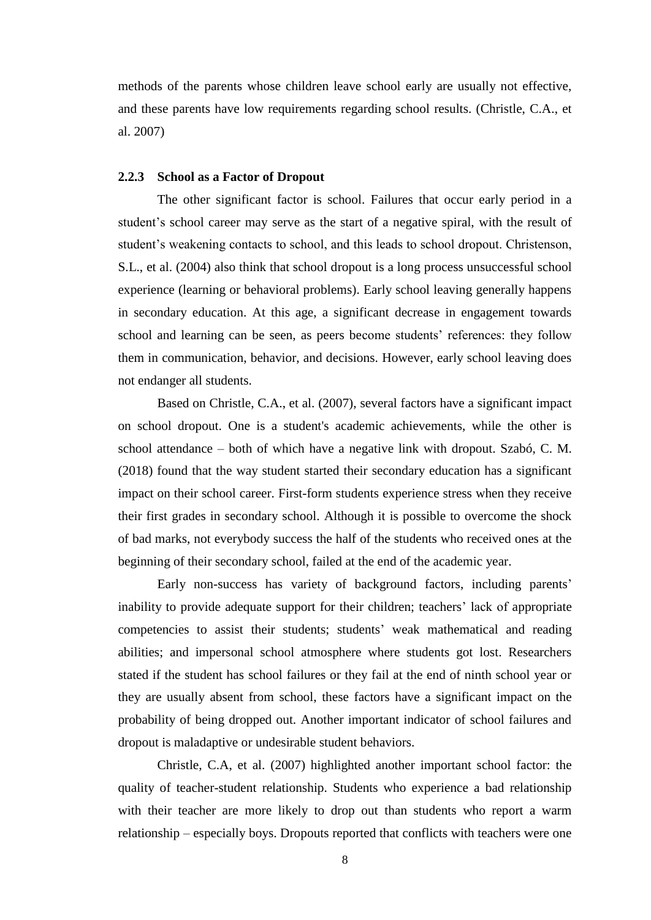methods of the parents whose children leave school early are usually not effective, and these parents have low requirements regarding school results. (Christle, C.A., et al. 2007)

### 2.2.3 School as a Factor of Dropout

The other significant factor is school. Failures that occur early period in a student's school career may serve as the start of a negative spiral, with the result of student's weakening contacts to school, and this leads to school dropout. Christenson, S.L., et al. (2004) also think that school dropout is a long process unsuccessful school experience (learning or behavioral problems). Early school leaving generally happens in secondary education. At this age, a significant decrease in engagement towards school and learning can be seen, as peers become students' references: they follow them in communication, behavior, and decisions. However, early school leaving does not endanger all students.

Based on Christle, C.A., et al. (2007), several factors have a significant impact on school dropout. One is a student's academic achievements, while the other is school attendance – both of which have a negative link with dropout. Szabó, C. M. (2018) found that the way student started their secondary education has a significant impact on their school career. First-form students experience stress when they receive their first grades in secondary school. Although it is possible to overcome the shock of bad marks, not everybody success the half of the students who received ones at the beginning of their secondary school, failed at the end of the academic year.

Early non-success has variety of background factors, including parents' inability to provide adequate support for their children; teachers' lack of appropriate competencies to assist their students; students' weak mathematical and reading abilities; and impersonal school atmosphere where students got lost. Researchers stated if the student has school failures or they fail at the end of ninth school year or they are usually absent from school, these factors have a significant impact on the probability of being dropped out. Another important indicator of school failures and dropout is maladaptive or undesirable student behaviors.

Christle, C.A, et al. (2007) highlighted another important school factor: the quality of teacher-student relationship. Students who experience a bad relationship with their teacher are more likely to drop out than students who report a warm relationship – especially boys. Dropouts reported that conflicts with teachers were one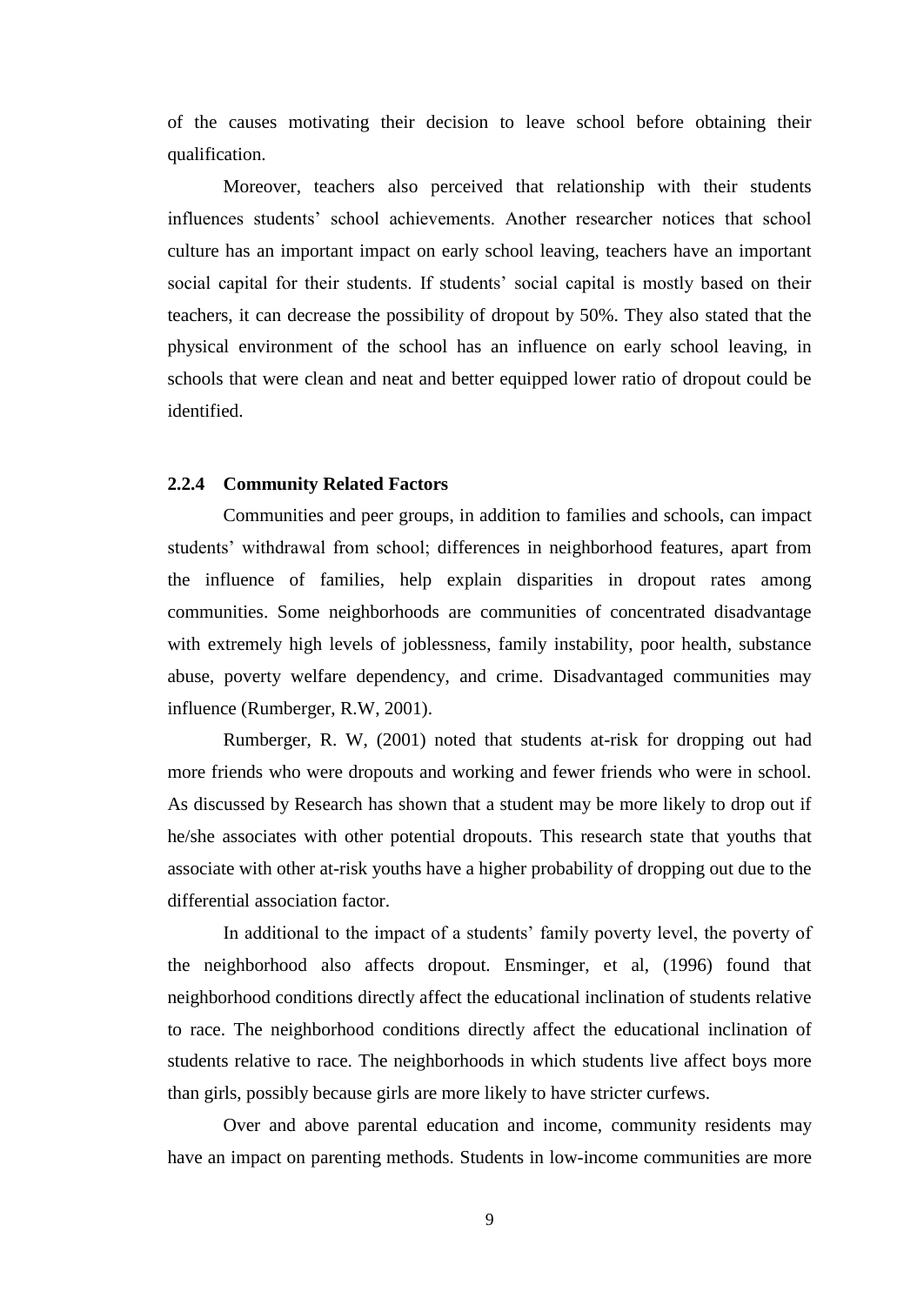of the causes motivating their decision to leave school before obtaining their qualification.

Moreover, teachers also perceived that relationship with their students influences students' school achievements. Another researcher notices that school culture has an important impact on early school leaving, teachers have an important social capital for their students. If students' social capital is mostly based on their teachers, it can decrease the possibility of dropout by 50%. They also stated that the physical environment of the school has an influence on early school leaving, in schools that were clean and neat and better equipped lower ratio of dropout could be identified.

### 2.2.4 Community Related Factors

Communities and peer groups, in addition to families and schools, can impact students' withdrawal from school; differences in neighborhood features, apart from the influence of families, help explain disparities in dropout rates among communities. Some neighborhoods are communities of concentrated disadvantage with extremely high levels of joblessness, family instability, poor health, substance abuse, poverty welfare dependency, and crime. Disadvantaged communities may influence (Rumberger, R.W, 2001).

Rumberger, R. W, (2001) noted that students at-risk for dropping out had more friends who were dropouts and working and fewer friends who were in school. As discussed by Research has shown that a student may be more likely to drop out if he/she associates with other potential dropouts. This research state that youths that associate with other at-risk youths have a higher probability of dropping out due to the differential association factor.

In additional to the impact of a students' family poverty level, the poverty of the neighborhood also affects dropout. Ensminger, et al, (1996) found that neighborhood conditions directly affect the educational inclination of students relative to race. The neighborhood conditions directly affect the educational inclination of students relative to race. The neighborhoods in which students live affect boys more than girls, possibly because girls are more likely to have stricter curfews.

Over and above parental education and income, community residents may have an impact on parenting methods. Students in low-income communities are more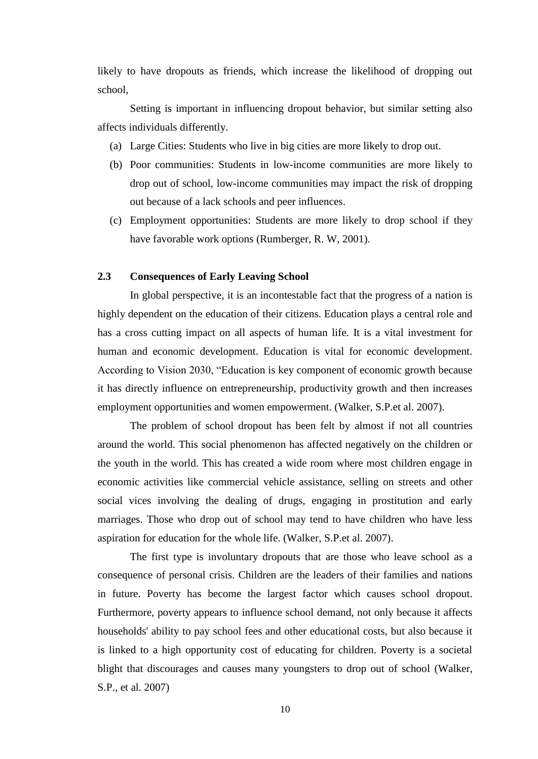likely to have dropouts as friends, which increase the likelihood of dropping out school,

Setting is important in influencing dropout behavior, but similar setting also affects individuals differently.

(a) Large Cities: Students who live in big cities are more likely to drop out.

(b) Poor communities: Students in low-income communities are more likely to drop out of school, low-income communities may impact the risk of dropping out because of a lack schools and peer influences.

(c) Employment opportunities: Students are more likely to drop school if they have favorable work options (Rumberger, R. W, 2001).

## 2.3 Consequences of Early Leaving School

In global perspective, it is an incontestable fact that the progress of a nation is highly dependent on the education of their citizens. Education plays a central role and has a cross cutting impact on all aspects of human life. It is a vital investment for human and economic development. Education is vital for economic development. According to Vision 2030, "Education is key component of economic growth because it has directly influence on entrepreneurship, productivity growth and then increases employment opportunities and women empowerment. (Walker, S.P.et al. 2007).

The problem of school dropout has been felt by almost if not all countries around the world. This social phenomenon has affected negatively on the children or the youth in the world. This has created a wide room where most children engage in economic activities like commercial vehicle assistance, selling on streets and other social vices involving the dealing of drugs, engaging in prostitution and early marriages. Those who drop out of school may tend to have children who have less aspiration for education for the whole life. (Walker, S.P.et al. 2007).

The first type is involuntary dropouts that are those who leave school as a consequence of personal crisis. Children are the leaders of their families and nations in future. Poverty has become the largest factor which causes school dropout. Furthermore, poverty appears to influence school demand, not only because it affects households' ability to pay school fees and other educational costs, but also because it is linked to a high opportunity cost of educating for children. Poverty is a societal blight that discourages and causes many youngsters to drop out of school (Walker, S.P., et al. 2007)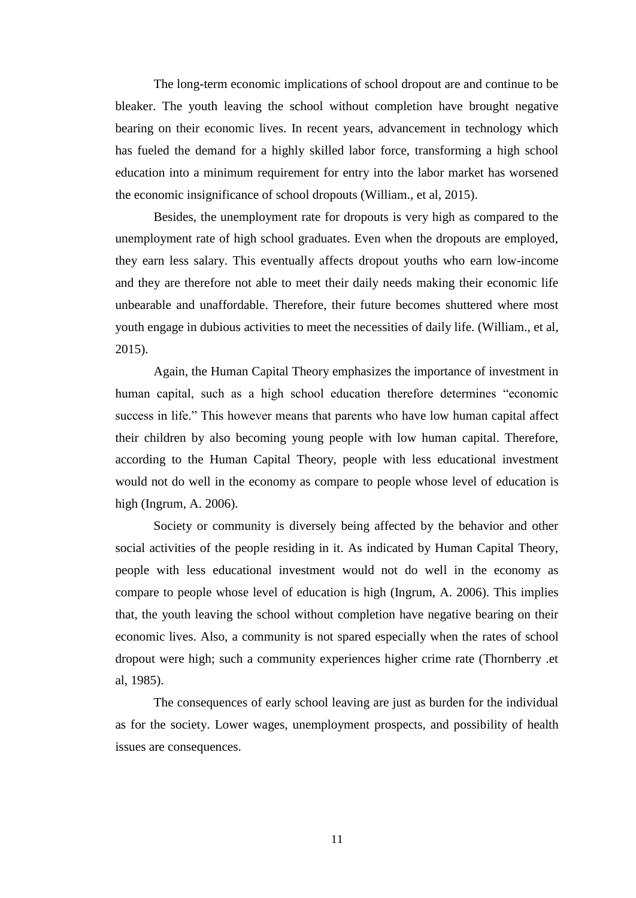The long-term economic implications of school dropout are and continue to be bleaker. The youth leaving the school without completion have brought negative bearing on their economic lives. In recent years, advancement in technology which has fueled the demand for a highly skilled labor force, transforming a high school education into a minimum requirement for entry into the labor market has worsened the economic insignificance of school dropouts (William., et al, 2015).

Besides, the unemployment rate for dropouts is very high as compared to the unemployment rate of high school graduates. Even when the dropouts are employed, they earn less salary. This eventually affects dropout youths who earn low-income and they are therefore not able to meet their daily needs making their economic life unbearable and unaffordable. Therefore, their future becomes shuttered where most youth engage in dubious activities to meet the necessities of daily life. (William., et al, 2015).

Again, the Human Capital Theory emphasizes the importance of investment in human capital, such as a high school education therefore determines "economic success in life." This however means that parents who have low human capital affect their children by also becoming young people with low human capital. Therefore, according to the Human Capital Theory, people with less educational investment would not do well in the economy as compare to people whose level of education is high (Ingrum, A. 2006).

Society or community is diversely being affected by the behavior and other social activities of the people residing in it. As indicated by Human Capital Theory, people with less educational investment would not do well in the economy as compare to people whose level of education is high (Ingrum, A. 2006). This implies that, the youth leaving the school without completion have negative bearing on their economic lives. Also, a community is not spared especially when the rates of school dropout were high; such a community experiences higher crime rate (Thornberry .et al, 1985).

The consequences of early school leaving are just as burden for the individual as for the society. Lower wages, unemployment prospects, and possibility of health issues are consequences.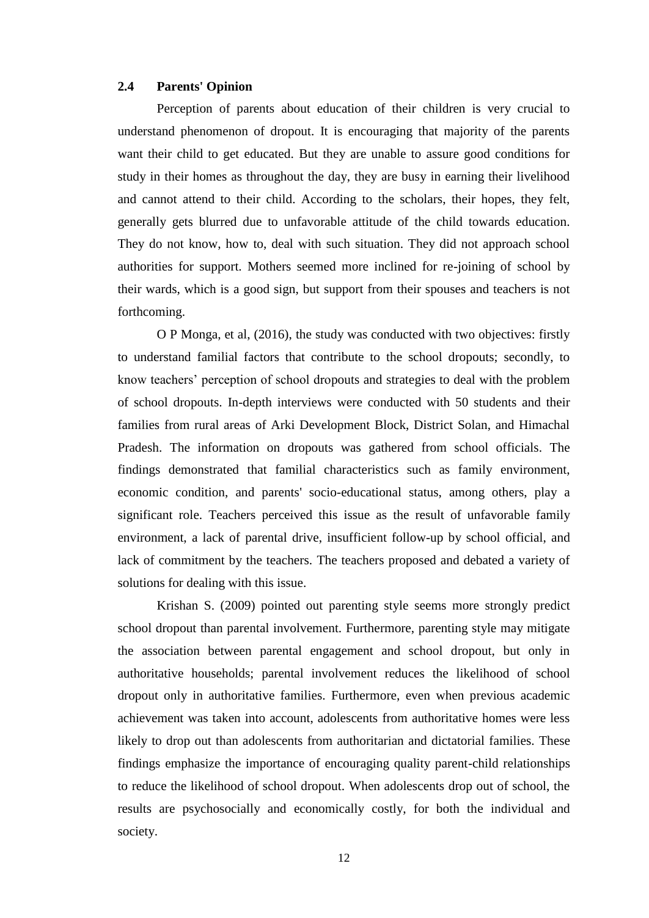## 2.4 Parents' Opinion

Perception of parents about education of their children is very crucial to understand phenomenon of dropout. It is encouraging that majority of the parents want their child to get educated. But they are unable to assure good conditions for study in their homes as throughout the day, they are busy in earning their livelihood and cannot attend to their child. According to the scholars, their hopes, they felt, generally gets blurred due to unfavorable attitude of the child towards education. They do not know, how to, deal with such situation. They did not approach school authorities for support. Mothers seemed more inclined for re-joining of school by their wards, which is a good sign, but support from their spouses and teachers is not forthcoming.

O P Monga, et al, (2016), the study was conducted with two objectives: firstly to understand familial factors that contribute to the school dropouts; secondly, to know teachers' perception of school dropouts and strategies to deal with the problem of school dropouts. In-depth interviews were conducted with 50 students and their families from rural areas of Arki Development Block, District Solan, and Himachal Pradesh. The information on dropouts was gathered from school officials. The findings demonstrated that familial characteristics such as family environment, economic condition, and parents' socio-educational status, among others, play a significant role. Teachers perceived this issue as the result of unfavorable family environment, a lack of parental drive, insufficient follow-up by school official, and lack of commitment by the teachers. The teachers proposed and debated a variety of solutions for dealing with this issue.

Krishan S. (2009) pointed out parenting style seems more strongly predict school dropout than parental involvement. Furthermore, parenting style may mitigate the association between parental engagement and school dropout, but only in authoritative households; parental involvement reduces the likelihood of school dropout only in authoritative families. Furthermore, even when previous academic achievement was taken into account, adolescents from authoritative homes were less likely to drop out than adolescents from authoritarian and dictatorial families. These findings emphasize the importance of encouraging quality parent-child relationships to reduce the likelihood of school dropout. When adolescents drop out of school, the results are psychosocially and economically costly, for both the individual and society.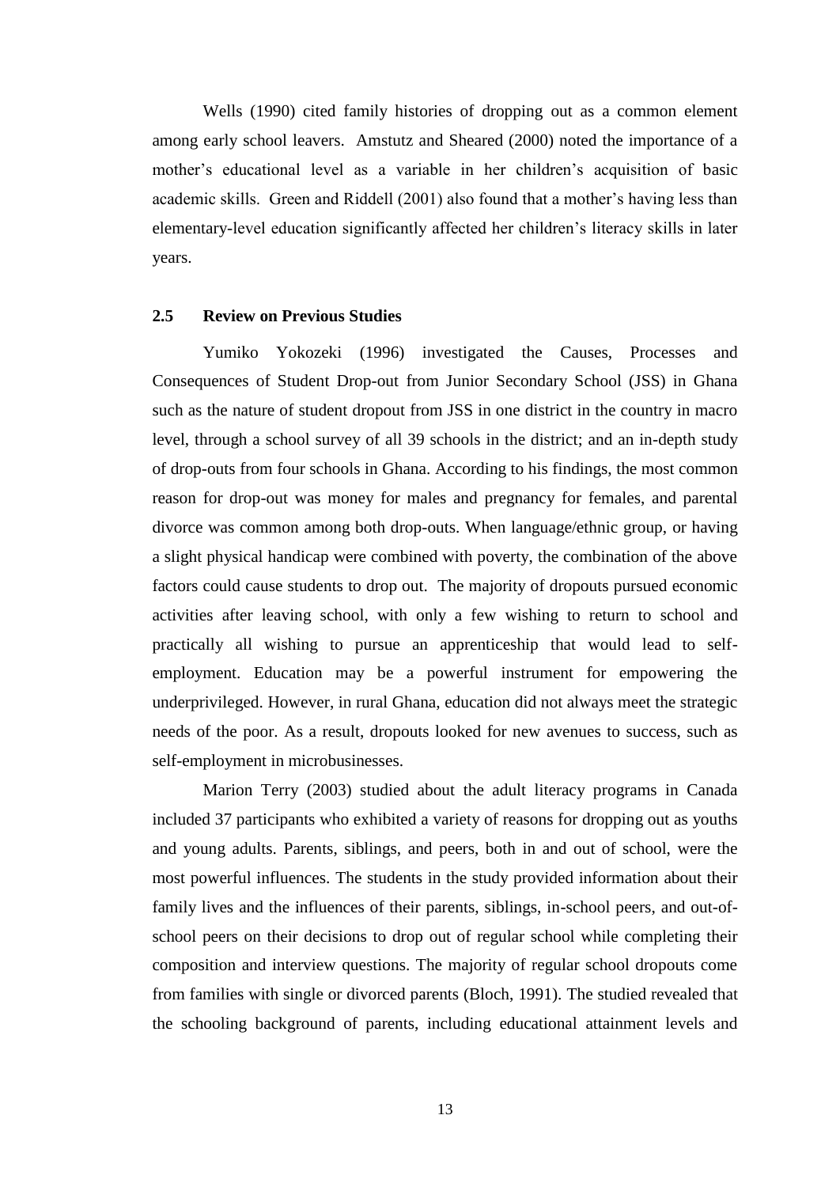Wells (1990) cited family histories of dropping out as a common element among early school leavers. Amstutz and Sheared (2000) noted the importance of a mother's educational level as a variable in her children's acquisition of basic academic skills. Green and Riddell (2001) also found that a mother's having less than elementary-level education significantly affected her children's literacy skills in later years.

## 2.5 Review on Previous Studies

Yumiko Yokozeki (1996) investigated the Causes, Processes and Consequences of Student Drop-out from Junior Secondary School (JSS) in Ghana such as the nature of student dropout from JSS in one district in the country in macro level, through a school survey of all 39 schools in the district; and an in-depth study of drop-outs from four schools in Ghana. According to his findings, the most common reason for drop-out was money for males and pregnancy for females, and parental divorce was common among both drop-outs. When language/ethnic group, or having a slight physical handicap were combined with poverty, the combination of the above factors could cause students to drop out. The majority of dropouts pursued economic activities after leaving school, with only a few wishing to return to school and practically all wishing to pursue an apprenticeship that would lead to self-employment. Education may be a powerful instrument for empowering the underprivileged. However, in rural Ghana, education did not always meet the strategic needs of the poor. As a result, dropouts looked for new avenues to success, such as self-employment in microbusinesses.

Marion Terry (2003) studied about the adult literacy programs in Canada included 37 participants who exhibited a variety of reasons for dropping out as youths and young adults. Parents, siblings, and peers, both in and out of school, were the most powerful influences. The students in the study provided information about their family lives and the influences of their parents, siblings, in-school peers, and out-of-school peers on their decisions to drop out of regular school while completing their composition and interview questions. The majority of regular school dropouts come from families with single or divorced parents (Bloch, 1991). The studied revealed that the schooling background of parents, including educational attainment levels and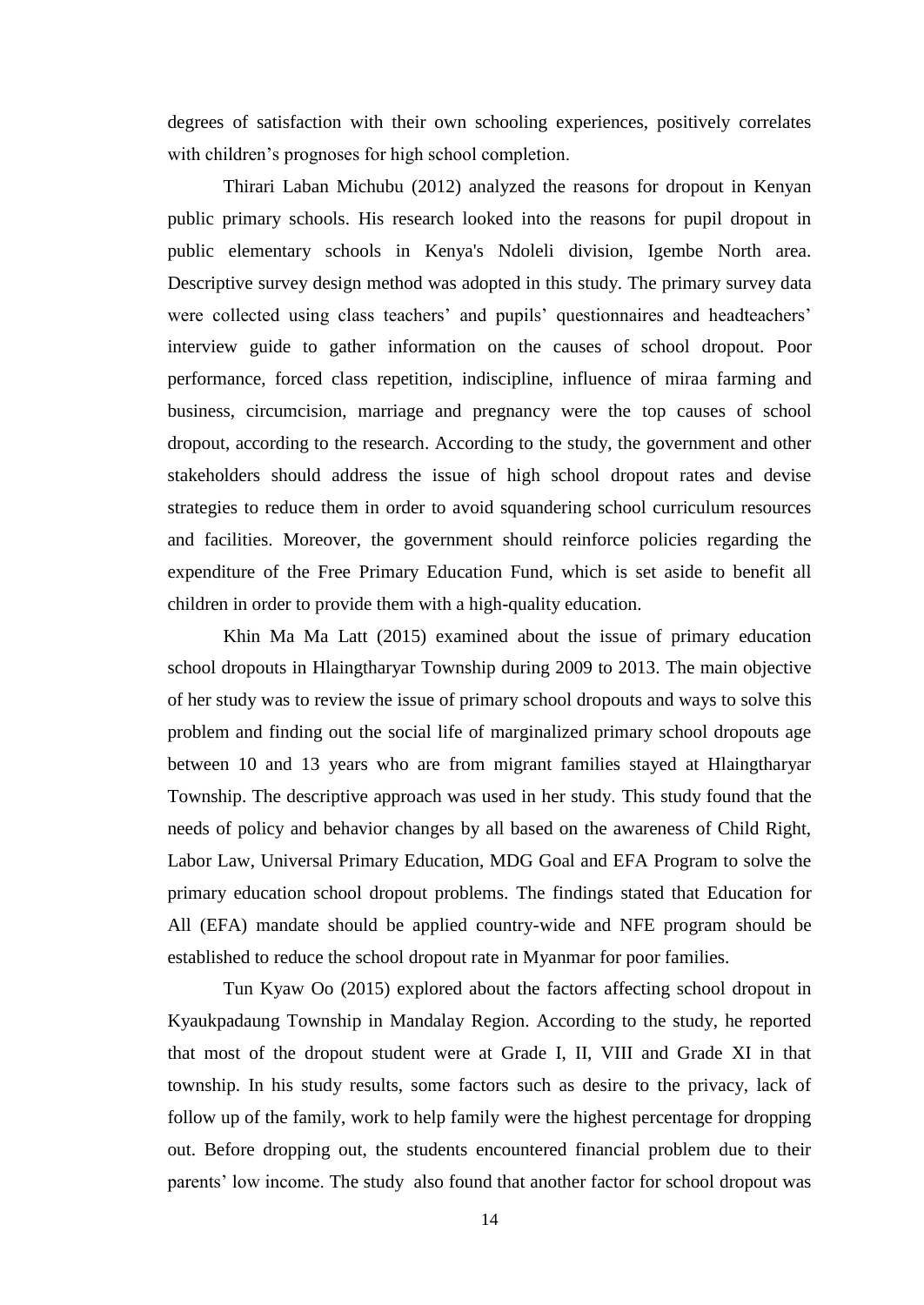degrees of satisfaction with their own schooling experiences, positively correlates with children's prognoses for high school completion.

Thirari Laban Michubu (2012) analyzed the reasons for dropout in Kenyan public primary schools. His research looked into the reasons for pupil dropout in public elementary schools in Kenya's Ndoleli division, Igembe North area. Descriptive survey design method was adopted in this study. The primary survey data were collected using class teachers' and pupils' questionnaires and headteachers' interview guide to gather information on the causes of school dropout. Poor performance, forced class repetition, indiscipline, influence of miraa farming and business, circumcision, marriage and pregnancy were the top causes of school dropout, according to the research. According to the study, the government and other stakeholders should address the issue of high school dropout rates and devise strategies to reduce them in order to avoid squandering school curriculum resources and facilities. Moreover, the government should reinforce policies regarding the expenditure of the Free Primary Education Fund, which is set aside to benefit all children in order to provide them with a high-quality education.

Khin Ma Ma Latt (2015) examined about the issue of primary education school dropouts in Hlaingtharyar Township during 2009 to 2013. The main objective of her study was to review the issue of primary school dropouts and ways to solve this problem and finding out the social life of marginalized primary school dropouts age between 10 and 13 years who are from migrant families stayed at Hlaingtharyar Township. The descriptive approach was used in her study. This study found that the needs of policy and behavior changes by all based on the awareness of Child Right, Labor Law, Universal Primary Education, MDG Goal and EFA Program to solve the primary education school dropout problems. The findings stated that Education for All (EFA) mandate should be applied country-wide and NFE program should be established to reduce the school dropout rate in Myanmar for poor families.

Tun Kyaw Oo (2015) explored about the factors affecting school dropout in Kyaukpadaung Township in Mandalay Region. According to the study, he reported that most of the dropout student were at Grade I, II, VIII and Grade XI in that township. In his study results, some factors such as desire to the privacy, lack of follow up of the family, work to help family were the highest percentage for dropping out. Before dropping out, the students encountered financial problem due to their parents' low income. The study also found that another factor for school dropout was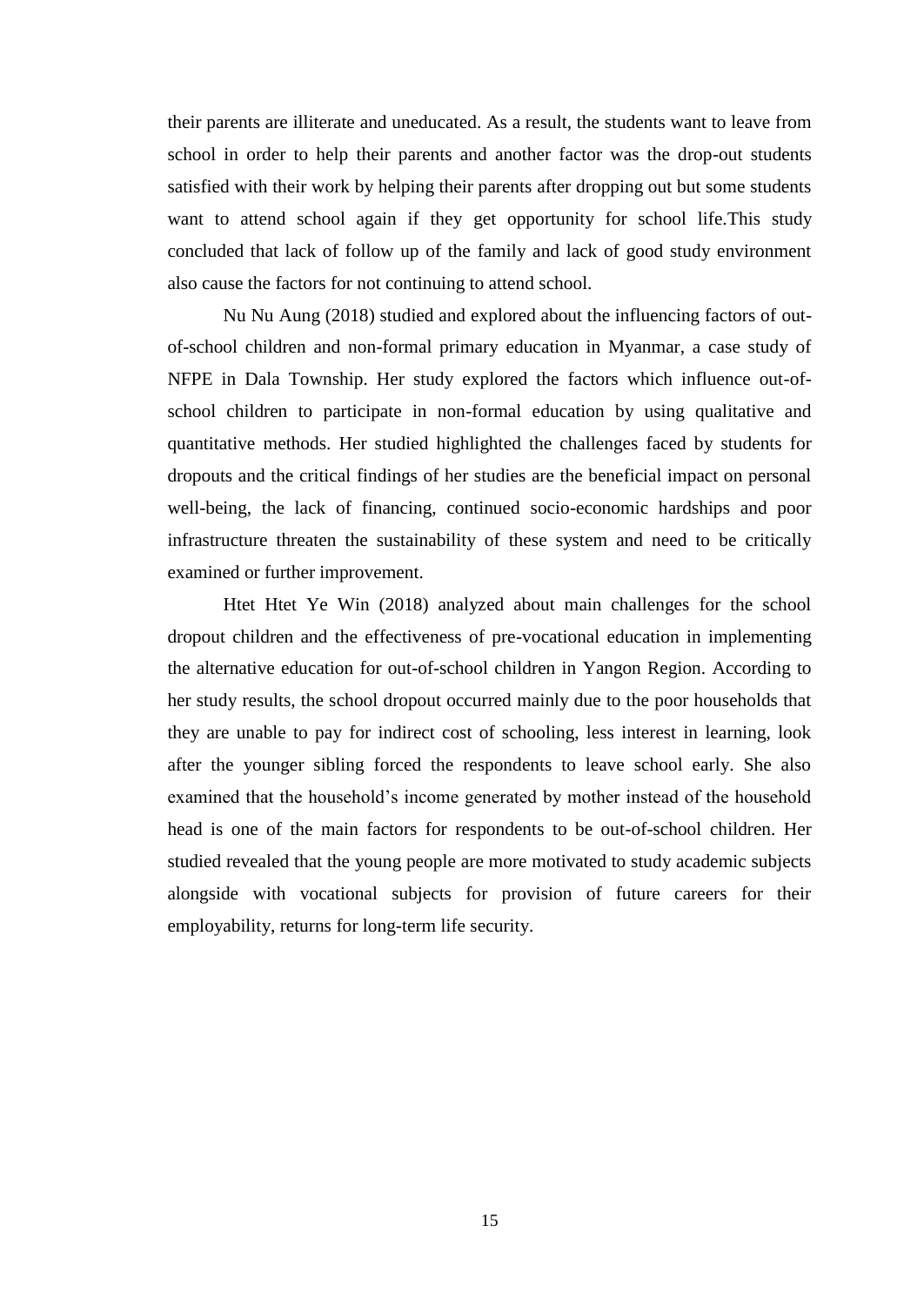their parents are illiterate and uneducated. As a result, the students want to leave from school in order to help their parents and another factor was the drop-out students satisfied with their work by helping their parents after dropping out but some students want to attend school again if they get opportunity for school life.This study concluded that lack of follow up of the family and lack of good study environment also cause the factors for not continuing to attend school.

Nu Nu Aung (2018) studied and explored about the influencing factors of out-of-school children and non-formal primary education in Myanmar, a case study of NFPE in Dala Township. Her study explored the factors which influence out-of-school children to participate in non-formal education by using qualitative and quantitative methods. Her studied highlighted the challenges faced by students for dropouts and the critical findings of her studies are the beneficial impact on personal well-being, the lack of financing, continued socio-economic hardships and poor infrastructure threaten the sustainability of these system and need to be critically examined or further improvement.

Htet Htet Ye Win (2018) analyzed about main challenges for the school dropout children and the effectiveness of pre-vocational education in implementing the alternative education for out-of-school children in Yangon Region. According to her study results, the school dropout occurred mainly due to the poor households that they are unable to pay for indirect cost of schooling, less interest in learning, look after the younger sibling forced the respondents to leave school early. She also examined that the household's income generated by mother instead of the household head is one of the main factors for respondents to be out-of-school children. Her studied revealed that the young people are more motivated to study academic subjects alongside with vocational subjects for provision of future careers for their employability, returns for long-term life security.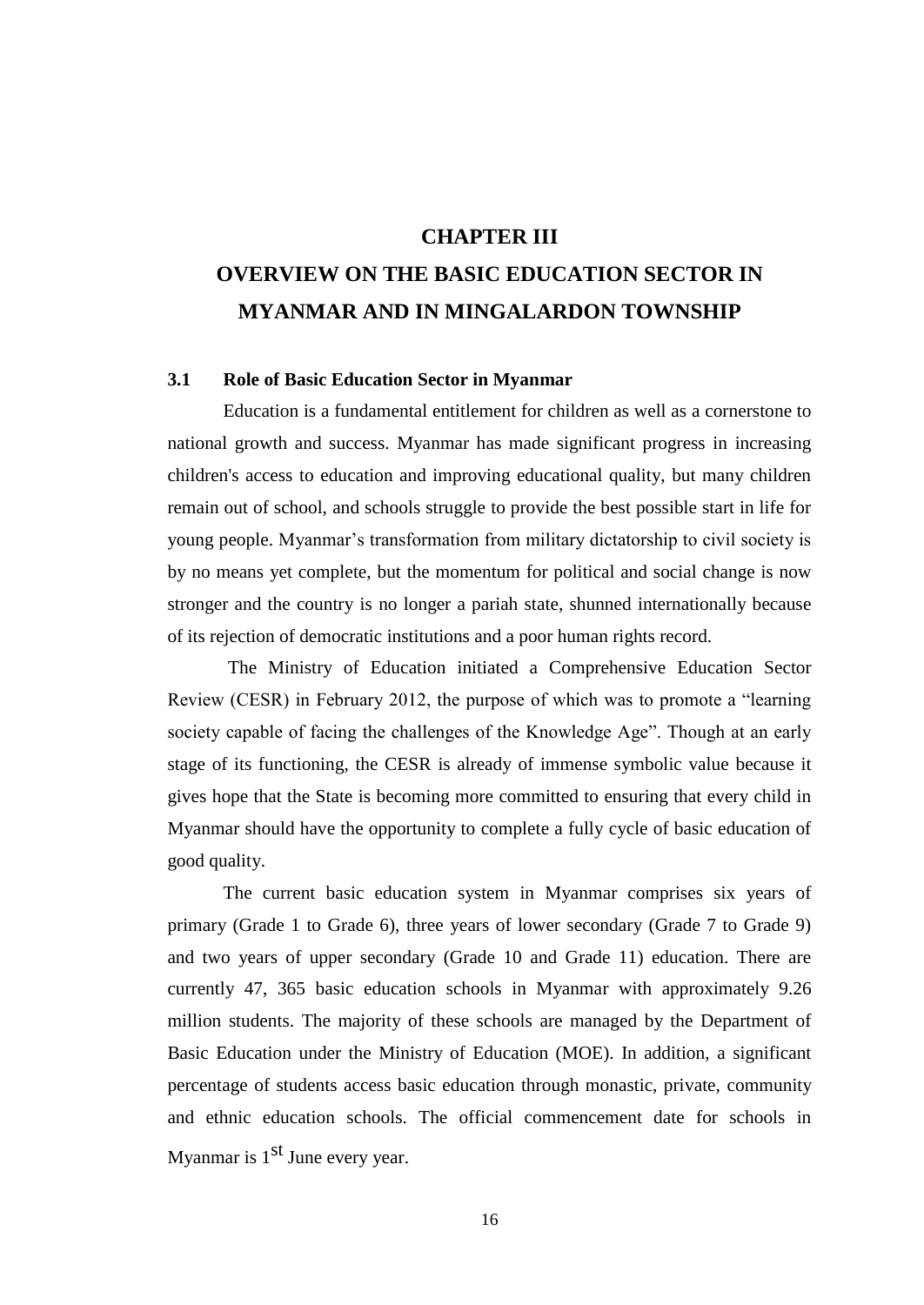# CHAPTER III

# OVERVIEW ON THE BASIC EDUCATION SECTOR IN MYANMAR AND IN MINGALARDON TOWNSHIP

## 3.1 Role of Basic Education Sector in Myanmar

Education is a fundamental entitlement for children as well as a cornerstone to national growth and success. Myanmar has made significant progress in increasing children's access to education and improving educational quality, but many children remain out of school, and schools struggle to provide the best possible start in life for young people. Myanmar's transformation from military dictatorship to civil society is by no means yet complete, but the momentum for political and social change is now stronger and the country is no longer a pariah state, shunned internationally because of its rejection of democratic institutions and a poor human rights record.

The Ministry of Education initiated a Comprehensive Education Sector Review (CESR) in February 2012, the purpose of which was to promote a "learning society capable of facing the challenges of the Knowledge Age". Though at an early stage of its functioning, the CESR is already of immense symbolic value because it gives hope that the State is becoming more committed to ensuring that every child in Myanmar should have the opportunity to complete a fully cycle of basic education of good quality.

The current basic education system in Myanmar comprises six years of primary (Grade 1 to Grade 6), three years of lower secondary (Grade 7 to Grade 9) and two years of upper secondary (Grade 10 and Grade 11) education. There are currently 47, 365 basic education schools in Myanmar with approximately 9.26 million students. The majority of these schools are managed by the Department of Basic Education under the Ministry of Education (MOE). In addition, a significant percentage of students access basic education through monastic, private, community and ethnic education schools. The official commencement date for schools in Myanmar is 1st June every year.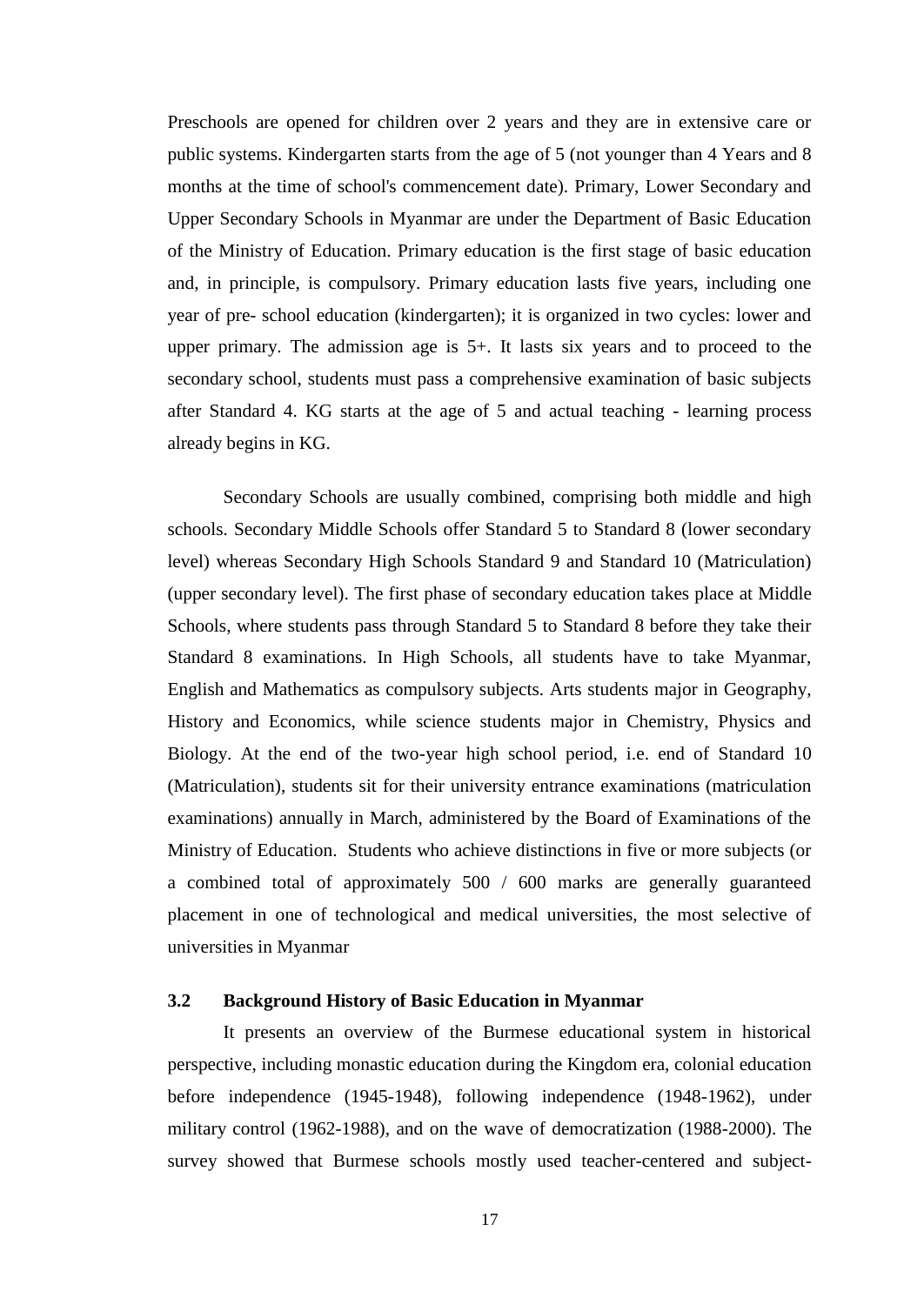Preschools are opened for children over 2 years and they are in extensive care or public systems. Kindergarten starts from the age of 5 (not younger than 4 Years and 8 months at the time of school's commencement date). Primary, Lower Secondary and Upper Secondary Schools in Myanmar are under the Department of Basic Education of the Ministry of Education. Primary education is the first stage of basic education and, in principle, is compulsory. Primary education lasts five years, including one year of pre- school education (kindergarten); it is organized in two cycles: lower and upper primary. The admission age is 5+. It lasts six years and to proceed to the secondary school, students must pass a comprehensive examination of basic subjects after Standard 4. KG starts at the age of 5 and actual teaching - learning process already begins in KG.

Secondary Schools are usually combined, comprising both middle and high schools. Secondary Middle Schools offer Standard 5 to Standard 8 (lower secondary level) whereas Secondary High Schools Standard 9 and Standard 10 (Matriculation) (upper secondary level). The first phase of secondary education takes place at Middle Schools, where students pass through Standard 5 to Standard 8 before they take their Standard 8 examinations. In High Schools, all students have to take Myanmar, English and Mathematics as compulsory subjects. Arts students major in Geography, History and Economics, while science students major in Chemistry, Physics and Biology. At the end of the two-year high school period, i.e. end of Standard 10 (Matriculation), students sit for their university entrance examinations (matriculation examinations) annually in March, administered by the Board of Examinations of the Ministry of Education. Students who achieve distinctions in five or more subjects (or a combined total of approximately 500 / 600 marks are generally guaranteed placement in one of technological and medical universities, the most selective of universities in Myanmar

### 3.2 Background History of Basic Education in Myanmar

It presents an overview of the Burmese educational system in historical perspective, including monastic education during the Kingdom era, colonial education before independence (1945-1948), following independence (1948-1962), under military control (1962-1988), and on the wave of democratization (1988-2000). The survey showed that Burmese schools mostly used teacher-centered and subject-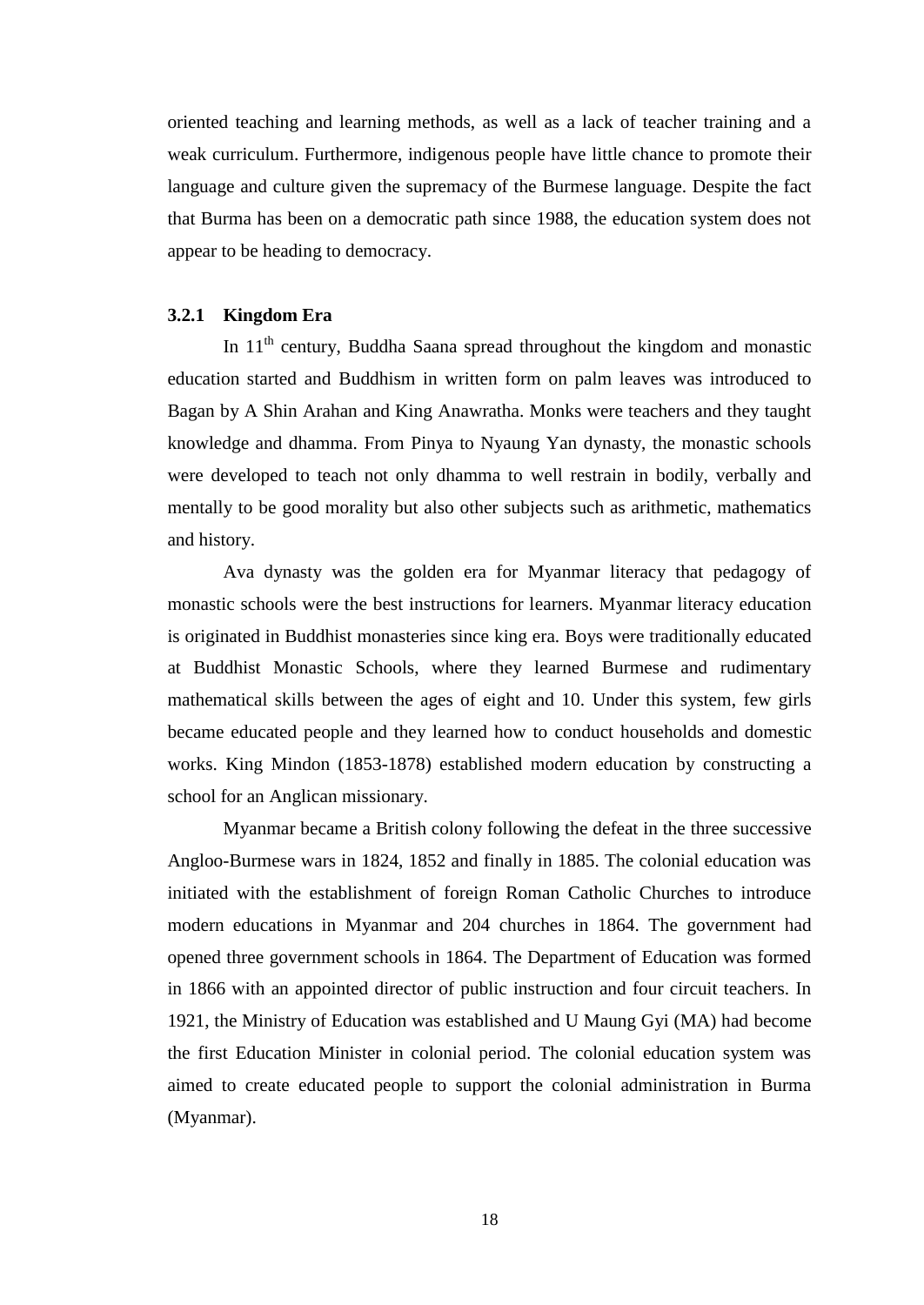oriented teaching and learning methods, as well as a lack of teacher training and a weak curriculum. Furthermore, indigenous people have little chance to promote their language and culture given the supremacy of the Burmese language. Despite the fact that Burma has been on a democratic path since 1988, the education system does not appear to be heading to democracy.

### 3.2.1 Kingdom Era

In 11th century, Buddha Saana spread throughout the kingdom and monastic education started and Buddhism in written form on palm leaves was introduced to Bagan by A Shin Arahan and King Anawratha. Monks were teachers and they taught knowledge and dhamma. From Pinya to Nyaung Yan dynasty, the monastic schools were developed to teach not only dhamma to well restrain in bodily, verbally and mentally to be good morality but also other subjects such as arithmetic, mathematics and history.

Ava dynasty was the golden era for Myanmar literacy that pedagogy of monastic schools were the best instructions for learners. Myanmar literacy education is originated in Buddhist monasteries since king era. Boys were traditionally educated at Buddhist Monastic Schools, where they learned Burmese and rudimentary mathematical skills between the ages of eight and 10. Under this system, few girls became educated people and they learned how to conduct households and domestic works. King Mindon (1853-1878) established modern education by constructing a school for an Anglican missionary.

Myanmar became a British colony following the defeat in the three successive Angloo-Burmese wars in 1824, 1852 and finally in 1885. The colonial education was initiated with the establishment of foreign Roman Catholic Churches to introduce modern educations in Myanmar and 204 churches in 1864. The government had opened three government schools in 1864. The Department of Education was formed in 1866 with an appointed director of public instruction and four circuit teachers. In 1921, the Ministry of Education was established and U Maung Gyi (MA) had become the first Education Minister in colonial period. The colonial education system was aimed to create educated people to support the colonial administration in Burma (Myanmar).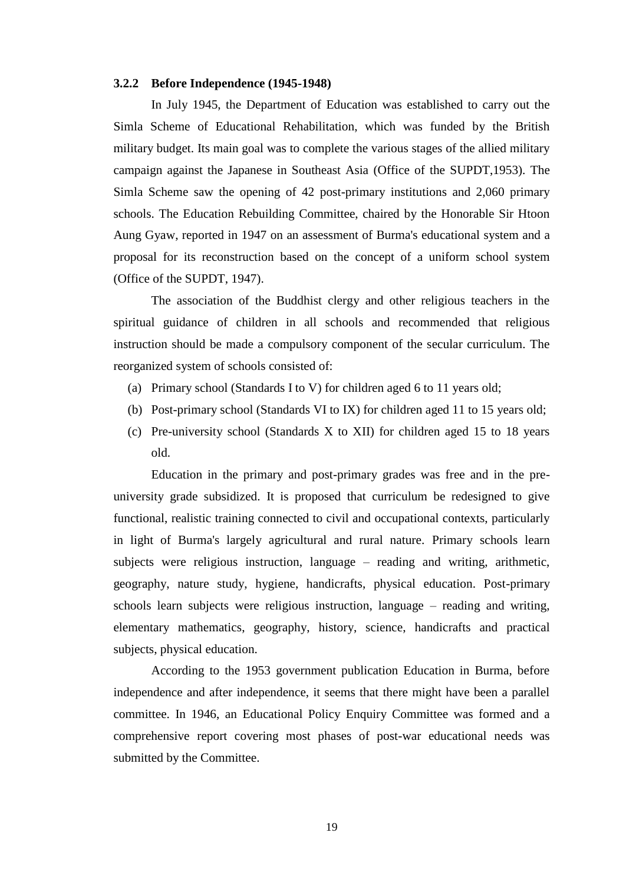### 3.2.2 Before Independence (1945-1948)

In July 1945, the Department of Education was established to carry out the Simla Scheme of Educational Rehabilitation, which was funded by the British military budget. Its main goal was to complete the various stages of the allied military campaign against the Japanese in Southeast Asia (Office of the SUPDT,1953). The Simla Scheme saw the opening of 42 post-primary institutions and 2,060 primary schools. The Education Rebuilding Committee, chaired by the Honorable Sir Htoon Aung Gyaw, reported in 1947 on an assessment of Burma's educational system and a proposal for its reconstruction based on the concept of a uniform school system (Office of the SUPDT, 1947).

The association of the Buddhist clergy and other religious teachers in the spiritual guidance of children in all schools and recommended that religious instruction should be made a compulsory component of the secular curriculum. The reorganized system of schools consisted of:

(a) Primary school (Standards I to V) for children aged 6 to 11 years old;

(b) Post-primary school (Standards VI to IX) for children aged 11 to 15 years old;

(c) Pre-university school (Standards X to XII) for children aged 15 to 18 years old.

Education in the primary and post-primary grades was free and in the pre-university grade subsidized. It is proposed that curriculum be redesigned to give functional, realistic training connected to civil and occupational contexts, particularly in light of Burma's largely agricultural and rural nature. Primary schools learn subjects were religious instruction, language – reading and writing, arithmetic, geography, nature study, hygiene, handicrafts, physical education. Post-primary schools learn subjects were religious instruction, language – reading and writing, elementary mathematics, geography, history, science, handicrafts and practical subjects, physical education.

According to the 1953 government publication Education in Burma, before independence and after independence, it seems that there might have been a parallel committee. In 1946, an Educational Policy Enquiry Committee was formed and a comprehensive report covering most phases of post-war educational needs was submitted by the Committee.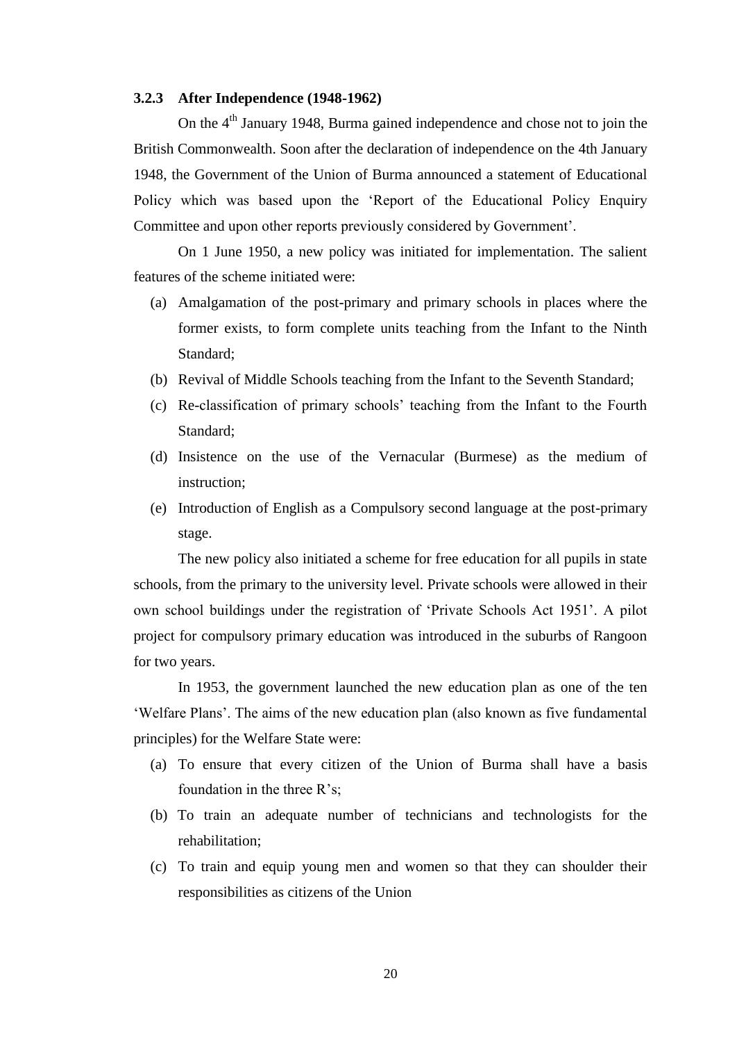### 3.2.3 After Independence (1948-1962)

On the 4th January 1948, Burma gained independence and chose not to join the British Commonwealth. Soon after the declaration of independence on the 4th January 1948, the Government of the Union of Burma announced a statement of Educational Policy which was based upon the 'Report of the Educational Policy Enquiry Committee and upon other reports previously considered by Government'.

On 1 June 1950, a new policy was initiated for implementation. The salient features of the scheme initiated were:

(a) Amalgamation of the post-primary and primary schools in places where the former exists, to form complete units teaching from the Infant to the Ninth Standard;

(b) Revival of Middle Schools teaching from the Infant to the Seventh Standard;

(c) Re-classification of primary schools' teaching from the Infant to the Fourth Standard;

(d) Insistence on the use of the Vernacular (Burmese) as the medium of instruction;

(e) Introduction of English as a Compulsory second language at the post-primary stage.

The new policy also initiated a scheme for free education for all pupils in state schools, from the primary to the university level. Private schools were allowed in their own school buildings under the registration of 'Private Schools Act 1951'. A pilot project for compulsory primary education was introduced in the suburbs of Rangoon for two years.

In 1953, the government launched the new education plan as one of the ten 'Welfare Plans'. The aims of the new education plan (also known as five fundamental principles) for the Welfare State were:

(a) To ensure that every citizen of the Union of Burma shall have a basis foundation in the three R's;

(b) To train an adequate number of technicians and technologists for the rehabilitation;

(c) To train and equip young men and women so that they can shoulder their responsibilities as citizens of the Union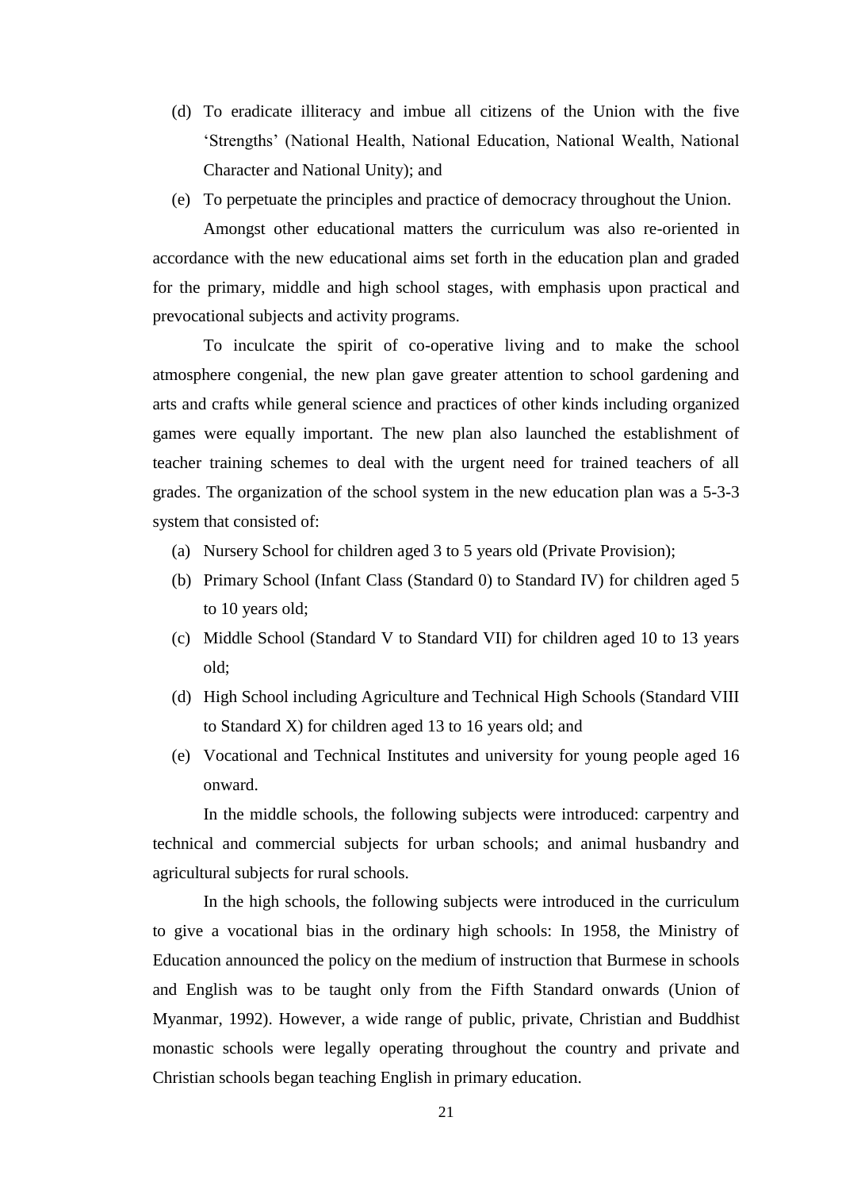(d) To eradicate illiteracy and imbue all citizens of the Union with the five 'Strengths' (National Health, National Education, National Wealth, National Character and National Unity); and

(e) To perpetuate the principles and practice of democracy throughout the Union.

Amongst other educational matters the curriculum was also re-oriented in accordance with the new educational aims set forth in the education plan and graded for the primary, middle and high school stages, with emphasis upon practical and prevocational subjects and activity programs.

To inculcate the spirit of co-operative living and to make the school atmosphere congenial, the new plan gave greater attention to school gardening and arts and crafts while general science and practices of other kinds including organized games were equally important. The new plan also launched the establishment of teacher training schemes to deal with the urgent need for trained teachers of all grades. The organization of the school system in the new education plan was a 5-3-3 system that consisted of:

(a) Nursery School for children aged 3 to 5 years old (Private Provision);

(b) Primary School (Infant Class (Standard 0) to Standard IV) for children aged 5 to 10 years old;

(c) Middle School (Standard V to Standard VII) for children aged 10 to 13 years old;

(d) High School including Agriculture and Technical High Schools (Standard VIII to Standard X) for children aged 13 to 16 years old; and

(e) Vocational and Technical Institutes and university for young people aged 16 onward.

In the middle schools, the following subjects were introduced: carpentry and technical and commercial subjects for urban schools; and animal husbandry and agricultural subjects for rural schools.

In the high schools, the following subjects were introduced in the curriculum to give a vocational bias in the ordinary high schools: In 1958, the Ministry of Education announced the policy on the medium of instruction that Burmese in schools and English was to be taught only from the Fifth Standard onwards (Union of Myanmar, 1992). However, a wide range of public, private, Christian and Buddhist monastic schools were legally operating throughout the country and private and Christian schools began teaching English in primary education.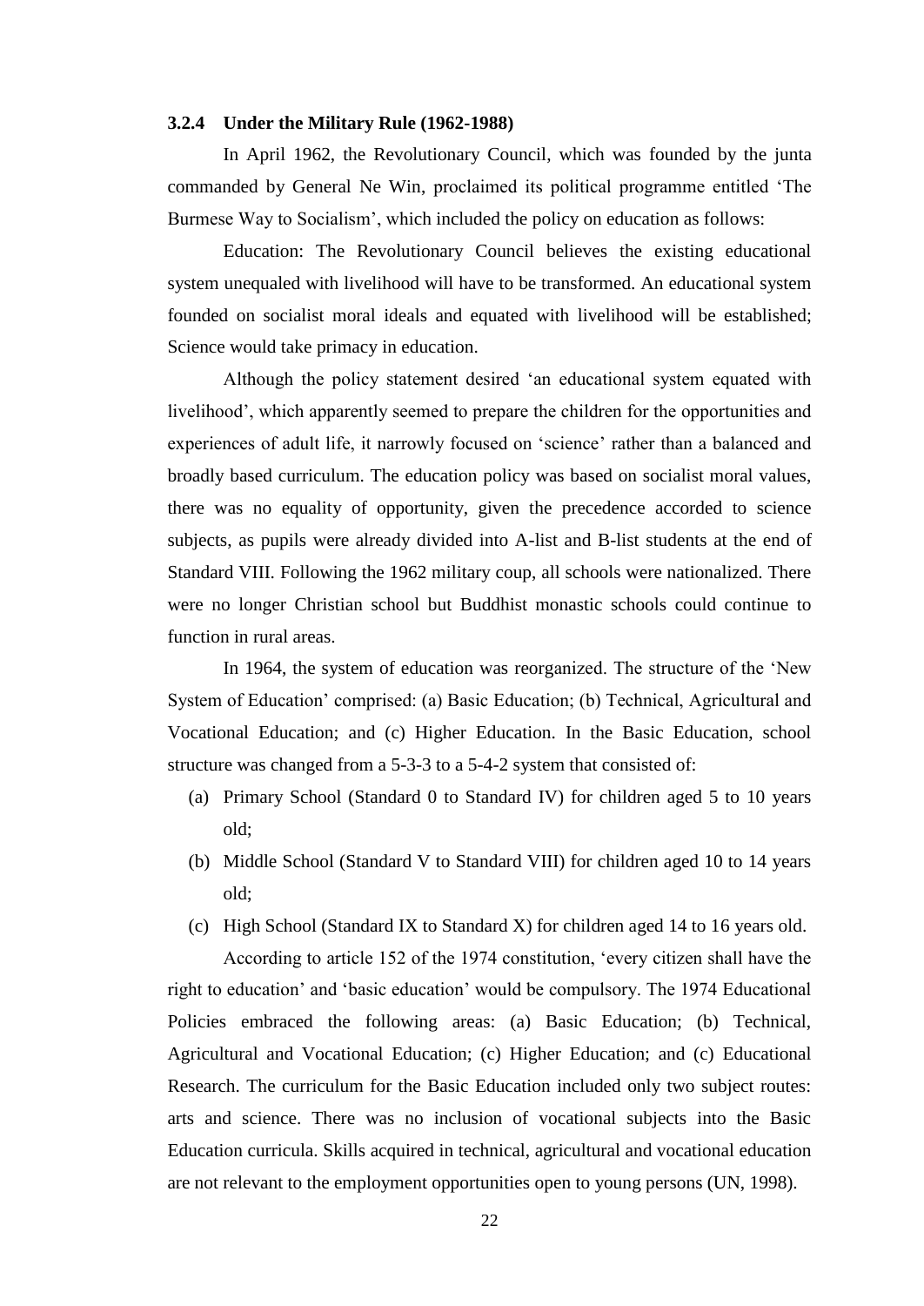### 3.2.4 Under the Military Rule (1962-1988)

In April 1962, the Revolutionary Council, which was founded by the junta commanded by General Ne Win, proclaimed its political programme entitled 'The Burmese Way to Socialism', which included the policy on education as follows:

Education: The Revolutionary Council believes the existing educational system unequaled with livelihood will have to be transformed. An educational system founded on socialist moral ideals and equated with livelihood will be established; Science would take primacy in education.

Although the policy statement desired 'an educational system equated with livelihood', which apparently seemed to prepare the children for the opportunities and experiences of adult life, it narrowly focused on 'science' rather than a balanced and broadly based curriculum. The education policy was based on socialist moral values, there was no equality of opportunity, given the precedence accorded to science subjects, as pupils were already divided into A-list and B-list students at the end of Standard VIII. Following the 1962 military coup, all schools were nationalized. There were no longer Christian school but Buddhist monastic schools could continue to function in rural areas.

In 1964, the system of education was reorganized. The structure of the 'New System of Education' comprised: (a) Basic Education; (b) Technical, Agricultural and Vocational Education; and (c) Higher Education. In the Basic Education, school structure was changed from a 5-3-3 to a 5-4-2 system that consisted of:

(a) Primary School (Standard 0 to Standard IV) for children aged 5 to 10 years old;
(b) Middle School (Standard V to Standard VIII) for children aged 10 to 14 years old;
(c) High School (Standard IX to Standard X) for children aged 14 to 16 years old.

According to article 152 of the 1974 constitution, 'every citizen shall have the right to education' and 'basic education' would be compulsory. The 1974 Educational Policies embraced the following areas: (a) Basic Education; (b) Technical, Agricultural and Vocational Education; (c) Higher Education; and (c) Educational Research. The curriculum for the Basic Education included only two subject routes: arts and science. There was no inclusion of vocational subjects into the Basic Education curricula. Skills acquired in technical, agricultural and vocational education are not relevant to the employment opportunities open to young persons (UN, 1998).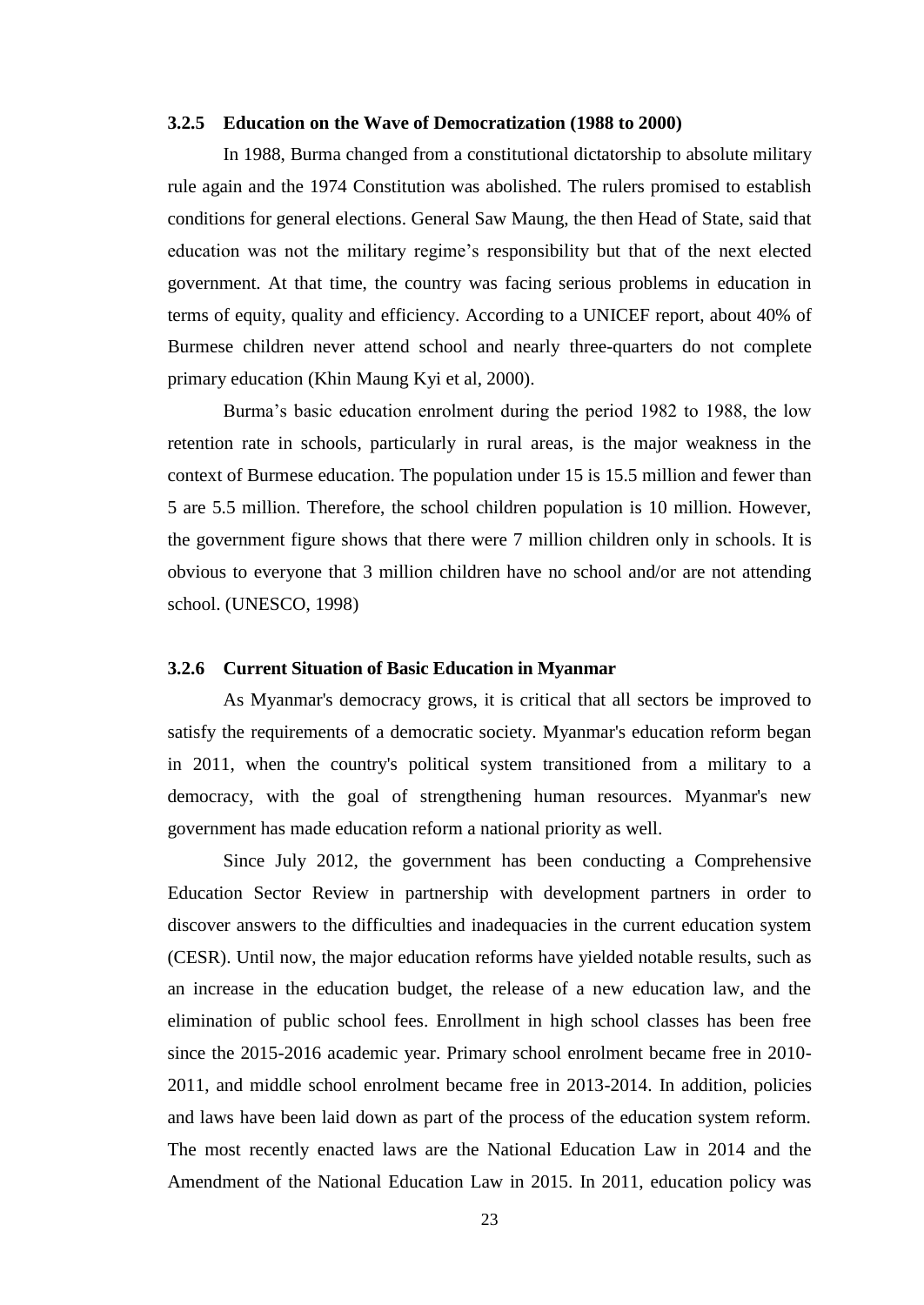### 3.2.5 Education on the Wave of Democratization (1988 to 2000)

In 1988, Burma changed from a constitutional dictatorship to absolute military rule again and the 1974 Constitution was abolished. The rulers promised to establish conditions for general elections. General Saw Maung, the then Head of State, said that education was not the military regime's responsibility but that of the next elected government. At that time, the country was facing serious problems in education in terms of equity, quality and efficiency. According to a UNICEF report, about 40% of Burmese children never attend school and nearly three-quarters do not complete primary education (Khin Maung Kyi et al, 2000).

Burma's basic education enrolment during the period 1982 to 1988, the low retention rate in schools, particularly in rural areas, is the major weakness in the context of Burmese education. The population under 15 is 15.5 million and fewer than 5 are 5.5 million. Therefore, the school children population is 10 million. However, the government figure shows that there were 7 million children only in schools. It is obvious to everyone that 3 million children have no school and/or are not attending school. (UNESCO, 1998)

### 3.2.6 Current Situation of Basic Education in Myanmar

As Myanmar's democracy grows, it is critical that all sectors be improved to satisfy the requirements of a democratic society. Myanmar's education reform began in 2011, when the country's political system transitioned from a military to a democracy, with the goal of strengthening human resources. Myanmar's new government has made education reform a national priority as well.

Since July 2012, the government has been conducting a Comprehensive Education Sector Review in partnership with development partners in order to discover answers to the difficulties and inadequacies in the current education system (CESR). Until now, the major education reforms have yielded notable results, such as an increase in the education budget, the release of a new education law, and the elimination of public school fees. Enrollment in high school classes has been free since the 2015-2016 academic year. Primary school enrolment became free in 2010-2011, and middle school enrolment became free in 2013-2014. In addition, policies and laws have been laid down as part of the process of the education system reform. The most recently enacted laws are the National Education Law in 2014 and the Amendment of the National Education Law in 2015. In 2011, education policy was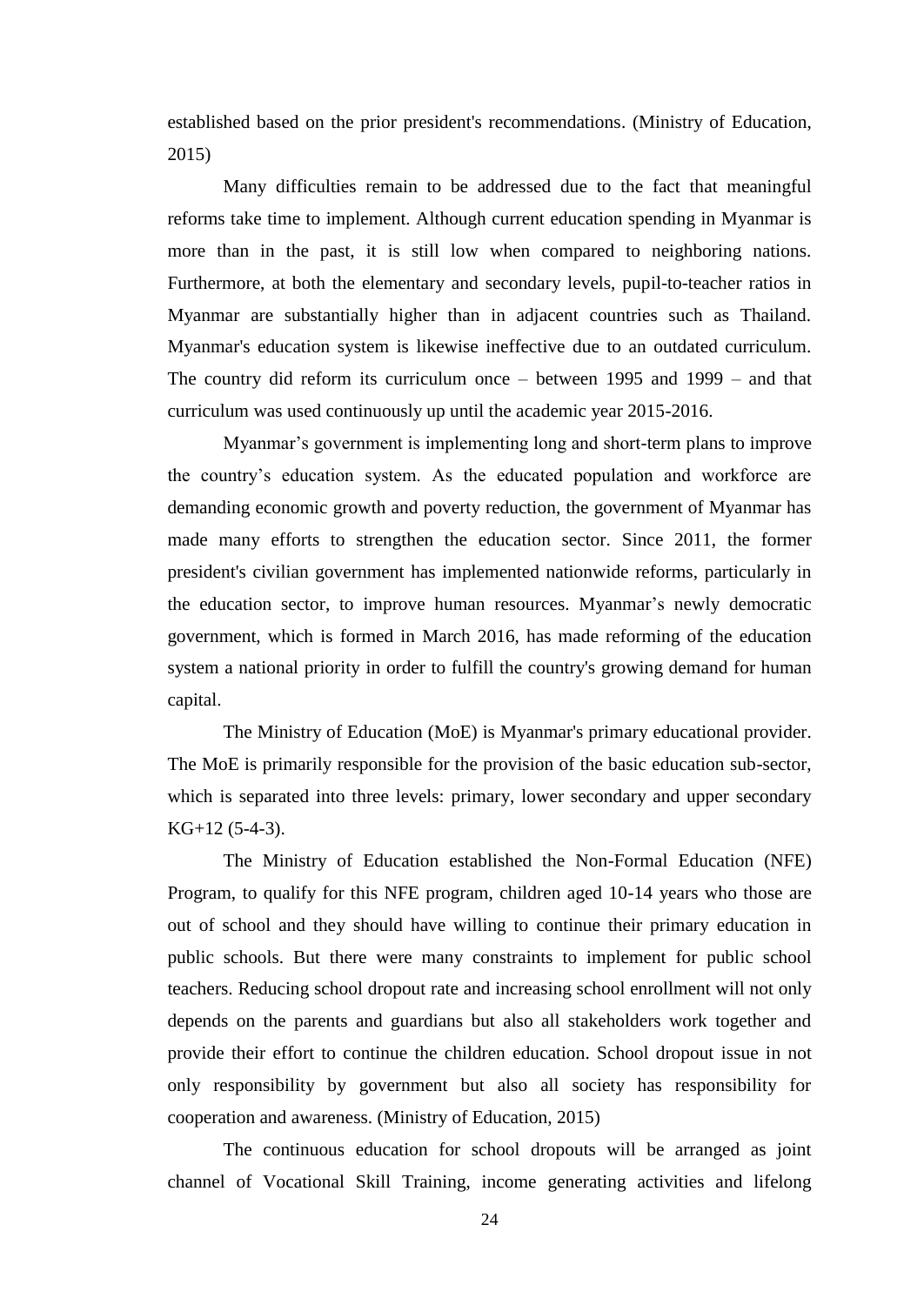established based on the prior president's recommendations. (Ministry of Education, 2015)

Many difficulties remain to be addressed due to the fact that meaningful reforms take time to implement. Although current education spending in Myanmar is more than in the past, it is still low when compared to neighboring nations. Furthermore, at both the elementary and secondary levels, pupil-to-teacher ratios in Myanmar are substantially higher than in adjacent countries such as Thailand. Myanmar's education system is likewise ineffective due to an outdated curriculum. The country did reform its curriculum once – between 1995 and 1999 – and that curriculum was used continuously up until the academic year 2015-2016.

Myanmar's government is implementing long and short-term plans to improve the country's education system. As the educated population and workforce are demanding economic growth and poverty reduction, the government of Myanmar has made many efforts to strengthen the education sector. Since 2011, the former president's civilian government has implemented nationwide reforms, particularly in the education sector, to improve human resources. Myanmar's newly democratic government, which is formed in March 2016, has made reforming of the education system a national priority in order to fulfill the country's growing demand for human capital.

The Ministry of Education (MoE) is Myanmar's primary educational provider. The MoE is primarily responsible for the provision of the basic education sub-sector, which is separated into three levels: primary, lower secondary and upper secondary KG+12 (5-4-3).

The Ministry of Education established the Non-Formal Education (NFE) Program, to qualify for this NFE program, children aged 10-14 years who those are out of school and they should have willing to continue their primary education in public schools. But there were many constraints to implement for public school teachers. Reducing school dropout rate and increasing school enrollment will not only depends on the parents and guardians but also all stakeholders work together and provide their effort to continue the children education. School dropout issue in not only responsibility by government but also all society has responsibility for cooperation and awareness. (Ministry of Education, 2015)

The continuous education for school dropouts will be arranged as joint channel of Vocational Skill Training, income generating activities and lifelong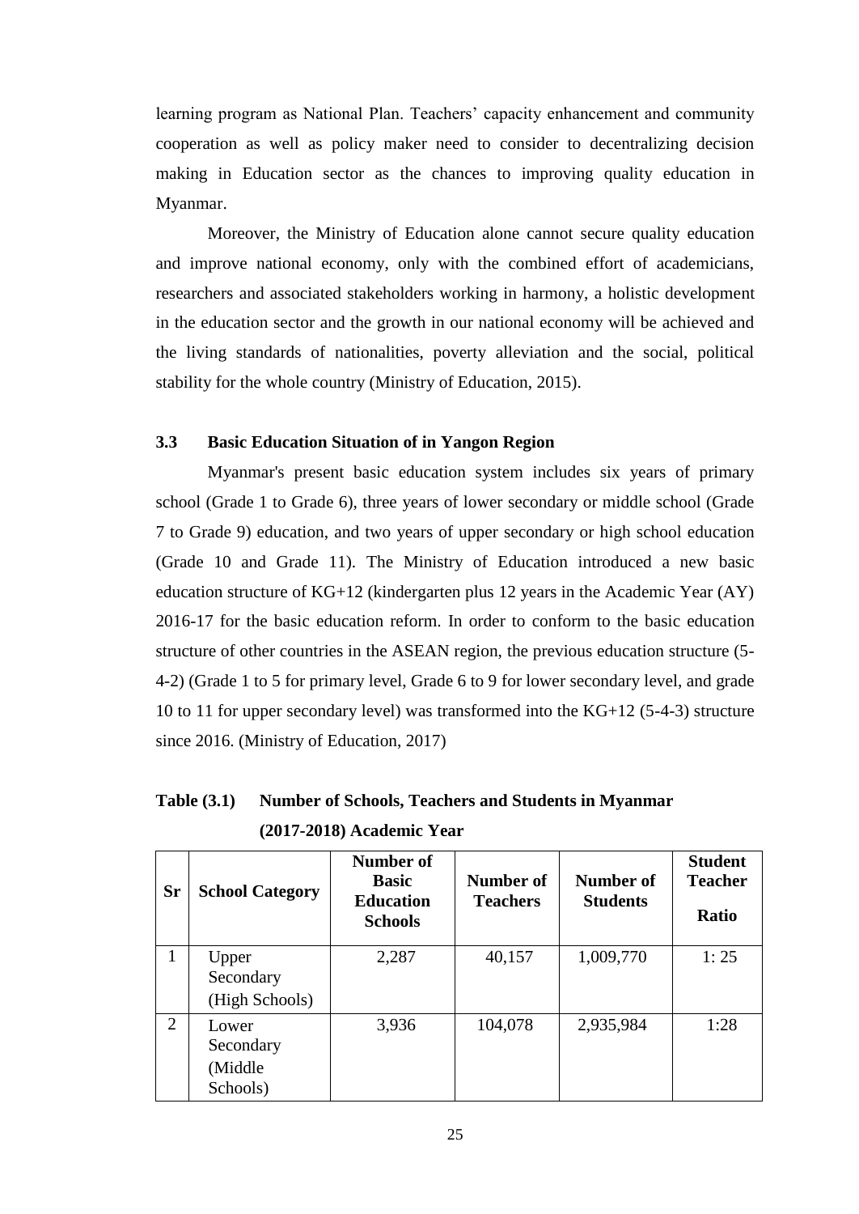learning program as National Plan. Teachers' capacity enhancement and community cooperation as well as policy maker need to consider to decentralizing decision making in Education sector as the chances to improving quality education in Myanmar.

Moreover, the Ministry of Education alone cannot secure quality education and improve national economy, only with the combined effort of academicians, researchers and associated stakeholders working in harmony, a holistic development in the education sector and the growth in our national economy will be achieved and the living standards of nationalities, poverty alleviation and the social, political stability for the whole country (Ministry of Education, 2015).

### 3.3 Basic Education Situation of in Yangon Region

Myanmar's present basic education system includes six years of primary school (Grade 1 to Grade 6), three years of lower secondary or middle school (Grade 7 to Grade 9) education, and two years of upper secondary or high school education (Grade 10 and Grade 11). The Ministry of Education introduced a new basic education structure of KG+12 (kindergarten plus 12 years in the Academic Year (AY) 2016-17 for the basic education reform. In order to conform to the basic education structure of other countries in the ASEAN region, the previous education structure (5-4-2) (Grade 1 to 5 for primary level, Grade 6 to 9 for lower secondary level, and grade 10 to 11 for upper secondary level) was transformed into the KG+12 (5-4-3) structure since 2016. (Ministry of Education, 2017)

**Table (3.1) Number of Schools, Teachers and Students in Myanmar (2017-2018) Academic Year**

| Sr | School Category | Number of Basic Education Schools | Number of Teachers | Number of Students | Student Teacher Ratio |
|---|---|---|---|---|---|
| 1 | Upper Secondary (High Schools) | 2,287 | 40,157 | 1,009,770 | 1: 25 |
| 2 | Lower Secondary (Middle Schools) | 3,936 | 104,078 | 2,935,984 | 1:28 |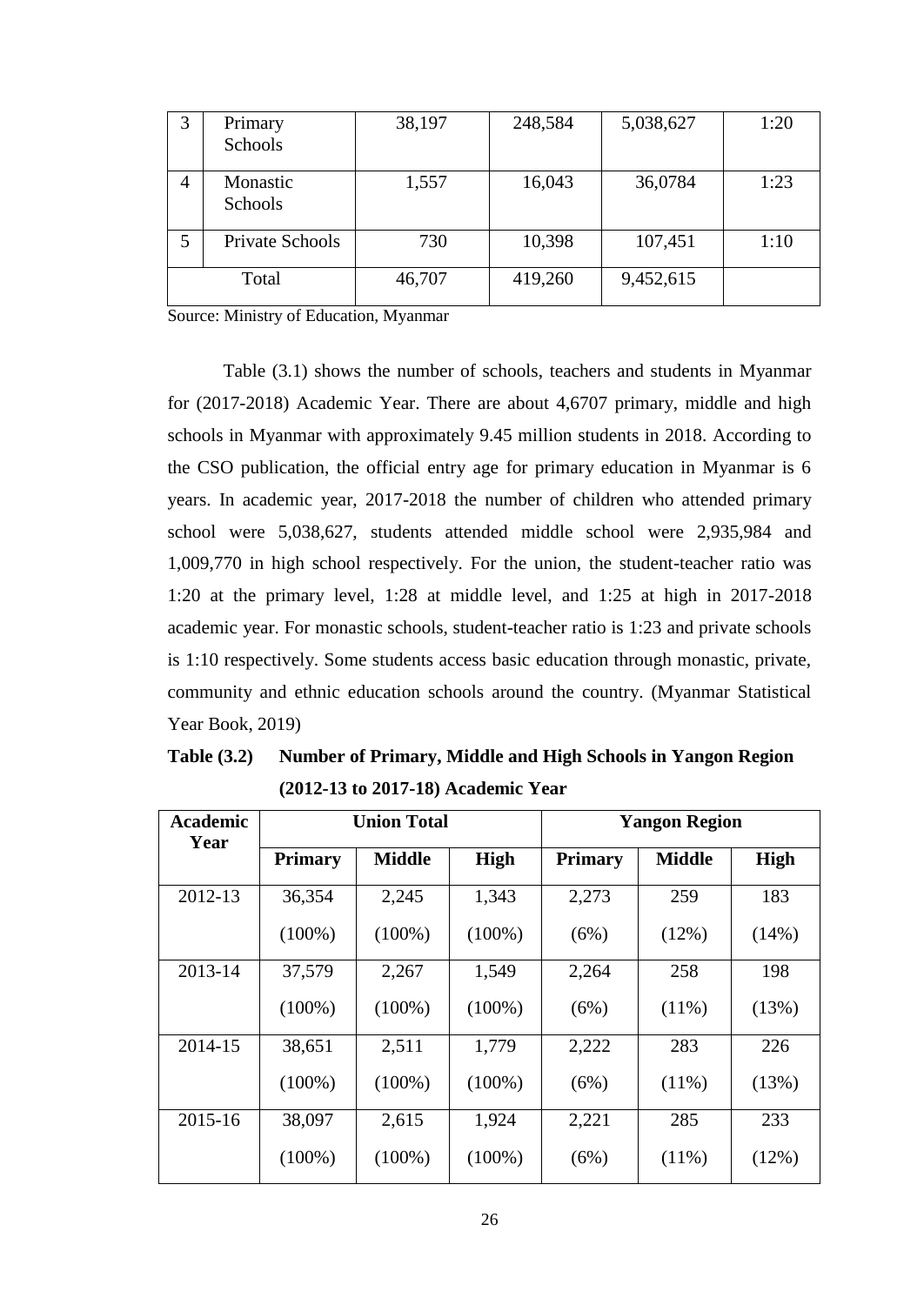| 3 | Primary Schools | 38,197 | 248,584 | 5,038,627 | 1:20 |
|---|---|---|---|---|---|
| 4 | Monastic Schools | 1,557 | 16,043 | 36,0784 | 1:23 |
| 5 | Private Schools | 730 | 10,398 | 107,451 | 1:10 |
| Total | | 46,707 | 419,260 | 9,452,615 | |

Source: Ministry of Education, Myanmar

Table (3.1) shows the number of schools, teachers and students in Myanmar for (2017-2018) Academic Year. There are about 4,6707 primary, middle and high schools in Myanmar with approximately 9.45 million students in 2018. According to the CSO publication, the official entry age for primary education in Myanmar is 6 years. In academic year, 2017-2018 the number of children who attended primary school were 5,038,627, students attended middle school were 2,935,984 and 1,009,770 in high school respectively. For the union, the student-teacher ratio was 1:20 at the primary level, 1:28 at middle level, and 1:25 at high in 2017-2018 academic year. For monastic schools, student-teacher ratio is 1:23 and private schools is 1:10 respectively. Some students access basic education through monastic, private, community and ethnic education schools around the country. (Myanmar Statistical Year Book, 2019)

**Table (3.2) Number of Primary, Middle and High Schools in Yangon Region (2012-13 to 2017-18) Academic Year**

| Academic Year | Union Total | | | Yangon Region | | |
|---|---|---|---|---|---|---|
| | Primary | Middle | High | Primary | Middle | High |
| 2012-13 | 36,354 (100%) | 2,245 (100%) | 1,343 (100%) | 2,273 (6%) | 259 (12%) | 183 (14%) |
| 2013-14 | 37,579 (100%) | 2,267 (100%) | 1,549 (100%) | 2,264 (6%) | 258 (11%) | 198 (13%) |
| 2014-15 | 38,651 (100%) | 2,511 (100%) | 1,779 (100%) | 2,222 (6%) | 283 (11%) | 226 (13%) |
| 2015-16 | 38,097 (100%) | 2,615 (100%) | 1,924 (100%) | 2,221 (6%) | 285 (11%) | 233 (12%) |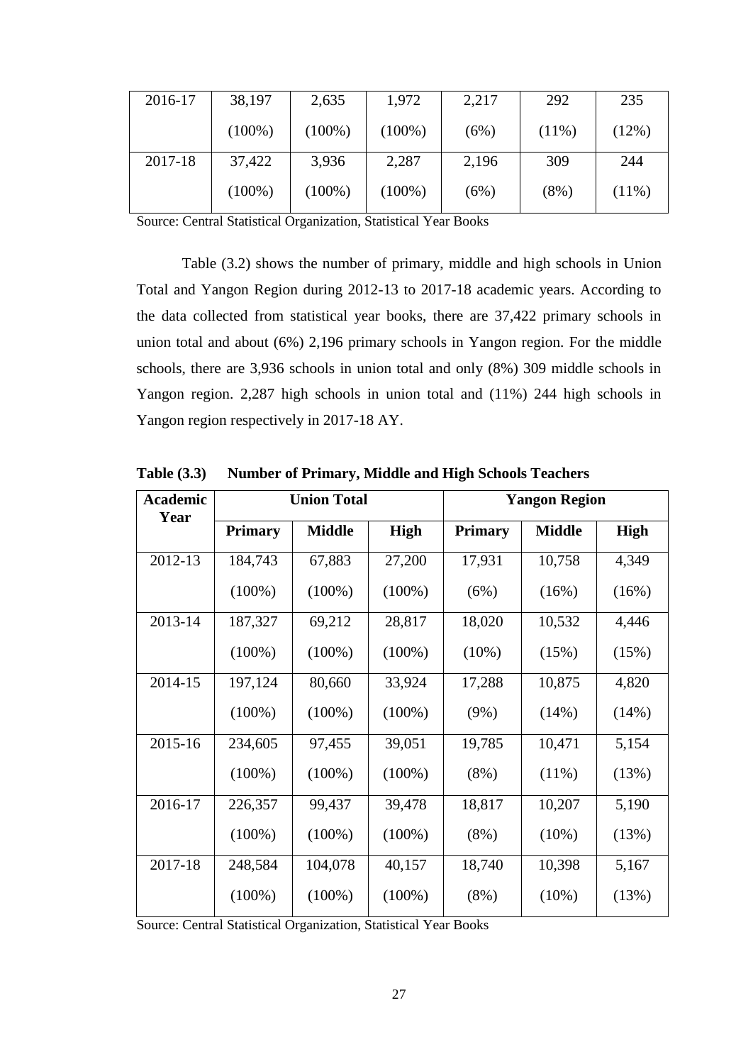| 2016-17 | 38,197 | 2,635 | 1,972 | 2,217 | 292 | 235 |
|---|---|---|---|---|---|---|
| | (100%) | (100%) | (100%) | (6%) | (11%) | (12%) |
| 2017-18 | 37,422 | 3,936 | 2,287 | 2,196 | 309 | 244 |
| | (100%) | (100%) | (100%) | (6%) | (8%) | (11%) |

Source: Central Statistical Organization, Statistical Year Books

Table (3.2) shows the number of primary, middle and high schools in Union Total and Yangon Region during 2012-13 to 2017-18 academic years. According to the data collected from statistical year books, there are 37,422 primary schools in union total and about (6%) 2,196 primary schools in Yangon region. For the middle schools, there are 3,936 schools in union total and only (8%) 309 middle schools in Yangon region. 2,287 high schools in union total and (11%) 244 high schools in Yangon region respectively in 2017-18 AY.

**Table (3.3) Number of Primary, Middle and High Schools Teachers**

| Academic Year | Union Total | | | Yangon Region | | |
|---|---|---|---|---|---|---|
| | **Primary** | **Middle** | **High** | **Primary** | **Middle** | **High** |
| 2012-13 | 184,743 | 67,883 | 27,200 | 17,931 | 10,758 | 4,349 |
| | (100%) | (100%) | (100%) | (6%) | (16%) | (16%) |
| 2013-14 | 187,327 | 69,212 | 28,817 | 18,020 | 10,532 | 4,446 |
| | (100%) | (100%) | (100%) | (10%) | (15%) | (15%) |
| 2014-15 | 197,124 | 80,660 | 33,924 | 17,288 | 10,875 | 4,820 |
| | (100%) | (100%) | (100%) | (9%) | (14%) | (14%) |
| 2015-16 | 234,605 | 97,455 | 39,051 | 19,785 | 10,471 | 5,154 |
| | (100%) | (100%) | (100%) | (8%) | (11%) | (13%) |
| 2016-17 | 226,357 | 99,437 | 39,478 | 18,817 | 10,207 | 5,190 |
| | (100%) | (100%) | (100%) | (8%) | (10%) | (13%) |
| 2017-18 | 248,584 | 104,078 | 40,157 | 18,740 | 10,398 | 5,167 |
| | (100%) | (100%) | (100%) | (8%) | (10%) | (13%) |

Source: Central Statistical Organization, Statistical Year Books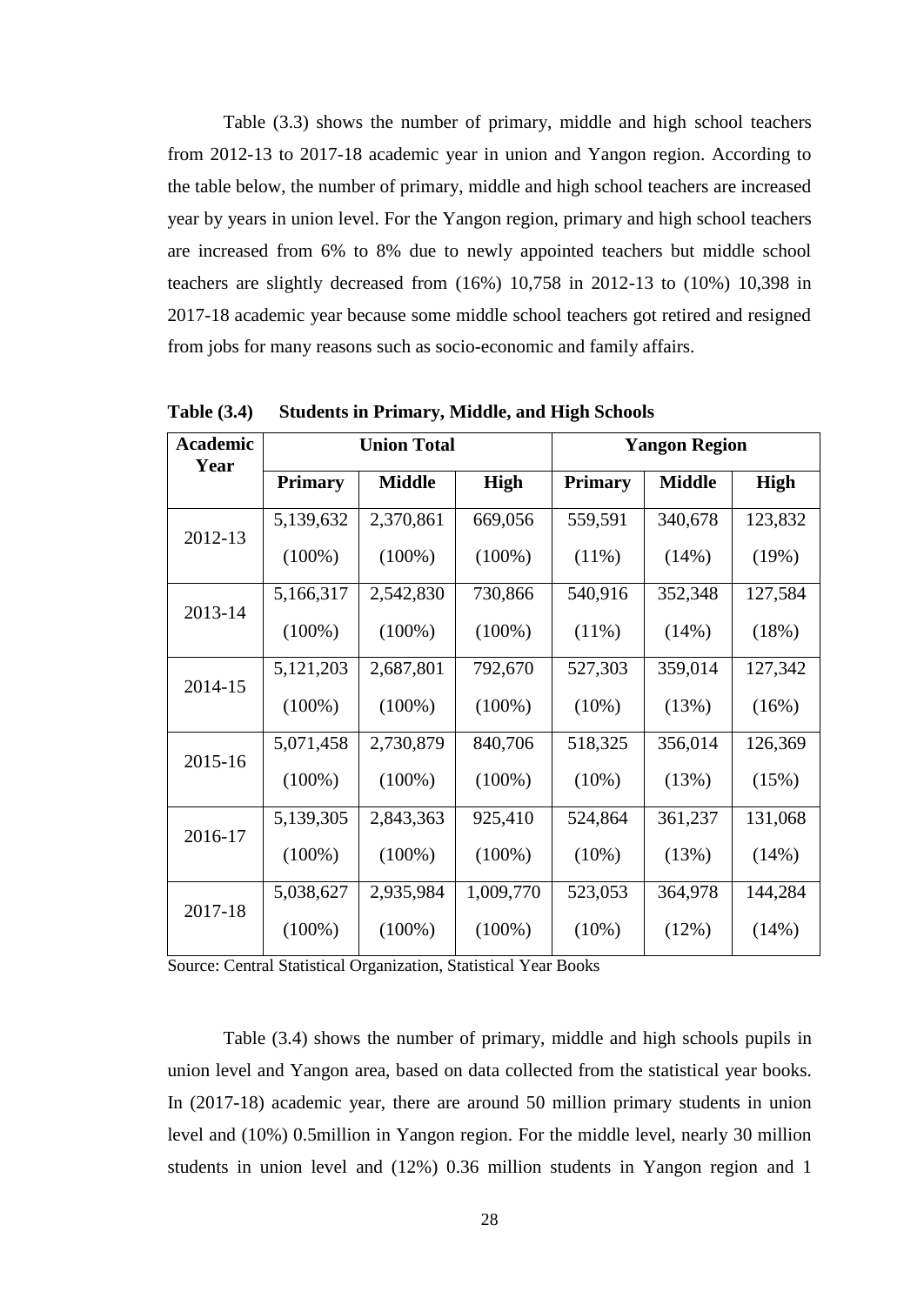Table (3.3) shows the number of primary, middle and high school teachers from 2012-13 to 2017-18 academic year in union and Yangon region. According to the table below, the number of primary, middle and high school teachers are increased year by years in union level. For the Yangon region, primary and high school teachers are increased from 6% to 8% due to newly appointed teachers but middle school teachers are slightly decreased from (16%) 10,758 in 2012-13 to (10%) 10,398 in 2017-18 academic year because some middle school teachers got retired and resigned from jobs for many reasons such as socio-economic and family affairs.

**Table (3.4) Students in Primary, Middle, and High Schools**

| Academic Year | Union Total | | | Yangon Region | | |
|---|---|---|---|---|---|---|
| | Primary | Middle | High | Primary | Middle | High |
| 2012-13 | 5,139,632 (100%) | 2,370,861 (100%) | 669,056 (100%) | 559,591 (11%) | 340,678 (14%) | 123,832 (19%) |
| 2013-14 | 5,166,317 (100%) | 2,542,830 (100%) | 730,866 (100%) | 540,916 (11%) | 352,348 (14%) | 127,584 (18%) |
| 2014-15 | 5,121,203 (100%) | 2,687,801 (100%) | 792,670 (100%) | 527,303 (10%) | 359,014 (13%) | 127,342 (16%) |
| 2015-16 | 5,071,458 (100%) | 2,730,879 (100%) | 840,706 (100%) | 518,325 (10%) | 356,014 (13%) | 126,369 (15%) |
| 2016-17 | 5,139,305 (100%) | 2,843,363 (100%) | 925,410 (100%) | 524,864 (10%) | 361,237 (13%) | 131,068 (14%) |
| 2017-18 | 5,038,627 (100%) | 2,935,984 (100%) | 1,009,770 (100%) | 523,053 (10%) | 364,978 (12%) | 144,284 (14%) |

Source: Central Statistical Organization, Statistical Year Books

Table (3.4) shows the number of primary, middle and high schools pupils in union level and Yangon area, based on data collected from the statistical year books. In (2017-18) academic year, there are around 50 million primary students in union level and (10%) 0.5million in Yangon region. For the middle level, nearly 30 million students in union level and (12%) 0.36 million students in Yangon region and 1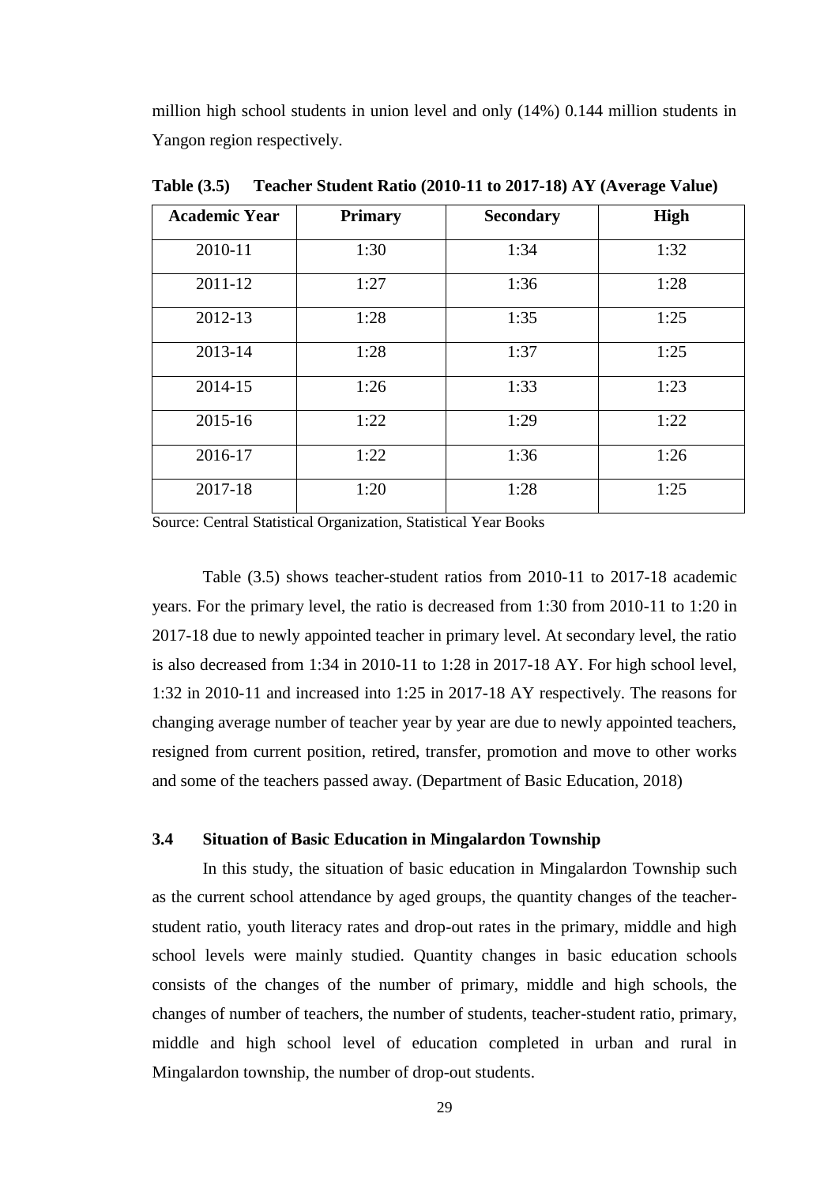million high school students in union level and only (14%) 0.144 million students in Yangon region respectively.

**Table (3.5) Teacher Student Ratio (2010-11 to 2017-18) AY (Average Value)**

| Academic Year | Primary | Secondary | High |
|---|---|---|---|
| 2010-11 | 1:30 | 1:34 | 1:32 |
| 2011-12 | 1:27 | 1:36 | 1:28 |
| 2012-13 | 1:28 | 1:35 | 1:25 |
| 2013-14 | 1:28 | 1:37 | 1:25 |
| 2014-15 | 1:26 | 1:33 | 1:23 |
| 2015-16 | 1:22 | 1:29 | 1:22 |
| 2016-17 | 1:22 | 1:36 | 1:26 |
| 2017-18 | 1:20 | 1:28 | 1:25 |

Source: Central Statistical Organization, Statistical Year Books

Table (3.5) shows teacher-student ratios from 2010-11 to 2017-18 academic years. For the primary level, the ratio is decreased from 1:30 from 2010-11 to 1:20 in 2017-18 due to newly appointed teacher in primary level. At secondary level, the ratio is also decreased from 1:34 in 2010-11 to 1:28 in 2017-18 AY. For high school level, 1:32 in 2010-11 and increased into 1:25 in 2017-18 AY respectively. The reasons for changing average number of teacher year by year are due to newly appointed teachers, resigned from current position, retired, transfer, promotion and move to other works and some of the teachers passed away. (Department of Basic Education, 2018)

### 3.4 Situation of Basic Education in Mingalardon Township

In this study, the situation of basic education in Mingalardon Township such as the current school attendance by aged groups, the quantity changes of the teacher-student ratio, youth literacy rates and drop-out rates in the primary, middle and high school levels were mainly studied. Quantity changes in basic education schools consists of the changes of the number of primary, middle and high schools, the changes of number of teachers, the number of students, teacher-student ratio, primary, middle and high school level of education completed in urban and rural in Mingalardon township, the number of drop-out students.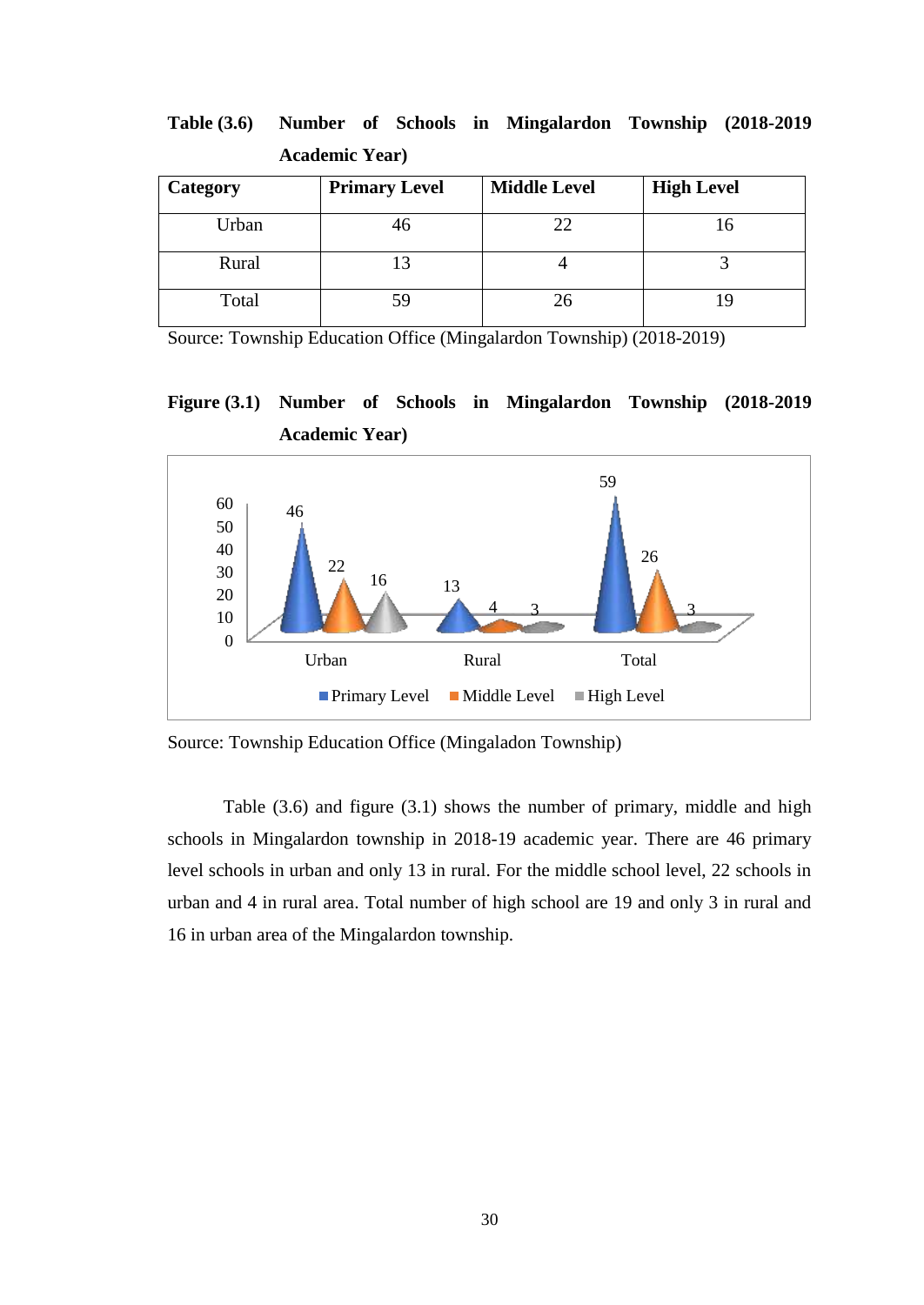**Table (3.6) Number of Schools in Mingalardon Township (2018-2019 Academic Year)**

| Category | Primary Level | Middle Level | High Level |
|---|---|---|---|
| Urban | 46 | 22 | 16 |
| Rural | 13 | 4 | 3 |
| Total | 59 | 26 | 19 |

Source: Township Education Office (Mingalardon Township) (2018-2019)

**Figure (3.1) Number of Schools in Mingalardon Township (2018-2019 Academic Year)**

Source: Township Education Office (Mingaladon Township)

Table (3.6) and figure (3.1) shows the number of primary, middle and high schools in Mingalardon township in 2018-19 academic year. There are 46 primary level schools in urban and only 13 in rural. For the middle school level, 22 schools in urban and 4 in rural area. Total number of high school are 19 and only 3 in rural and 16 in urban area of the Mingalardon township.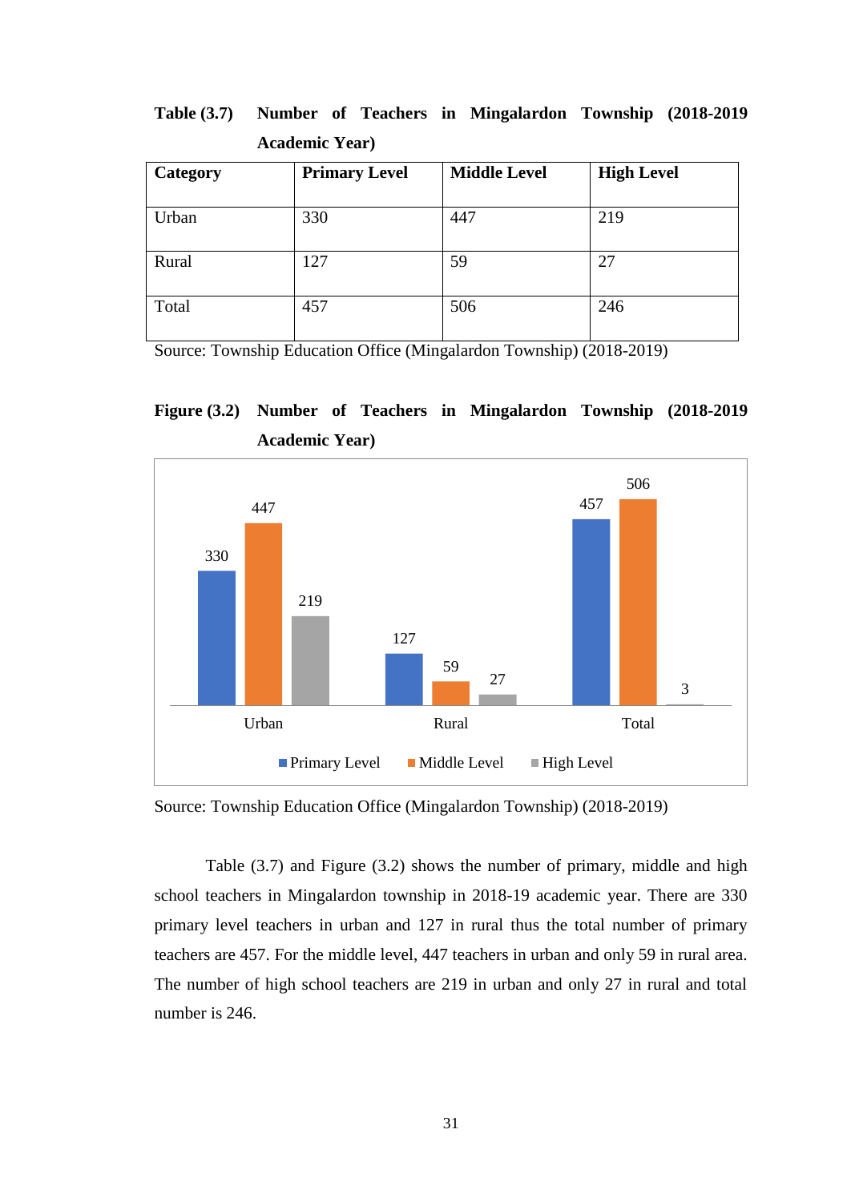**Table (3.7) Number of Teachers in Mingalardon Township (2018-2019 Academic Year)**

| Category | Primary Level | Middle Level | High Level |
|---|---|---|---|
| Urban | 330 | 447 | 219 |
| Rural | 127 | 59 | 27 |
| Total | 457 | 506 | 246 |

Source: Township Education Office (Mingalardon Township) (2018-2019)

**Figure (3.2) Number of Teachers in Mingalardon Township (2018-2019 Academic Year)**

Source: Township Education Office (Mingalardon Township) (2018-2019)

Table (3.7) and Figure (3.2) shows the number of primary, middle and high school teachers in Mingalardon township in 2018-19 academic year. There are 330 primary level teachers in urban and 127 in rural thus the total number of primary teachers are 457. For the middle level, 447 teachers in urban and only 59 in rural area. The number of high school teachers are 219 in urban and only 27 in rural and total number is 246.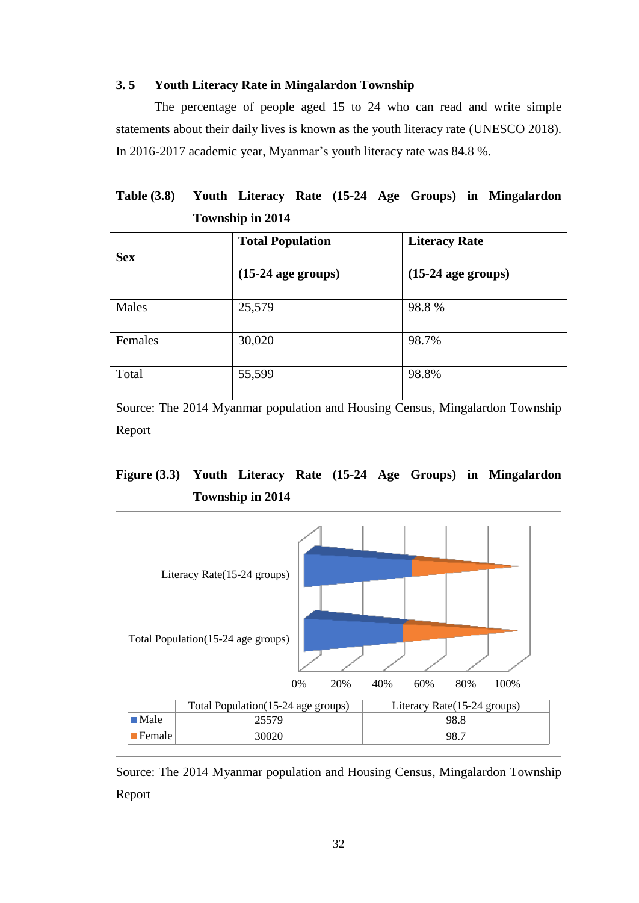## 3. 5 Youth Literacy Rate in Mingalardon Township

The percentage of people aged 15 to 24 who can read and write simple statements about their daily lives is known as the youth literacy rate (UNESCO 2018). In 2016-2017 academic year, Myanmar's youth literacy rate was 84.8 %.

**Table (3.8) Youth Literacy Rate (15-24 Age Groups) in Mingalardon Township in 2014**

| Sex | Total Population (15-24 age groups) | Literacy Rate (15-24 age groups) |
|---|---|---|
| Males | 25,579 | 98.8 % |
| Females | 30,020 | 98.7% |
| Total | 55,599 | 98.8% |

Source: The 2014 Myanmar population and Housing Census, Mingalardon Township Report

**Figure (3.3) Youth Literacy Rate (15-24 Age Groups) in Mingalardon Township in 2014**

| | Total Population(15-24 age groups) | Literacy Rate(15-24 groups) |
|---|---|---|
| Male | 25579 | 98.8 |
| Female | 30020 | 98.7 |

Source: The 2014 Myanmar population and Housing Census, Mingalardon Township Report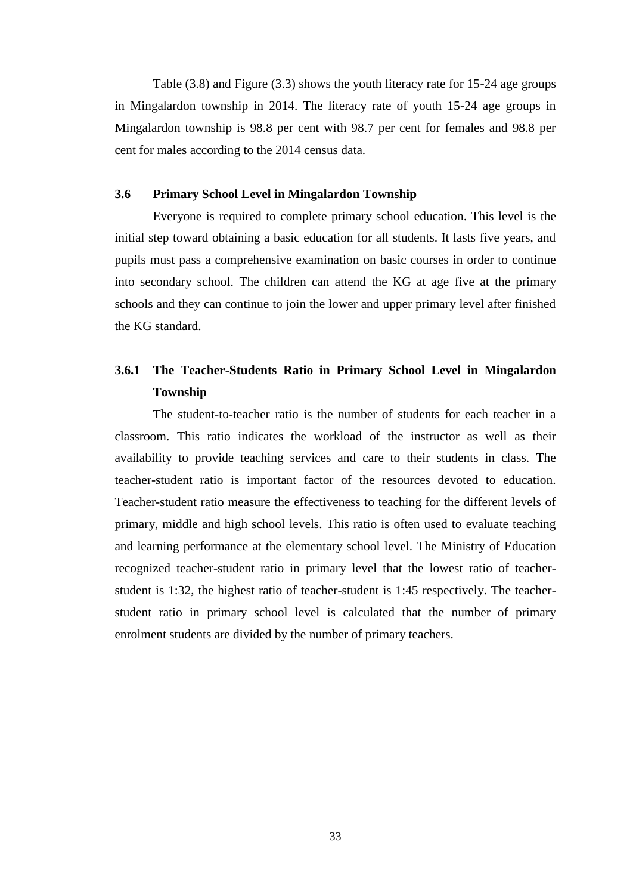Table (3.8) and Figure (3.3) shows the youth literacy rate for 15-24 age groups in Mingalardon township in 2014. The literacy rate of youth 15-24 age groups in Mingalardon township is 98.8 per cent with 98.7 per cent for females and 98.8 per cent for males according to the 2014 census data.

### 3.6 Primary School Level in Mingalardon Township

Everyone is required to complete primary school education. This level is the initial step toward obtaining a basic education for all students. It lasts five years, and pupils must pass a comprehensive examination on basic courses in order to continue into secondary school. The children can attend the KG at age five at the primary schools and they can continue to join the lower and upper primary level after finished the KG standard.

#### 3.6.1 The Teacher-Students Ratio in Primary School Level in Mingalardon Township

The student-to-teacher ratio is the number of students for each teacher in a classroom. This ratio indicates the workload of the instructor as well as their availability to provide teaching services and care to their students in class. The teacher-student ratio is important factor of the resources devoted to education. Teacher-student ratio measure the effectiveness to teaching for the different levels of primary, middle and high school levels. This ratio is often used to evaluate teaching and learning performance at the elementary school level. The Ministry of Education recognized teacher-student ratio in primary level that the lowest ratio of teacher-student is 1:32, the highest ratio of teacher-student is 1:45 respectively. The teacher-student ratio in primary school level is calculated that the number of primary enrolment students are divided by the number of primary teachers.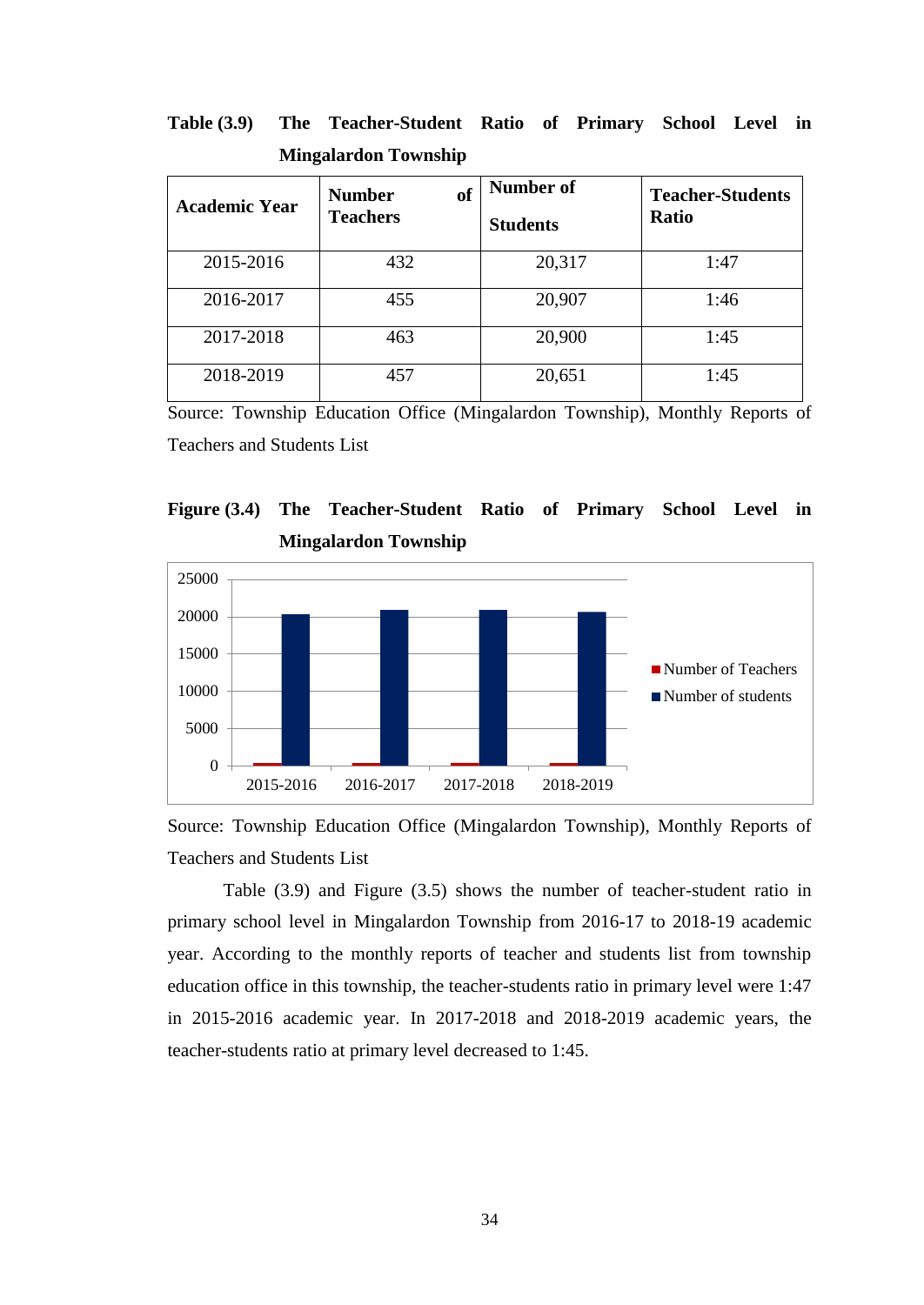**Table (3.9) The Teacher-Student Ratio of Primary School Level in Mingalardon Township**

| Academic Year | Number of Teachers | Number of Students | Teacher-Students Ratio |
|---|---|---|---|
| 2015-2016 | 432 | 20,317 | 1:47 |
| 2016-2017 | 455 | 20,907 | 1:46 |
| 2017-2018 | 463 | 20,900 | 1:45 |
| 2018-2019 | 457 | 20,651 | 1:45 |

Source: Township Education Office (Mingalardon Township), Monthly Reports of Teachers and Students List

**Figure (3.4) The Teacher-Student Ratio of Primary School Level in Mingalardon Township**

Source: Township Education Office (Mingalardon Township), Monthly Reports of Teachers and Students List

Table (3.9) and Figure (3.5) shows the number of teacher-student ratio in primary school level in Mingalardon Township from 2016-17 to 2018-19 academic year. According to the monthly reports of teacher and students list from township education office in this township, the teacher-students ratio in primary level were 1:47 in 2015-2016 academic year. In 2017-2018 and 2018-2019 academic years, the teacher-students ratio at primary level decreased to 1:45.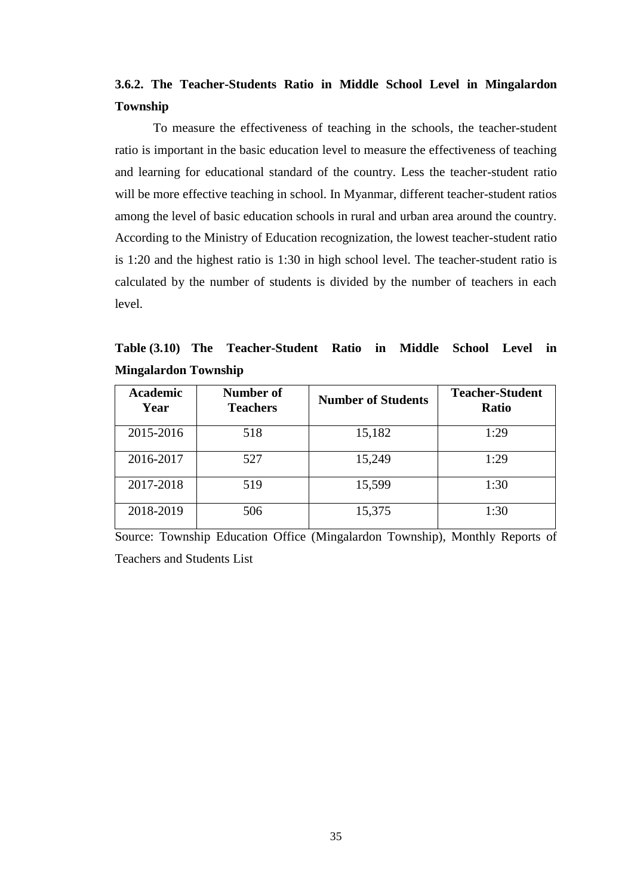### 3.6.2. The Teacher-Students Ratio in Middle School Level in Mingalardon Township

To measure the effectiveness of teaching in the schools, the teacher-student ratio is important in the basic education level to measure the effectiveness of teaching and learning for educational standard of the country. Less the teacher-student ratio will be more effective teaching in school. In Myanmar, different teacher-student ratios among the level of basic education schools in rural and urban area around the country. According to the Ministry of Education recognization, the lowest teacher-student ratio is 1:20 and the highest ratio is 1:30 in high school level. The teacher-student ratio is calculated by the number of students is divided by the number of teachers in each level.

**Table (3.10) The Teacher-Student Ratio in Middle School Level in Mingalardon Township**

| Academic Year | Number of Teachers | Number of Students | Teacher-Student Ratio |
|---|---|---|---|
| 2015-2016 | 518 | 15,182 | 1:29 |
| 2016-2017 | 527 | 15,249 | 1:29 |
| 2017-2018 | 519 | 15,599 | 1:30 |
| 2018-2019 | 506 | 15,375 | 1:30 |

Source: Township Education Office (Mingalardon Township), Monthly Reports of Teachers and Students List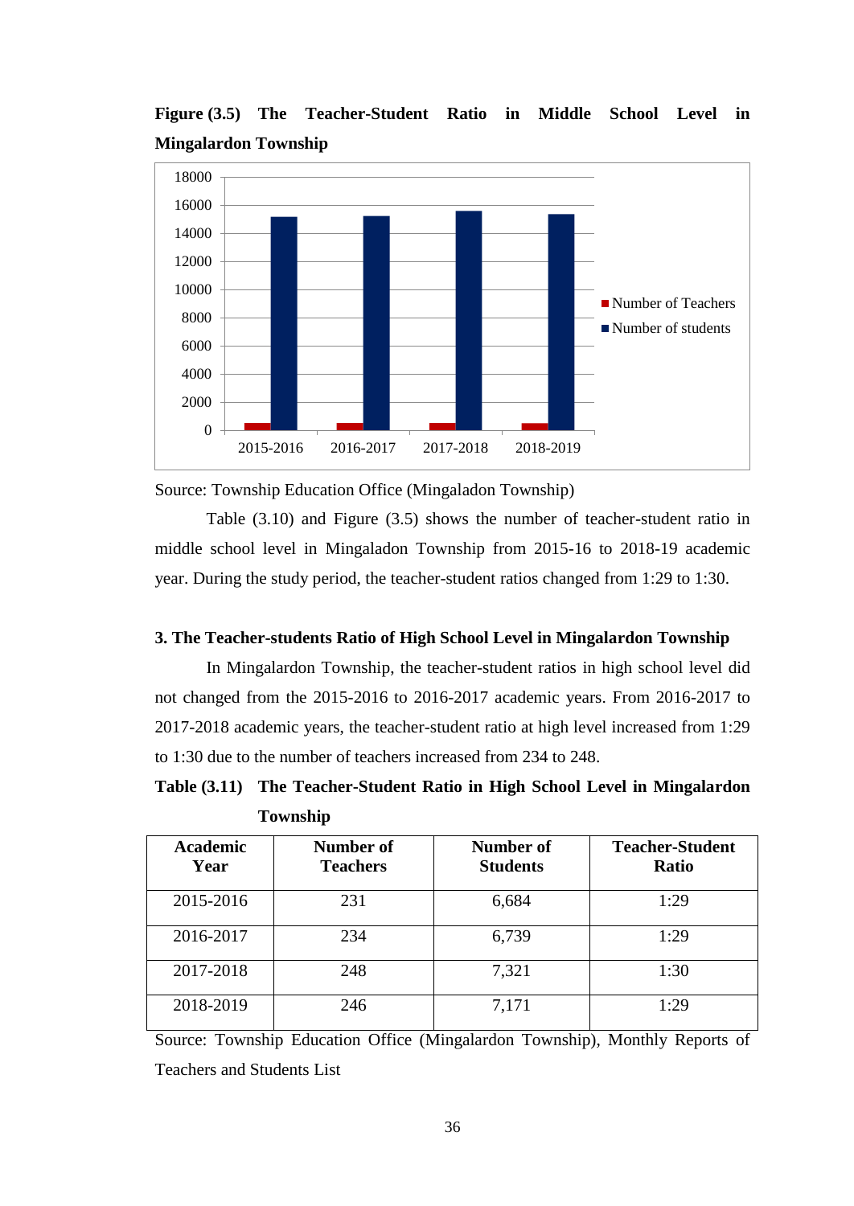**Figure (3.5) The Teacher-Student Ratio in Middle School Level in Mingalardon Township**

Source: Township Education Office (Mingaladon Township)

Table (3.10) and Figure (3.5) shows the number of teacher-student ratio in middle school level in Mingaladon Township from 2015-16 to 2018-19 academic year. During the study period, the teacher-student ratios changed from 1:29 to 1:30.

### 3. The Teacher-students Ratio of High School Level in Mingalardon Township

In Mingalardon Township, the teacher-student ratios in high school level did not changed from the 2015-2016 to 2016-2017 academic years. From 2016-2017 to 2017-2018 academic years, the teacher-student ratio at high level increased from 1:29 to 1:30 due to the number of teachers increased from 234 to 248.

**Table (3.11) The Teacher-Student Ratio in High School Level in Mingalardon Township**

| Academic Year | Number of Teachers | Number of Students | Teacher-Student Ratio |
|---|---|---|---|
| 2015-2016 | 231 | 6,684 | 1:29 |
| 2016-2017 | 234 | 6,739 | 1:29 |
| 2017-2018 | 248 | 7,321 | 1:30 |
| 2018-2019 | 246 | 7,171 | 1:29 |

Source: Township Education Office (Mingalardon Township), Monthly Reports of Teachers and Students List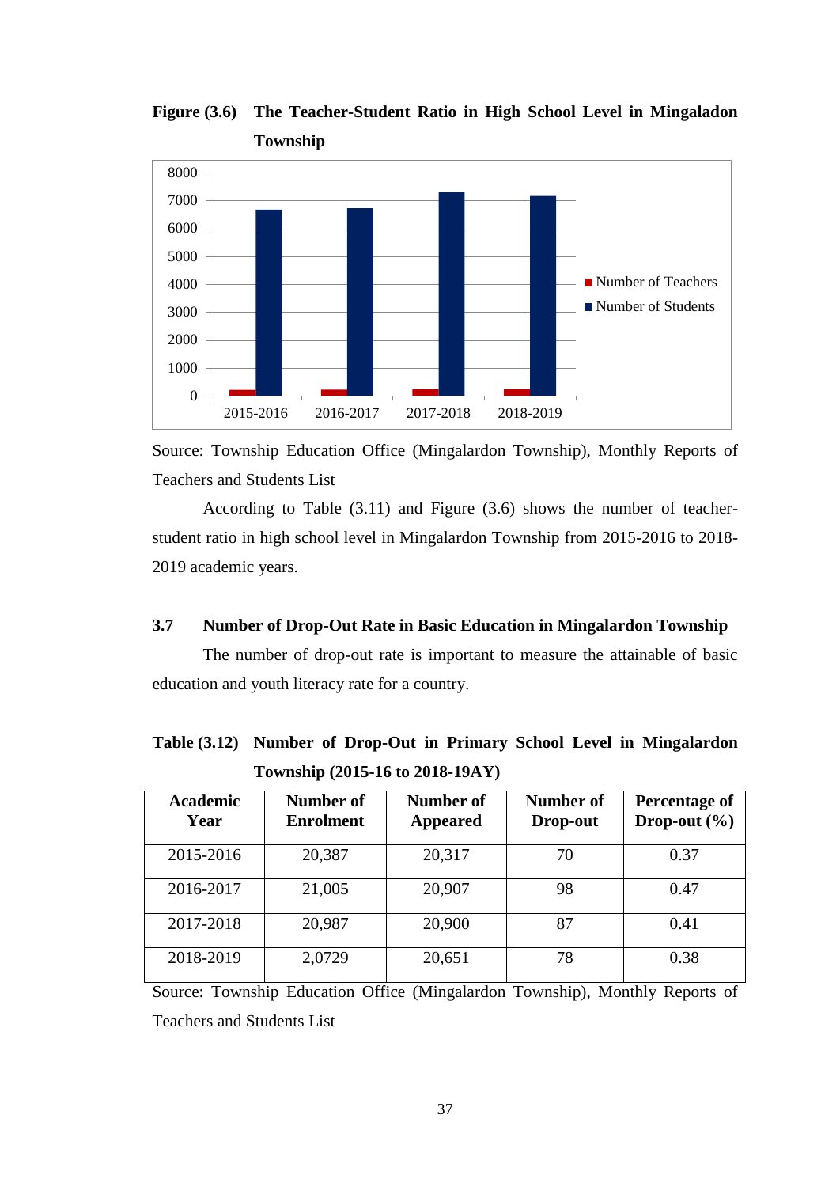**Figure (3.6) The Teacher-Student Ratio in High School Level in Mingaladon Township**

Source: Township Education Office (Mingaladon Township), Monthly Reports of Teachers and Students List

According to Table (3.11) and Figure (3.6) shows the number of teacher-student ratio in high school level in Mingaladon Township from 2015-2016 to 2018-2019 academic years.

## 3.7 Number of Drop-Out Rate in Basic Education in Mingalardon Township

The number of drop-out rate is important to measure the attainable of basic education and youth literacy rate for a country.

**Table (3.12) Number of Drop-Out in Primary School Level in Mingalardon Township (2015-16 to 2018-19AY)**

| Academic Year | Number of Enrolment | Number of Appeared | Number of Drop-out | Percentage of Drop-out (%) |
|---|---|---|---|---|
| 2015-2016 | 20,387 | 20,317 | 70 | 0.37 |
| 2016-2017 | 21,005 | 20,907 | 98 | 0.47 |
| 2017-2018 | 20,987 | 20,900 | 87 | 0.41 |
| 2018-2019 | 2,0729 | 20,651 | 78 | 0.38 |

Source: Township Education Office (Mingalardon Township), Monthly Reports of Teachers and Students List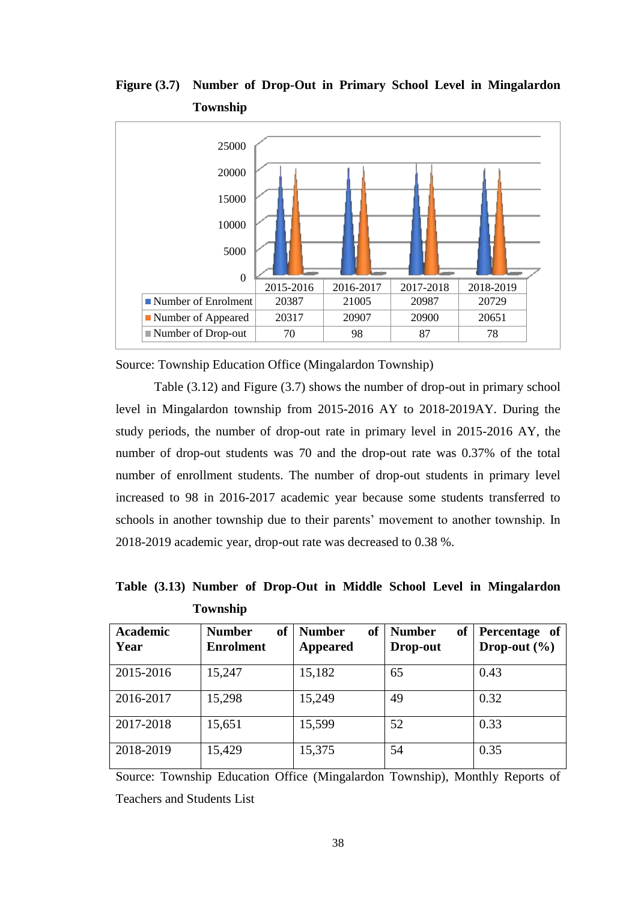**Figure (3.7) Number of Drop-Out in Primary School Level in Mingalardon Township**

| | 2015-2016 | 2016-2017 | 2017-2018 | 2018-2019 |
|---|---|---|---|---|
| Number of Enrolment | 20387 | 21005 | 20987 | 20729 |
| Number of Appeared | 20317 | 20907 | 20900 | 20651 |
| Number of Drop-out | 70 | 98 | 87 | 78 |

Source: Township Education Office (Mingalardon Township)

Table (3.12) and Figure (3.7) shows the number of drop-out in primary school level in Mingalardon township from 2015-2016 AY to 2018-2019AY. During the study periods, the number of drop-out rate in primary level in 2015-2016 AY, the number of drop-out students was 70 and the drop-out rate was 0.37% of the total number of enrollment students. The number of drop-out students in primary level increased to 98 in 2016-2017 academic year because some students transferred to schools in another township due to their parents' movement to another township. In 2018-2019 academic year, drop-out rate was decreased to 0.38 %.

**Table (3.13) Number of Drop-Out in Middle School Level in Mingalardon Township**

| Academic Year | Number of Enrolment | Number of Appeared | Number of Drop-out | Percentage of Drop-out (%) |
|---|---|---|---|---|
| 2015-2016 | 15,247 | 15,182 | 65 | 0.43 |
| 2016-2017 | 15,298 | 15,249 | 49 | 0.32 |
| 2017-2018 | 15,651 | 15,599 | 52 | 0.33 |
| 2018-2019 | 15,429 | 15,375 | 54 | 0.35 |

Source: Township Education Office (Mingalardon Township), Monthly Reports of Teachers and Students List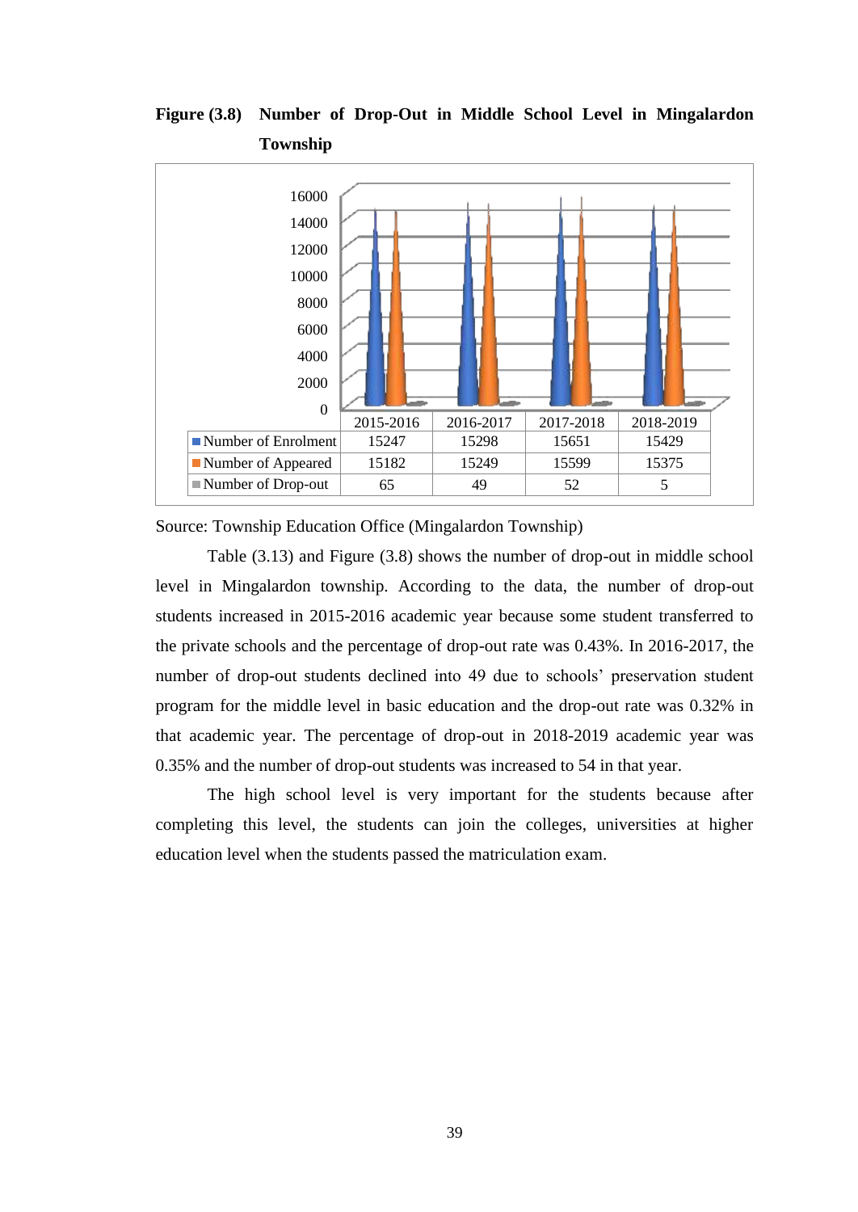**Figure (3.8) Number of Drop-Out in Middle School Level in Mingalardon Township**

| | 2015-2016 | 2016-2017 | 2017-2018 | 2018-2019 |
|---|---|---|---|---|
| Number of Enrolment | 15247 | 15298 | 15651 | 15429 |
| Number of Appeared | 15182 | 15249 | 15599 | 15375 |
| Number of Drop-out | 65 | 49 | 52 | 5 |

Source: Township Education Office (Mingalardon Township)

Table (3.13) and Figure (3.8) shows the number of drop-out in middle school level in Mingalardon township. According to the data, the number of drop-out students increased in 2015-2016 academic year because some student transferred to the private schools and the percentage of drop-out rate was 0.43%. In 2016-2017, the number of drop-out students declined into 49 due to schools' preservation student program for the middle level in basic education and the drop-out rate was 0.32% in that academic year. The percentage of drop-out in 2018-2019 academic year was 0.35% and the number of drop-out students was increased to 54 in that year.

The high school level is very important for the students because after completing this level, the students can join the colleges, universities at higher education level when the students passed the matriculation exam.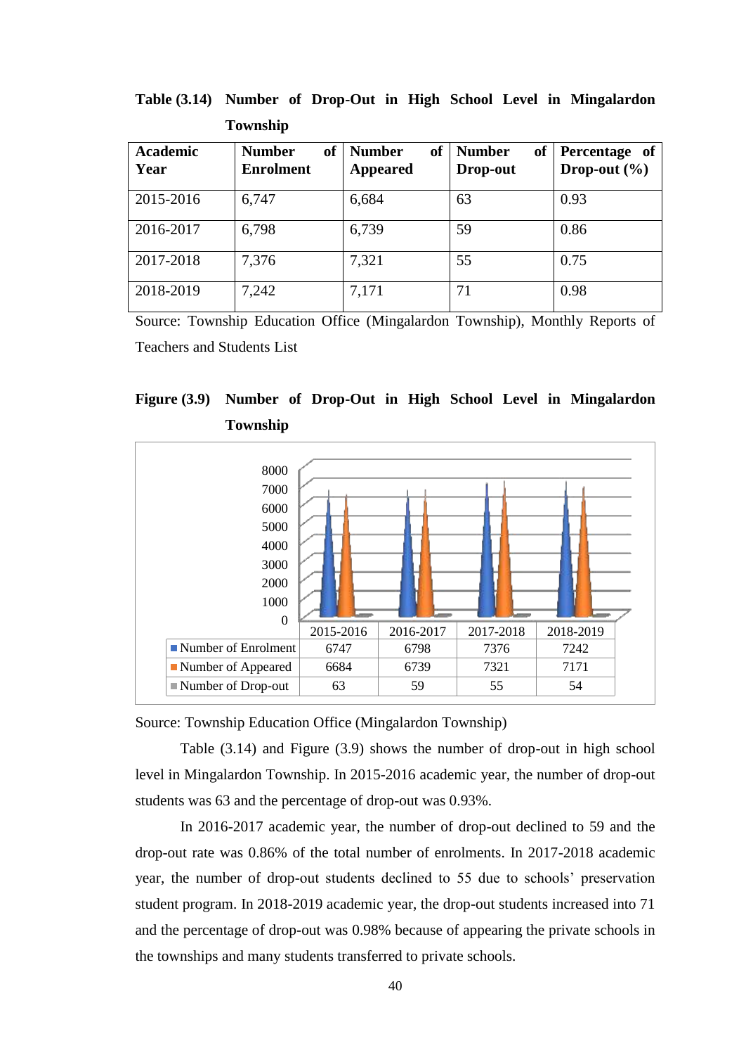**Table (3.14) Number of Drop-Out in High School Level in Mingalardon Township**

| Academic Year | Number of Enrolment | Number of Appeared | Number of Drop-out | Percentage of Drop-out (%) |
|---|---|---|---|---|
| 2015-2016 | 6,747 | 6,684 | 63 | 0.93 |
| 2016-2017 | 6,798 | 6,739 | 59 | 0.86 |
| 2017-2018 | 7,376 | 7,321 | 55 | 0.75 |
| 2018-2019 | 7,242 | 7,171 | 71 | 0.98 |

Source: Township Education Office (Mingalardon Township), Monthly Reports of Teachers and Students List

**Figure (3.9) Number of Drop-Out in High School Level in Mingalardon Township**

| | 2015-2016 | 2016-2017 | 2017-2018 | 2018-2019 |
|---|---|---|---|---|
| Number of Enrolment | 6747 | 6798 | 7376 | 7242 |
| Number of Appeared | 6684 | 6739 | 7321 | 7171 |
| Number of Drop-out | 63 | 59 | 55 | 54 |

Source: Township Education Office (Mingalardon Township)

Table (3.14) and Figure (3.9) shows the number of drop-out in high school level in Mingalardon Township. In 2015-2016 academic year, the number of drop-out students was 63 and the percentage of drop-out was 0.93%.

In 2016-2017 academic year, the number of drop-out declined to 59 and the drop-out rate was 0.86% of the total number of enrolments. In 2017-2018 academic year, the number of drop-out students declined to 55 due to schools' preservation student program. In 2018-2019 academic year, the drop-out students increased into 71 and the percentage of drop-out was 0.98% because of appearing the private schools in the townships and many students transferred to private schools.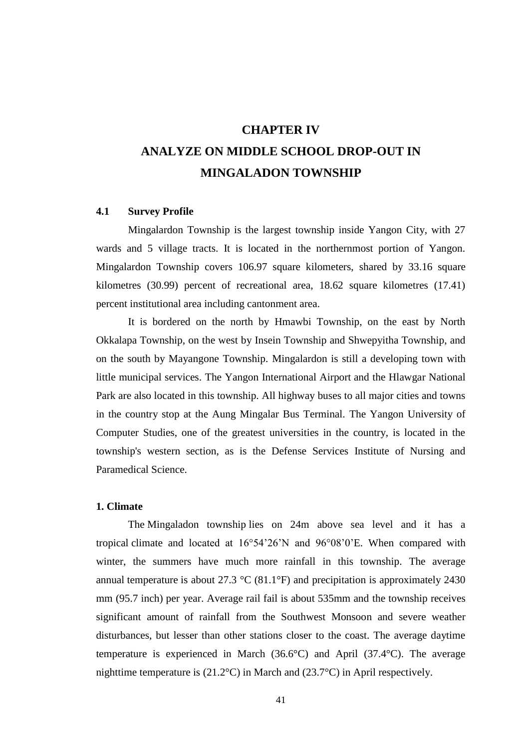# CHAPTER IV

# ANALYZE ON MIDDLE SCHOOL DROP-OUT IN MINGALADON TOWNSHIP

## 4.1 Survey Profile

Mingalardon Township is the largest township inside Yangon City, with 27 wards and 5 village tracts. It is located in the northernmost portion of Yangon. Mingalardon Township covers 106.97 square kilometers, shared by 33.16 square kilometres (30.99) percent of recreational area, 18.62 square kilometres (17.41) percent institutional area including cantonment area.

It is bordered on the north by Hmawbi Township, on the east by North Okkalapa Township, on the west by Insein Township and Shwepyitha Township, and on the south by Mayangone Township. Mingalardon is still a developing town with little municipal services. The Yangon International Airport and the Hlawgar National Park are also located in this township. All highway buses to all major cities and towns in the country stop at the Aung Mingalar Bus Terminal. The Yangon University of Computer Studies, one of the greatest universities in the country, is located in the township's western section, as is the Defense Services Institute of Nursing and Paramedical Science.

### 1. Climate

The Mingaladon township lies on 24m above sea level and it has a tropical climate and located at 16°54'26'N and 96°08'0'E. When compared with winter, the summers have much more rainfall in this township. The average annual temperature is about 27.3 °C (81.1°F) and precipitation is approximately 2430 mm (95.7 inch) per year. Average rail fail is about 535mm and the township receives significant amount of rainfall from the Southwest Monsoon and severe weather disturbances, but lesser than other stations closer to the coast. The average daytime temperature is experienced in March (36.6°C) and April (37.4°C). The average nighttime temperature is (21.2°C) in March and (23.7°C) in April respectively.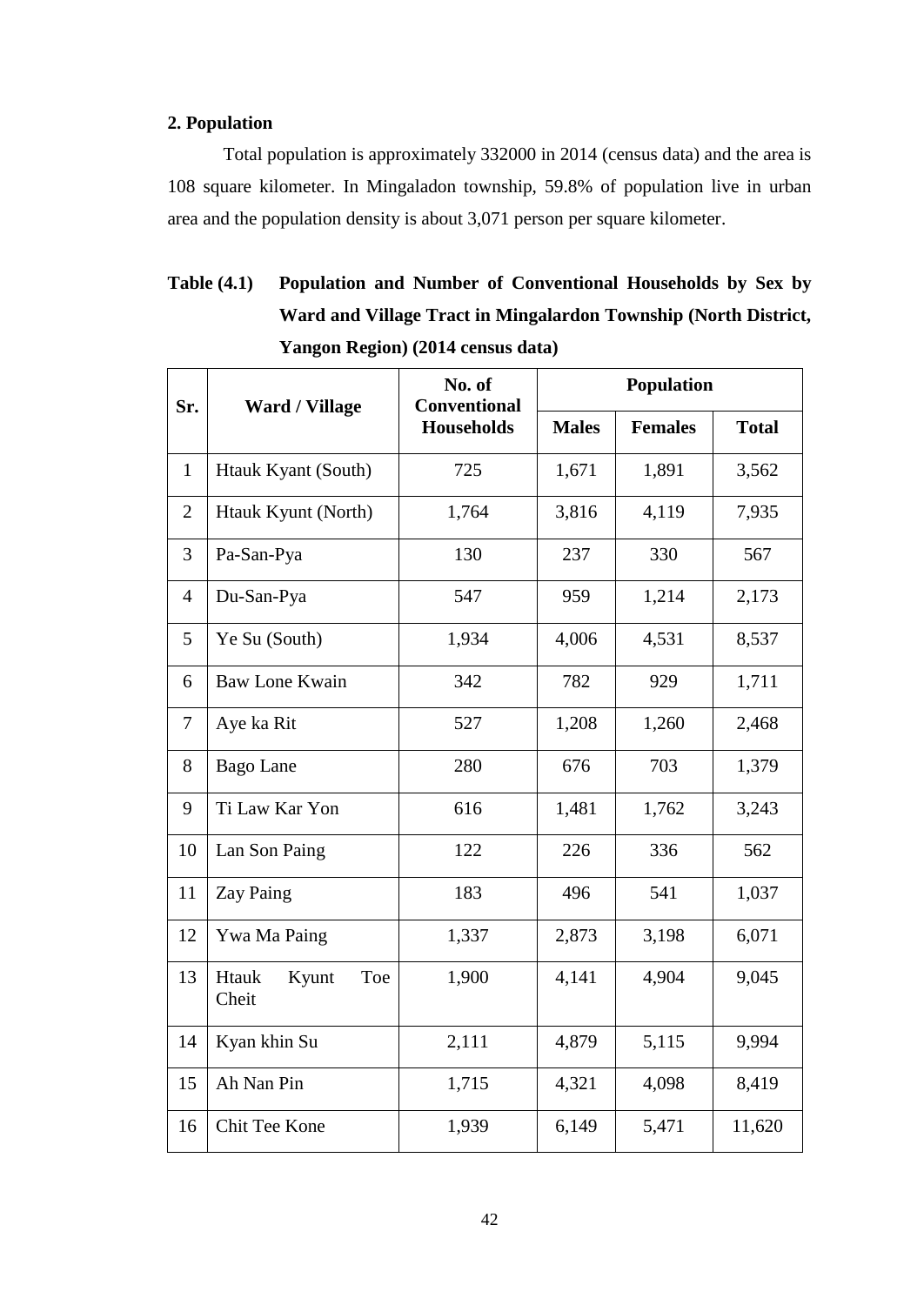## 2. Population

Total population is approximately 332000 in 2014 (census data) and the area is 108 square kilometer. In Mingaladon township, 59.8% of population live in urban area and the population density is about 3,071 person per square kilometer.

**Table (4.1) Population and Number of Conventional Households by Sex by Ward and Village Tract in Mingalardon Township (North District, Yangon Region) (2014 census data)**

| Sr. | Ward / Village | No. of Conventional Households | Population | | |
|---|---|---|---|---|---|
| | | | Males | Females | Total |
| 1 | Htauk Kyant (South) | 725 | 1,671 | 1,891 | 3,562 |
| 2 | Htauk Kyunt (North) | 1,764 | 3,816 | 4,119 | 7,935 |
| 3 | Pa-San-Pya | 130 | 237 | 330 | 567 |
| 4 | Du-San-Pya | 547 | 959 | 1,214 | 2,173 |
| 5 | Ye Su (South) | 1,934 | 4,006 | 4,531 | 8,537 |
| 6 | Baw Lone Kwain | 342 | 782 | 929 | 1,711 |
| 7 | Aye ka Rit | 527 | 1,208 | 1,260 | 2,468 |
| 8 | Bago Lane | 280 | 676 | 703 | 1,379 |
| 9 | Ti Law Kar Yon | 616 | 1,481 | 1,762 | 3,243 |
| 10 | Lan Son Paing | 122 | 226 | 336 | 562 |
| 11 | Zay Paing | 183 | 496 | 541 | 1,037 |
| 12 | Ywa Ma Paing | 1,337 | 2,873 | 3,198 | 6,071 |
| 13 | Htauk Kyunt Toe Cheit | 1,900 | 4,141 | 4,904 | 9,045 |
| 14 | Kyan khin Su | 2,111 | 4,879 | 5,115 | 9,994 |
| 15 | Ah Nan Pin | 1,715 | 4,321 | 4,098 | 8,419 |
| 16 | Chit Tee Kone | 1,939 | 6,149 | 5,471 | 11,620 |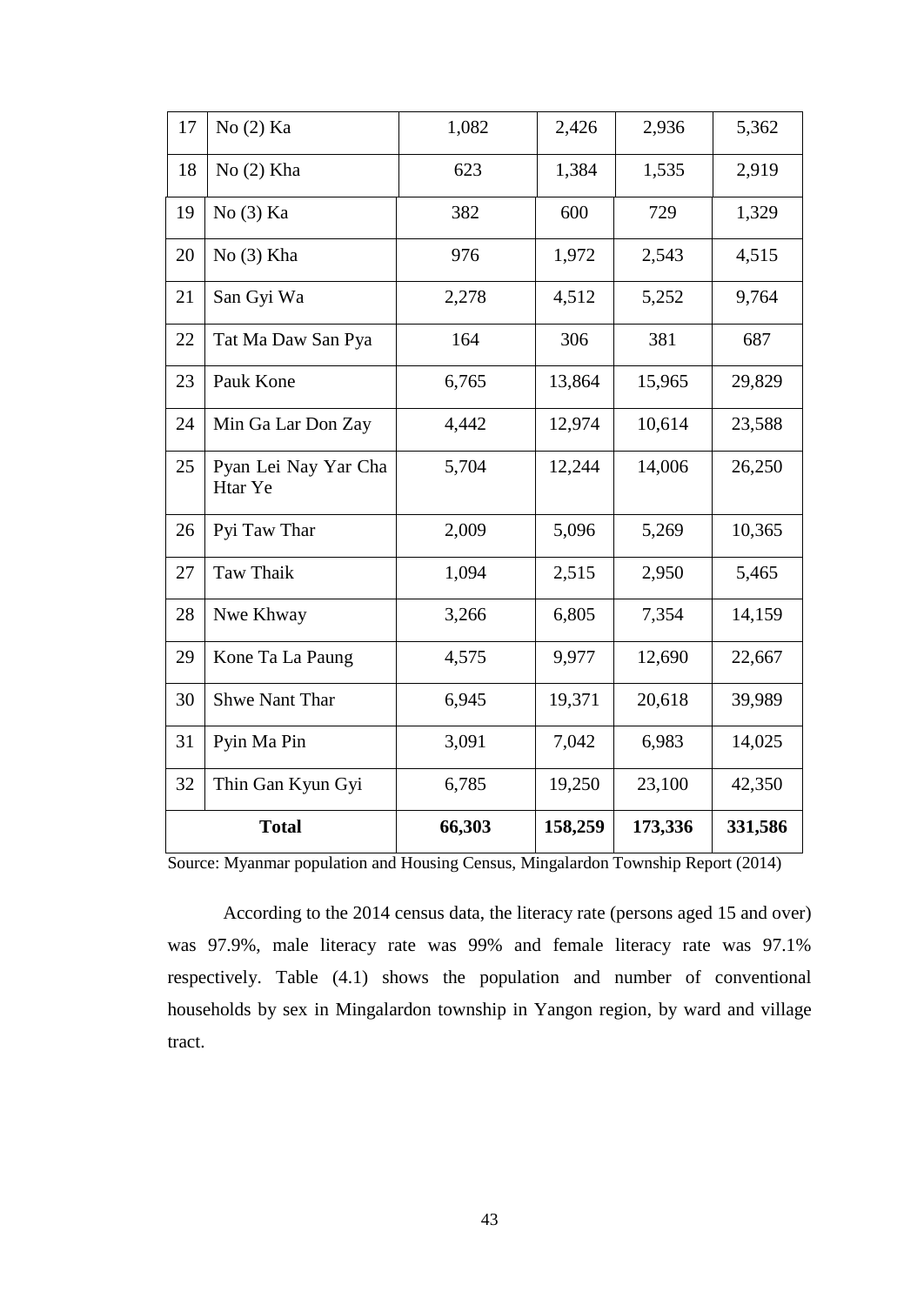| 17 | No (2) Ka | 1,082 | 2,426 | 2,936 | 5,362 |
|---|---|---|---|---|---|
| 18 | No (2) Kha | 623 | 1,384 | 1,535 | 2,919 |
| 19 | No (3) Ka | 382 | 600 | 729 | 1,329 |
| 20 | No (3) Kha | 976 | 1,972 | 2,543 | 4,515 |
| 21 | San Gyi Wa | 2,278 | 4,512 | 5,252 | 9,764 |
| 22 | Tat Ma Daw San Pya | 164 | 306 | 381 | 687 |
| 23 | Pauk Kone | 6,765 | 13,864 | 15,965 | 29,829 |
| 24 | Min Ga Lar Don Zay | 4,442 | 12,974 | 10,614 | 23,588 |
| 25 | Pyan Lei Nay Yar Cha Htar Ye | 5,704 | 12,244 | 14,006 | 26,250 |
| 26 | Pyi Taw Thar | 2,009 | 5,096 | 5,269 | 10,365 |
| 27 | Taw Thaik | 1,094 | 2,515 | 2,950 | 5,465 |
| 28 | Nwe Khway | 3,266 | 6,805 | 7,354 | 14,159 |
| 29 | Kone Ta La Paung | 4,575 | 9,977 | 12,690 | 22,667 |
| 30 | Shwe Nant Thar | 6,945 | 19,371 | 20,618 | 39,989 |
| 31 | Pyin Ma Pin | 3,091 | 7,042 | 6,983 | 14,025 |
| 32 | Thin Gan Kyun Gyi | 6,785 | 19,250 | 23,100 | 42,350 |
| **Total** | | **66,303** | **158,259** | **173,336** | **331,586** |

Source: Myanmar population and Housing Census, Mingalardon Township Report (2014)

According to the 2014 census data, the literacy rate (persons aged 15 and over) was 97.9%, male literacy rate was 99% and female literacy rate was 97.1% respectively. Table (4.1) shows the population and number of conventional households by sex in Mingalardon township in Yangon region, by ward and village tract.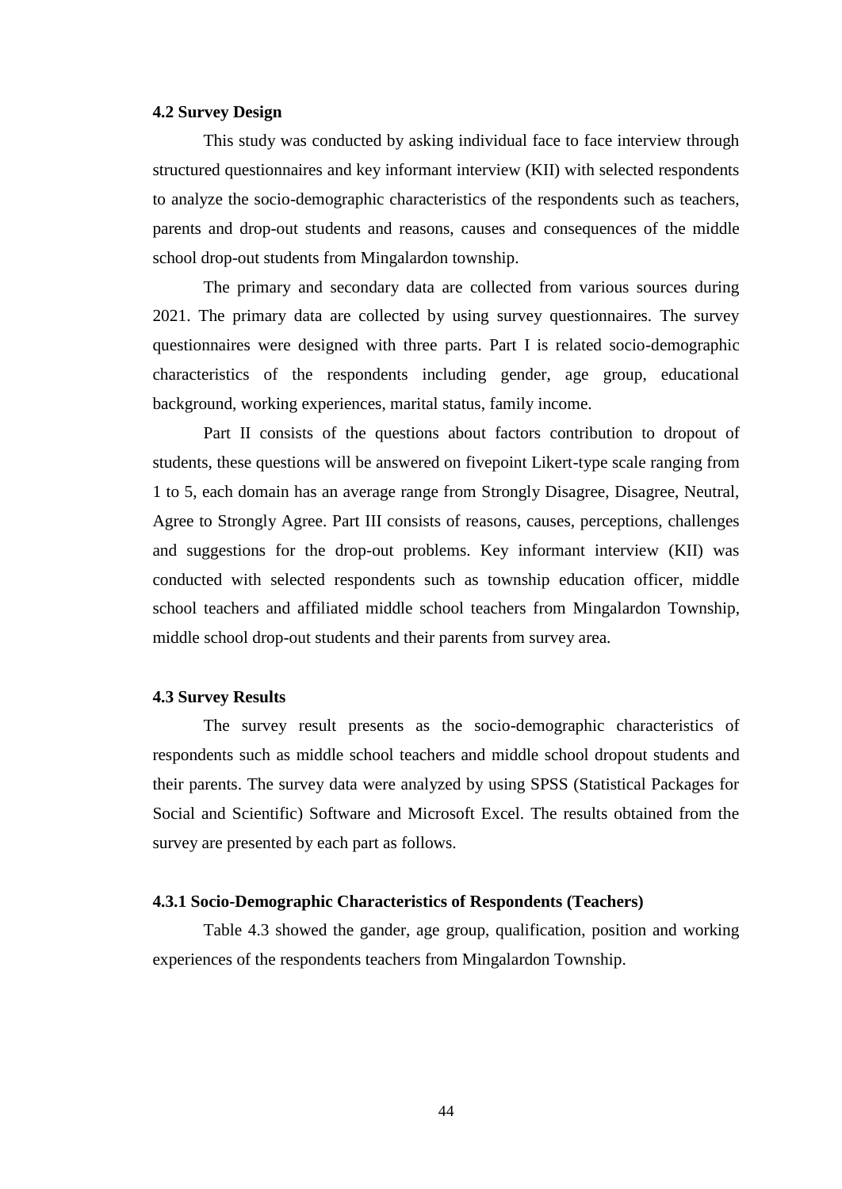## 4.2 Survey Design

This study was conducted by asking individual face to face interview through structured questionnaires and key informant interview (KII) with selected respondents to analyze the socio-demographic characteristics of the respondents such as teachers, parents and drop-out students and reasons, causes and consequences of the middle school drop-out students from Mingalardon township.

The primary and secondary data are collected from various sources during 2021. The primary data are collected by using survey questionnaires. The survey questionnaires were designed with three parts. Part I is related socio-demographic characteristics of the respondents including gender, age group, educational background, working experiences, marital status, family income.

Part II consists of the questions about factors contribution to dropout of students, these questions will be answered on fivepoint Likert-type scale ranging from 1 to 5, each domain has an average range from Strongly Disagree, Disagree, Neutral, Agree to Strongly Agree. Part III consists of reasons, causes, perceptions, challenges and suggestions for the drop-out problems. Key informant interview (KII) was conducted with selected respondents such as township education officer, middle school teachers and affiliated middle school teachers from Mingalardon Township, middle school drop-out students and their parents from survey area.

## 4.3 Survey Results

The survey result presents as the socio-demographic characteristics of respondents such as middle school teachers and middle school dropout students and their parents. The survey data were analyzed by using SPSS (Statistical Packages for Social and Scientific) Software and Microsoft Excel. The results obtained from the survey are presented by each part as follows.

### 4.3.1 Socio-Demographic Characteristics of Respondents (Teachers)

Table 4.3 showed the gander, age group, qualification, position and working experiences of the respondents teachers from Mingalardon Township.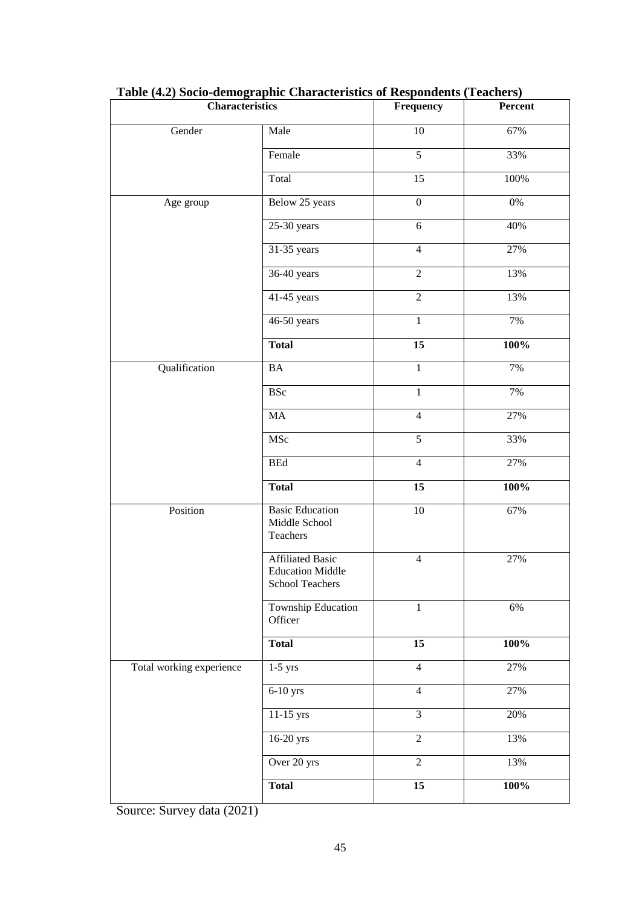**Table (4.2) Socio-demographic Characteristics of Respondents (Teachers)**

| Characteristics | | Frequency | Percent |
|---|---|---|---|
| Gender | Male | 10 | 67% |
| | Female | 5 | 33% |
| | Total | 15 | 100% |
| Age group | Below 25 years | 0 | 0% |
| | 25-30 years | 6 | 40% |
| | 31-35 years | 4 | 27% |
| | 36-40 years | 2 | 13% |
| | 41-45 years | 2 | 13% |
| | 46-50 years | 1 | 7% |
| | **Total** | **15** | **100%** |
| Qualification | BA | 1 | 7% |
| | BSc | 1 | 7% |
| | MA | 4 | 27% |
| | MSc | 5 | 33% |
| | BEd | 4 | 27% |
| | **Total** | **15** | **100%** |
| Position | Basic Education Middle School Teachers | 10 | 67% |
| | Affiliated Basic Education Middle School Teachers | 4 | 27% |
| | Township Education Officer | 1 | 6% |
| | **Total** | **15** | **100%** |
| Total working experience | 1-5 yrs | 4 | 27% |
| | 6-10 yrs | 4 | 27% |
| | 11-15 yrs | 3 | 20% |
| | 16-20 yrs | 2 | 13% |
| | Over 20 yrs | 2 | 13% |
| | **Total** | **15** | **100%** |

Source: Survey data (2021)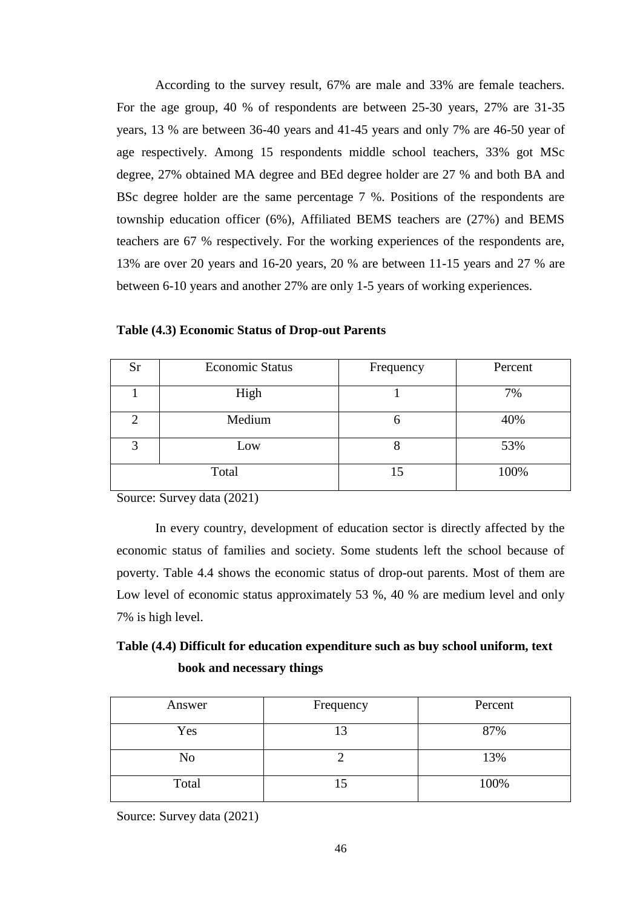According to the survey result, 67% are male and 33% are female teachers. For the age group, 40 % of respondents are between 25-30 years, 27% are 31-35 years, 13 % are between 36-40 years and 41-45 years and only 7% are 46-50 year of age respectively. Among 15 respondents middle school teachers, 33% got MSc degree, 27% obtained MA degree and BEd degree holder are 27 % and both BA and BSc degree holder are the same percentage 7 %. Positions of the respondents are township education officer (6%), Affiliated BEMS teachers are (27%) and BEMS teachers are 67 % respectively. For the working experiences of the respondents are, 13% are over 20 years and 16-20 years, 20 % are between 11-15 years and 27 % are between 6-10 years and another 27% are only 1-5 years of working experiences.

**Table (4.3) Economic Status of Drop-out Parents**

| Sr | Economic Status | Frequency | Percent |
|---|---|---|---|
| 1 | High | 1 | 7% |
| 2 | Medium | 6 | 40% |
| 3 | Low | 8 | 53% |
| Total | | 15 | 100% |

Source: Survey data (2021)

In every country, development of education sector is directly affected by the economic status of families and society. Some students left the school because of poverty. Table 4.4 shows the economic status of drop-out parents. Most of them are Low level of economic status approximately 53 %, 40 % are medium level and only 7% is high level.

**Table (4.4) Difficult for education expenditure such as buy school uniform, text book and necessary things**

| Answer | Frequency | Percent |
|---|---|---|
| Yes | 13 | 87% |
| No | 2 | 13% |
| Total | 15 | 100% |

Source: Survey data (2021)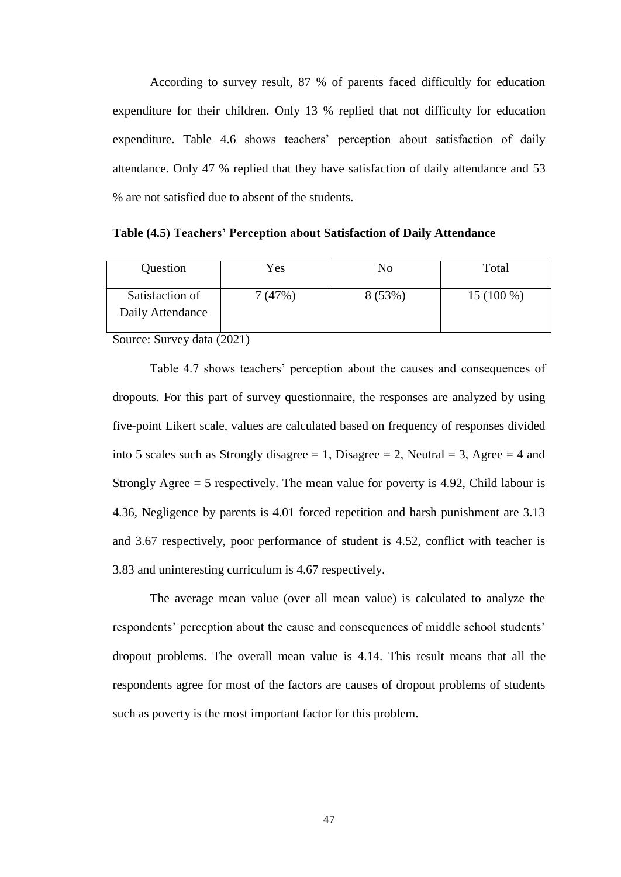According to survey result, 87 % of parents faced difficultly for education expenditure for their children. Only 13 % replied that not difficulty for education expenditure. Table 4.6 shows teachers' perception about satisfaction of daily attendance. Only 47 % replied that they have satisfaction of daily attendance and 53 % are not satisfied due to absent of the students.

**Table (4.5) Teachers' Perception about Satisfaction of Daily Attendance**

| Question | Yes | No | Total |
|---|---|---|---|
| Satisfaction of Daily Attendance | 7 (47%) | 8 (53%) | 15 (100 %) |

Source: Survey data (2021)

Table 4.7 shows teachers' perception about the causes and consequences of dropouts. For this part of survey questionnaire, the responses are analyzed by using five-point Likert scale, values are calculated based on frequency of responses divided into 5 scales such as Strongly disagree = 1, Disagree = 2, Neutral = 3, Agree = 4 and Strongly Agree = 5 respectively. The mean value for poverty is 4.92, Child labour is 4.36, Negligence by parents is 4.01 forced repetition and harsh punishment are 3.13 and 3.67 respectively, poor performance of student is 4.52, conflict with teacher is 3.83 and uninteresting curriculum is 4.67 respectively.

The average mean value (over all mean value) is calculated to analyze the respondents' perception about the cause and consequences of middle school students' dropout problems. The overall mean value is 4.14. This result means that all the respondents agree for most of the factors are causes of dropout problems of students such as poverty is the most important factor for this problem.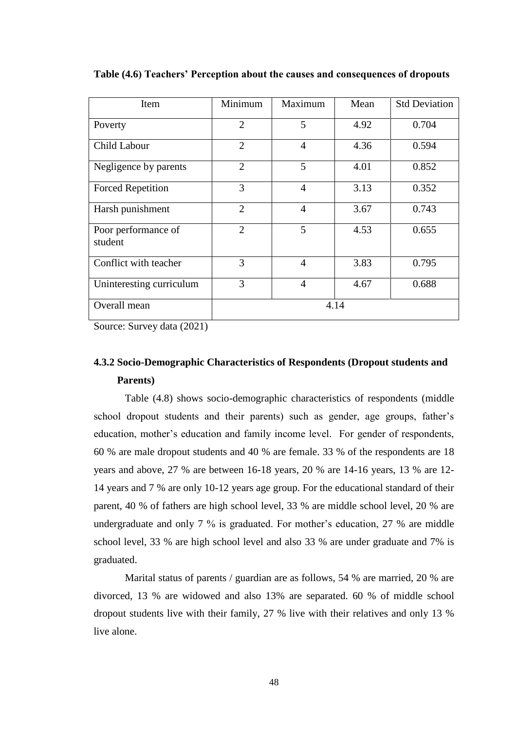**Table (4.6) Teachers' Perception about the causes and consequences of dropouts**

| Item | Minimum | Maximum | Mean | Std Deviation |
|---|---|---|---|---|
| Poverty | 2 | 5 | 4.92 | 0.704 |
| Child Labour | 2 | 4 | 4.36 | 0.594 |
| Negligence by parents | 2 | 5 | 4.01 | 0.852 |
| Forced Repetition | 3 | 4 | 3.13 | 0.352 |
| Harsh punishment | 2 | 4 | 3.67 | 0.743 |
| Poor performance of student | 2 | 5 | 4.53 | 0.655 |
| Conflict with teacher | 3 | 4 | 3.83 | 0.795 |
| Uninteresting curriculum | 3 | 4 | 4.67 | 0.688 |
| Overall mean | 4.14 | | | |

Source: Survey data (2021)

### 4.3.2 Socio-Demographic Characteristics of Respondents (Dropout students and Parents)

Table (4.8) shows socio-demographic characteristics of respondents (middle school dropout students and their parents) such as gender, age groups, father's education, mother's education and family income level. For gender of respondents, 60 % are male dropout students and 40 % are female. 33 % of the respondents are 18 years and above, 27 % are between 16-18 years, 20 % are 14-16 years, 13 % are 12-14 years and 7 % are only 10-12 years age group. For the educational standard of their parent, 40 % of fathers are high school level, 33 % are middle school level, 20 % are undergraduate and only 7 % is graduated. For mother's education, 27 % are middle school level, 33 % are high school level and also 33 % are under graduate and 7% is graduated.

Marital status of parents / guardian are as follows, 54 % are married, 20 % are divorced, 13 % are widowed and also 13% are separated. 60 % of middle school dropout students live with their family, 27 % live with their relatives and only 13 % live alone.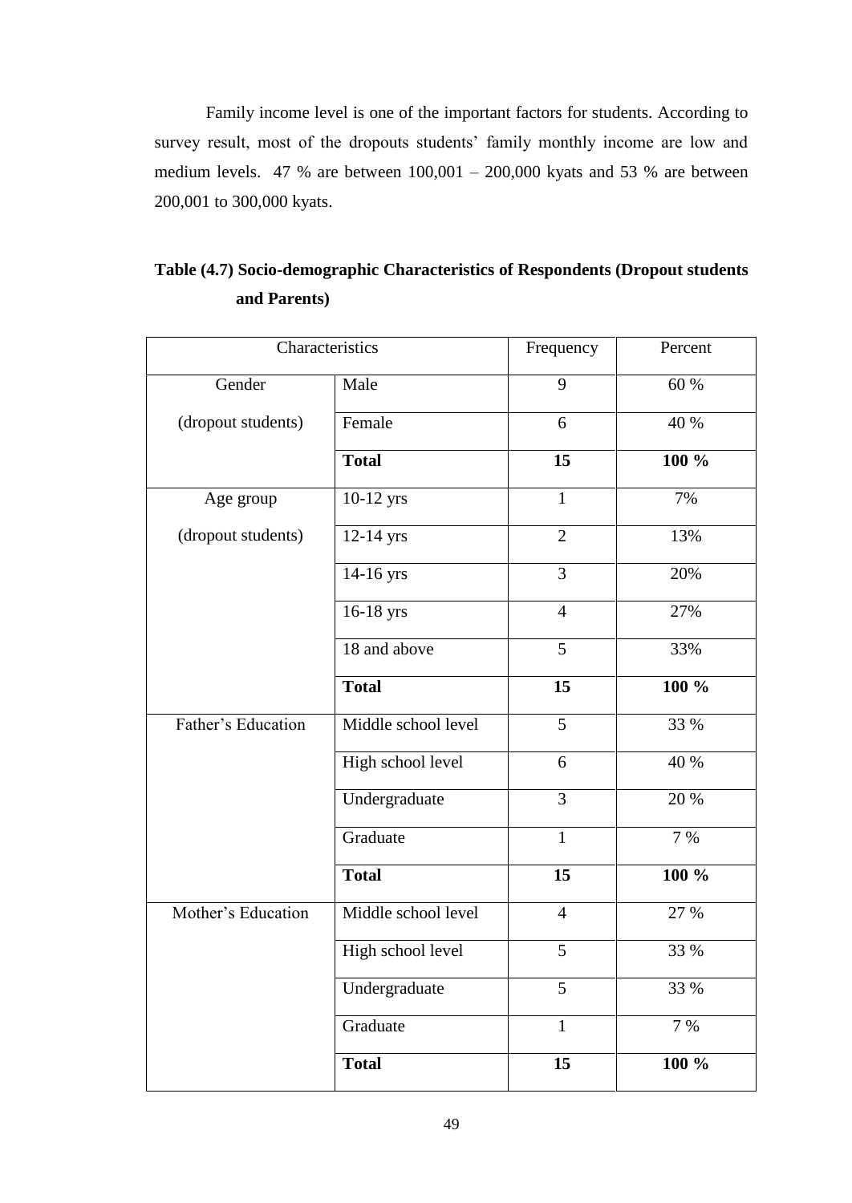Family income level is one of the important factors for students. According to survey result, most of the dropouts students' family monthly income are low and medium levels. 47 % are between 100,001 – 200,000 kyats and 53 % are between 200,001 to 300,000 kyats.

**Table (4.7) Socio-demographic Characteristics of Respondents (Dropout students and Parents)**

| Characteristics | | Frequency | Percent |
|---|---|---|---|
| Gender (dropout students) | Male | 9 | 60 % |
| | Female | 6 | 40 % |
| | **Total** | **15** | **100 %** |
| Age group (dropout students) | 10-12 yrs | 1 | 7% |
| | 12-14 yrs | 2 | 13% |
| | 14-16 yrs | 3 | 20% |
| | 16-18 yrs | 4 | 27% |
| | 18 and above | 5 | 33% |
| | **Total** | **15** | **100 %** |
| Father's Education | Middle school level | 5 | 33 % |
| | High school level | 6 | 40 % |
| | Undergraduate | 3 | 20 % |
| | Graduate | 1 | 7 % |
| | **Total** | **15** | **100 %** |
| Mother's Education | Middle school level | 4 | 27 % |
| | High school level | 5 | 33 % |
| | Undergraduate | 5 | 33 % |
| | Graduate | 1 | 7 % |
| | **Total** | **15** | **100 %** |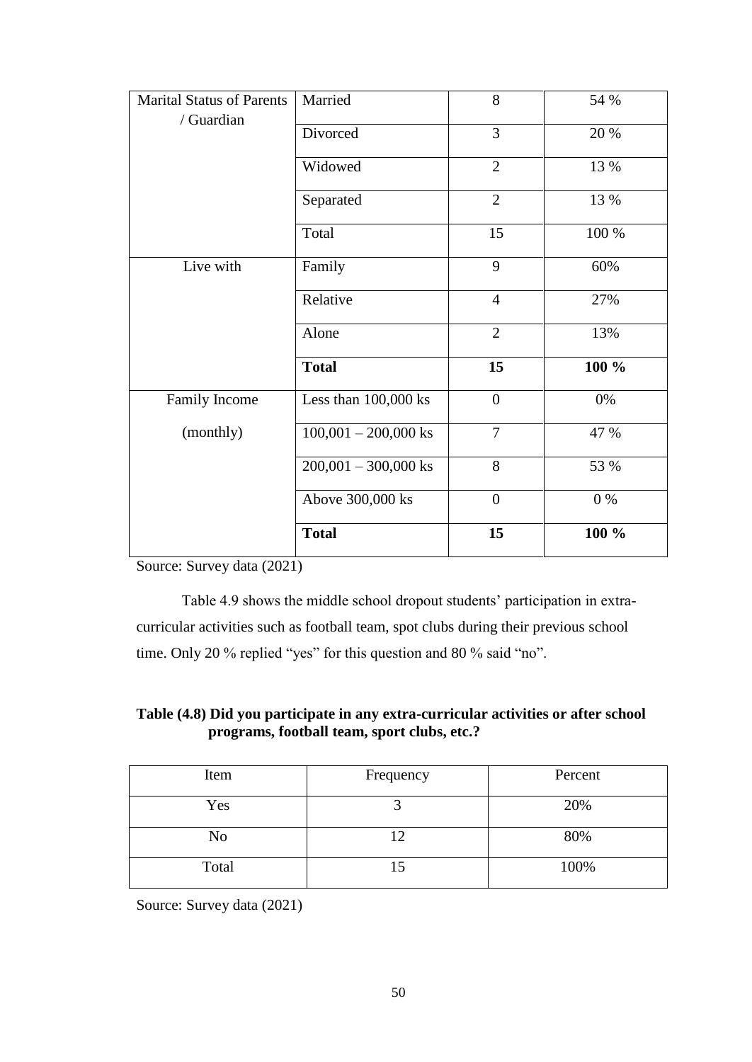| Marital Status of Parents / Guardian | Married | 8 | 54 % |
|---|---|---|---|
| | Divorced | 3 | 20 % |
| | Widowed | 2 | 13 % |
| | Separated | 2 | 13 % |
| | Total | 15 | 100 % |
| Live with | Family | 9 | 60% |
| | Relative | 4 | 27% |
| | Alone | 2 | 13% |
| | **Total** | **15** | **100 %** |
| Family Income (monthly) | Less than 100,000 ks | 0 | 0% |
| | 100,001 – 200,000 ks | 7 | 47 % |
| | 200,001 – 300,000 ks | 8 | 53 % |
| | Above 300,000 ks | 0 | 0 % |
| | **Total** | **15** | **100 %** |

Source: Survey data (2021)

Table 4.9 shows the middle school dropout students' participation in extra-curricular activities such as football team, spot clubs during their previous school time. Only 20 % replied "yes" for this question and 80 % said "no".

**Table (4.8) Did you participate in any extra-curricular activities or after school programs, football team, sport clubs, etc.?**

| Item | Frequency | Percent |
|---|---|---|
| Yes | 3 | 20% |
| No | 12 | 80% |
| Total | 15 | 100% |

Source: Survey data (2021)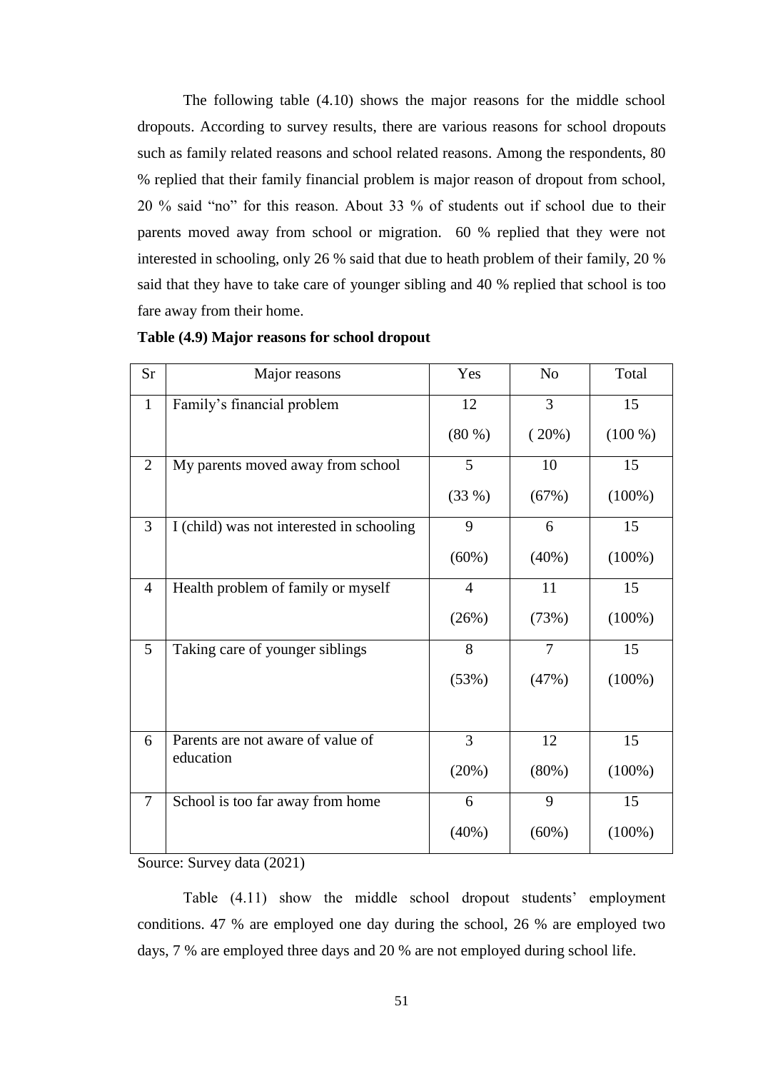The following table (4.10) shows the major reasons for the middle school dropouts. According to survey results, there are various reasons for school dropouts such as family related reasons and school related reasons. Among the respondents, 80 % replied that their family financial problem is major reason of dropout from school, 20 % said "no" for this reason. About 33 % of students out if school due to their parents moved away from school or migration. 60 % replied that they were not interested in schooling, only 26 % said that due to heath problem of their family, 20 % said that they have to take care of younger sibling and 40 % replied that school is too fare away from their home.

**Table (4.9) Major reasons for school dropout**

| Sr | Major reasons | Yes | No | Total |
|---|---|---|---|---|
| 1 | Family's financial problem | 12 (80 %) | 3 ( 20%) | 15 (100 %) |
| 2 | My parents moved away from school | 5 (33 %) | 10 (67%) | 15 (100%) |
| 3 | I (child) was not interested in schooling | 9 (60%) | 6 (40%) | 15 (100%) |
| 4 | Health problem of family or myself | 4 (26%) | 11 (73%) | 15 (100%) |
| 5 | Taking care of younger siblings | 8 (53%) | 7 (47%) | 15 (100%) |
| 6 | Parents are not aware of value of education | 3 (20%) | 12 (80%) | 15 (100%) |
| 7 | School is too far away from home | 6 (40%) | 9 (60%) | 15 (100%) |

Source: Survey data (2021)

Table (4.11) show the middle school dropout students' employment conditions. 47 % are employed one day during the school, 26 % are employed two days, 7 % are employed three days and 20 % are not employed during school life.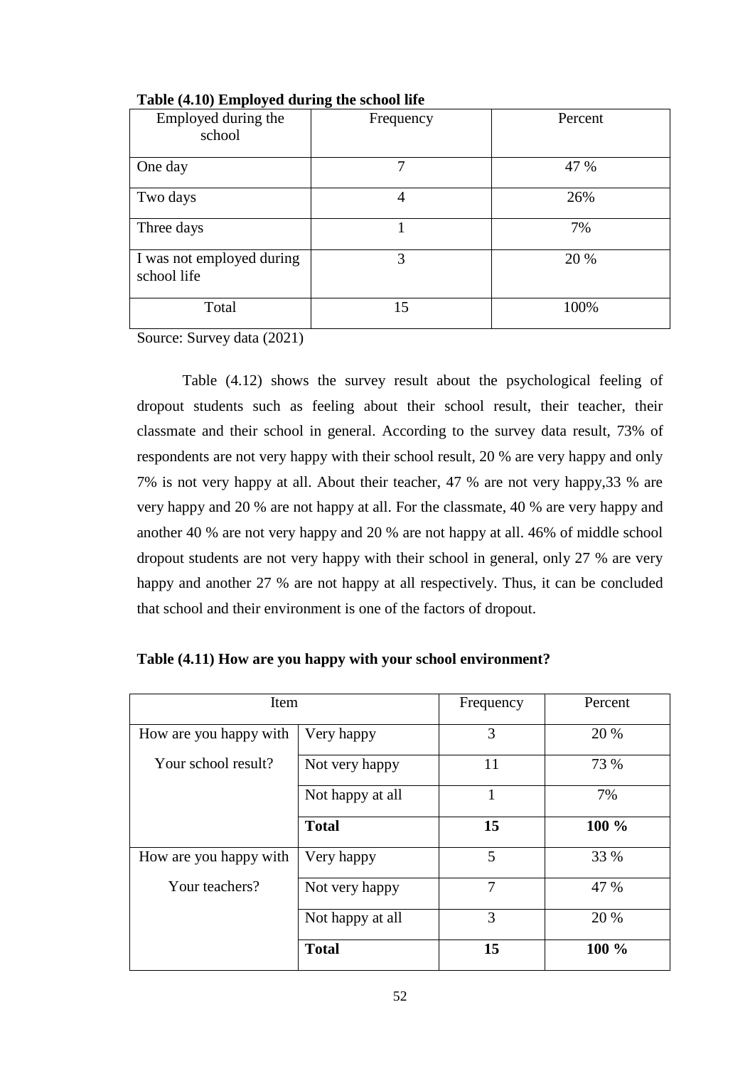**Table (4.10) Employed during the school life**

| Employed during the school | Frequency | Percent |
|---|---|---|
| One day | 7 | 47 % |
| Two days | 4 | 26% |
| Three days | 1 | 7% |
| I was not employed during school life | 3 | 20 % |
| Total | 15 | 100% |

Source: Survey data (2021)

Table (4.12) shows the survey result about the psychological feeling of dropout students such as feeling about their school result, their teacher, their classmate and their school in general. According to the survey data result, 73% of respondents are not very happy with their school result, 20 % are very happy and only 7% is not very happy at all. About their teacher, 47 % are not very happy,33 % are very happy and 20 % are not happy at all. For the classmate, 40 % are very happy and another 40 % are not very happy and 20 % are not happy at all. 46% of middle school dropout students are not very happy with their school in general, only 27 % are very happy and another 27 % are not happy at all respectively. Thus, it can be concluded that school and their environment is one of the factors of dropout.

**Table (4.11) How are you happy with your school environment?**

| Item | | Frequency | Percent |
|---|---|---|---|
| How are you happy with Your school result? | Very happy | 3 | 20 % |
| | Not very happy | 11 | 73 % |
| | Not happy at all | 1 | 7% |
| | **Total** | **15** | **100 %** |
| How are you happy with Your teachers? | Very happy | 5 | 33 % |
| | Not very happy | 7 | 47 % |
| | Not happy at all | 3 | 20 % |
| | **Total** | **15** | **100 %** |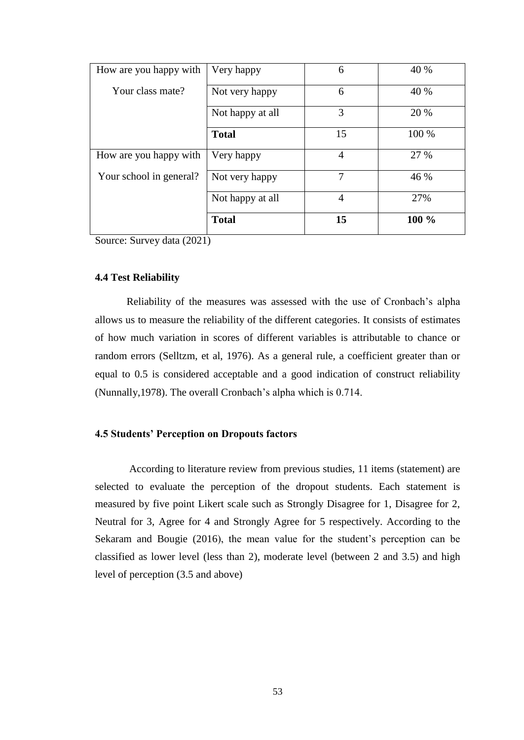| How are you happy with Your class mate? | Very happy | 6 | 40 % |
|---|---|---|---|
| | Not very happy | 6 | 40 % |
| | Not happy at all | 3 | 20 % |
| | **Total** | 15 | 100 % |
| How are you happy with Your school in general? | Very happy | 4 | 27 % |
| | Not very happy | 7 | 46 % |
| | Not happy at all | 4 | 27% |
| | **Total** | **15** | **100 %** |

Source: Survey data (2021)

### 4.4 Test Reliability

Reliability of the measures was assessed with the use of Cronbach's alpha allows us to measure the reliability of the different categories. It consists of estimates of how much variation in scores of different variables is attributable to chance or random errors (Selltzm, et al, 1976). As a general rule, a coefficient greater than or equal to 0.5 is considered acceptable and a good indication of construct reliability (Nunnally,1978). The overall Cronbach's alpha which is 0.714.

### 4.5 Students' Perception on Dropouts factors

According to literature review from previous studies, 11 items (statement) are selected to evaluate the perception of the dropout students. Each statement is measured by five point Likert scale such as Strongly Disagree for 1, Disagree for 2, Neutral for 3, Agree for 4 and Strongly Agree for 5 respectively. According to the Sekaram and Bougie (2016), the mean value for the student's perception can be classified as lower level (less than 2), moderate level (between 2 and 3.5) and high level of perception (3.5 and above)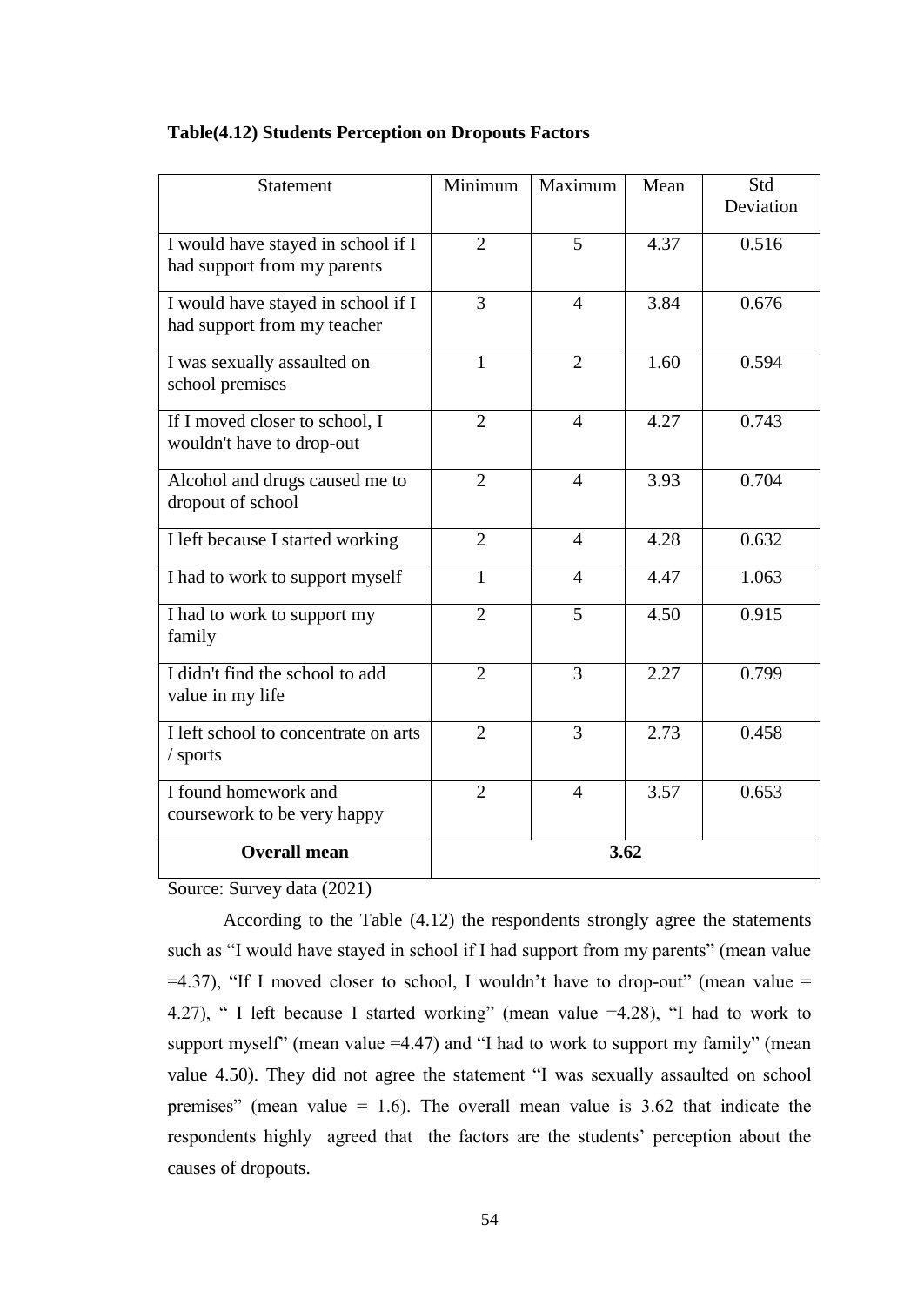**Table(4.12) Students Perception on Dropouts Factors**

| Statement | Minimum | Maximum | Mean | Std Deviation |
|---|---|---|---|---|
| I would have stayed in school if I had support from my parents | 2 | 5 | 4.37 | 0.516 |
| I would have stayed in school if I had support from my teacher | 3 | 4 | 3.84 | 0.676 |
| I was sexually assaulted on school premises | 1 | 2 | 1.60 | 0.594 |
| If I moved closer to school, I wouldn't have to drop-out | 2 | 4 | 4.27 | 0.743 |
| Alcohol and drugs caused me to dropout of school | 2 | 4 | 3.93 | 0.704 |
| I left because I started working | 2 | 4 | 4.28 | 0.632 |
| I had to work to support myself | 1 | 4 | 4.47 | 1.063 |
| I had to work to support my family | 2 | 5 | 4.50 | 0.915 |
| I didn't find the school to add value in my life | 2 | 3 | 2.27 | 0.799 |
| I left school to concentrate on arts / sports | 2 | 3 | 2.73 | 0.458 |
| I found homework and coursework to be very happy | 2 | 4 | 3.57 | 0.653 |
| **Overall mean** | **3.62** | | | |

Source: Survey data (2021)

According to the Table (4.12) the respondents strongly agree the statements such as "I would have stayed in school if I had support from my parents" (mean value =4.37), "If I moved closer to school, I wouldn't have to drop-out" (mean value = 4.27), " I left because I started working" (mean value =4.28), "I had to work to support myself" (mean value =4.47) and "I had to work to support my family" (mean value 4.50). They did not agree the statement "I was sexually assaulted on school premises" (mean value = 1.6). The overall mean value is 3.62 that indicate the respondents highly agreed that the factors are the students' perception about the causes of dropouts.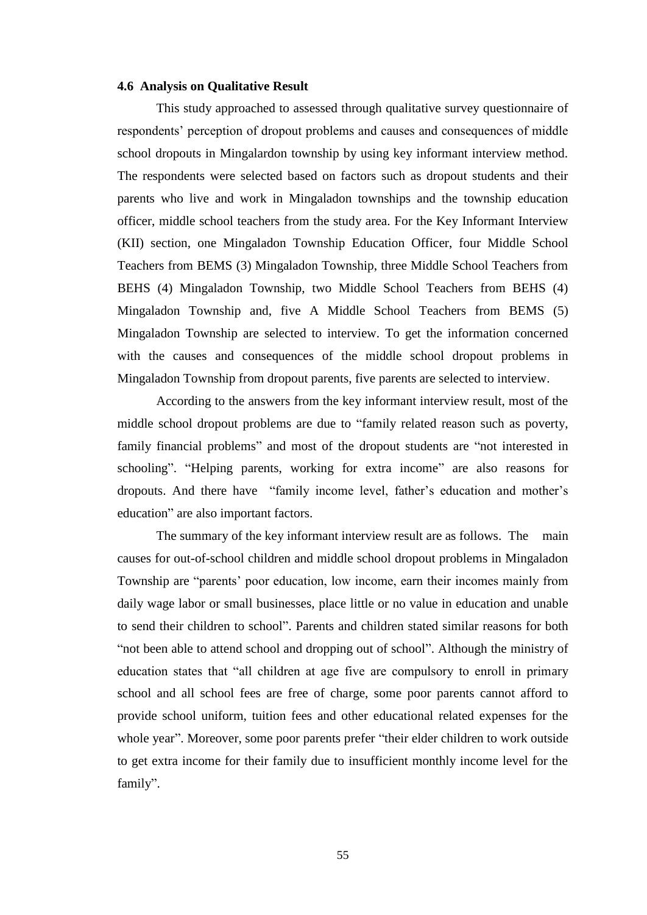#### 4.6 Analysis on Qualitative Result

This study approached to assessed through qualitative survey questionnaire of respondents' perception of dropout problems and causes and consequences of middle school dropouts in Mingalardon township by using key informant interview method. The respondents were selected based on factors such as dropout students and their parents who live and work in Mingaladon townships and the township education officer, middle school teachers from the study area. For the Key Informant Interview (KII) section, one Mingaladon Township Education Officer, four Middle School Teachers from BEMS (3) Mingaladon Township, three Middle School Teachers from BEHS (4) Mingaladon Township, two Middle School Teachers from BEHS (4) Mingaladon Township and, five A Middle School Teachers from BEMS (5) Mingaladon Township are selected to interview. To get the information concerned with the causes and consequences of the middle school dropout problems in Mingaladon Township from dropout parents, five parents are selected to interview.

According to the answers from the key informant interview result, most of the middle school dropout problems are due to "family related reason such as poverty, family financial problems" and most of the dropout students are "not interested in schooling". "Helping parents, working for extra income" are also reasons for dropouts. And there have "family income level, father's education and mother's education" are also important factors.

The summary of the key informant interview result are as follows. The main causes for out-of-school children and middle school dropout problems in Mingaladon Township are "parents' poor education, low income, earn their incomes mainly from daily wage labor or small businesses, place little or no value in education and unable to send their children to school". Parents and children stated similar reasons for both "not been able to attend school and dropping out of school". Although the ministry of education states that "all children at age five are compulsory to enroll in primary school and all school fees are free of charge, some poor parents cannot afford to provide school uniform, tuition fees and other educational related expenses for the whole year". Moreover, some poor parents prefer "their elder children to work outside to get extra income for their family due to insufficient monthly income level for the family".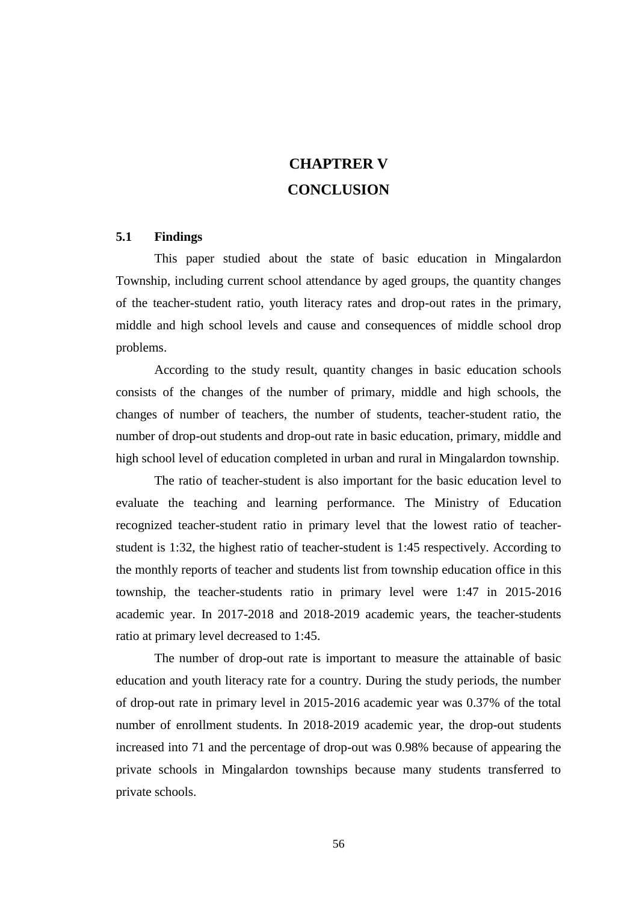# CHAPTRER V
# CONCLUSION

## 5.1 Findings

This paper studied about the state of basic education in Mingalardon Township, including current school attendance by aged groups, the quantity changes of the teacher-student ratio, youth literacy rates and drop-out rates in the primary, middle and high school levels and cause and consequences of middle school drop problems.

According to the study result, quantity changes in basic education schools consists of the changes of the number of primary, middle and high schools, the changes of number of teachers, the number of students, teacher-student ratio, the number of drop-out students and drop-out rate in basic education, primary, middle and high school level of education completed in urban and rural in Mingalardon township.

The ratio of teacher-student is also important for the basic education level to evaluate the teaching and learning performance. The Ministry of Education recognized teacher-student ratio in primary level that the lowest ratio of teacher-student is 1:32, the highest ratio of teacher-student is 1:45 respectively. According to the monthly reports of teacher and students list from township education office in this township, the teacher-students ratio in primary level were 1:47 in 2015-2016 academic year. In 2017-2018 and 2018-2019 academic years, the teacher-students ratio at primary level decreased to 1:45.

The number of drop-out rate is important to measure the attainable of basic education and youth literacy rate for a country. During the study periods, the number of drop-out rate in primary level in 2015-2016 academic year was 0.37% of the total number of enrollment students. In 2018-2019 academic year, the drop-out students increased into 71 and the percentage of drop-out was 0.98% because of appearing the private schools in Mingalardon townships because many students transferred to private schools.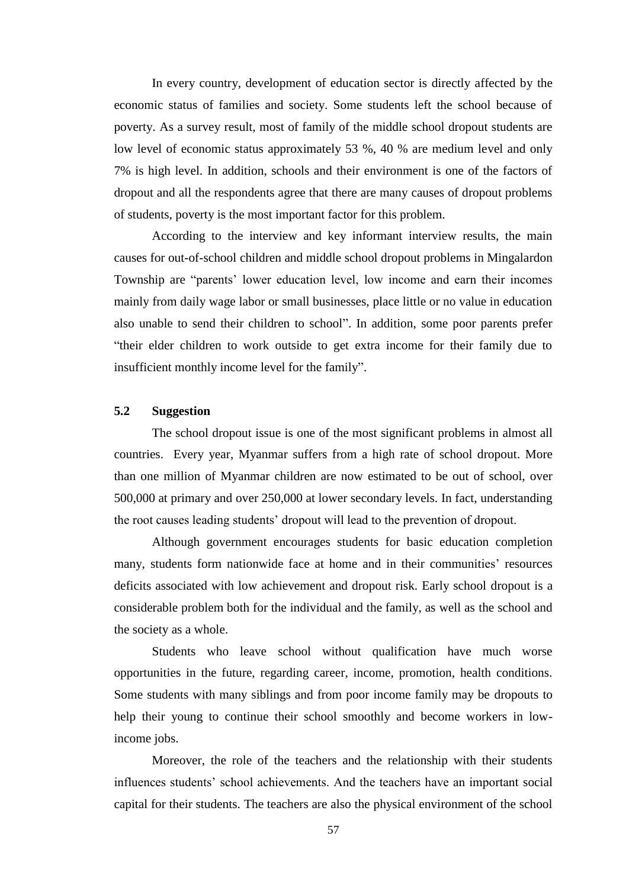In every country, development of education sector is directly affected by the economic status of families and society. Some students left the school because of poverty. As a survey result, most of family of the middle school dropout students are low level of economic status approximately 53 %, 40 % are medium level and only 7% is high level. In addition, schools and their environment is one of the factors of dropout and all the respondents agree that there are many causes of dropout problems of students, poverty is the most important factor for this problem.

According to the interview and key informant interview results, the main causes for out-of-school children and middle school dropout problems in Mingalardon Township are "parents' lower education level, low income and earn their incomes mainly from daily wage labor or small businesses, place little or no value in education also unable to send their children to school". In addition, some poor parents prefer "their elder children to work outside to get extra income for their family due to insufficient monthly income level for the family".

## 5.2 Suggestion

The school dropout issue is one of the most significant problems in almost all countries. Every year, Myanmar suffers from a high rate of school dropout. More than one million of Myanmar children are now estimated to be out of school, over 500,000 at primary and over 250,000 at lower secondary levels. In fact, understanding the root causes leading students' dropout will lead to the prevention of dropout.

Although government encourages students for basic education completion many, students form nationwide face at home and in their communities' resources deficits associated with low achievement and dropout risk. Early school dropout is a considerable problem both for the individual and the family, as well as the school and the society as a whole.

Students who leave school without qualification have much worse opportunities in the future, regarding career, income, promotion, health conditions. Some students with many siblings and from poor income family may be dropouts to help their young to continue their school smoothly and become workers in low-income jobs.

Moreover, the role of the teachers and the relationship with their students influences students' school achievements. And the teachers have an important social capital for their students. The teachers are also the physical environment of the school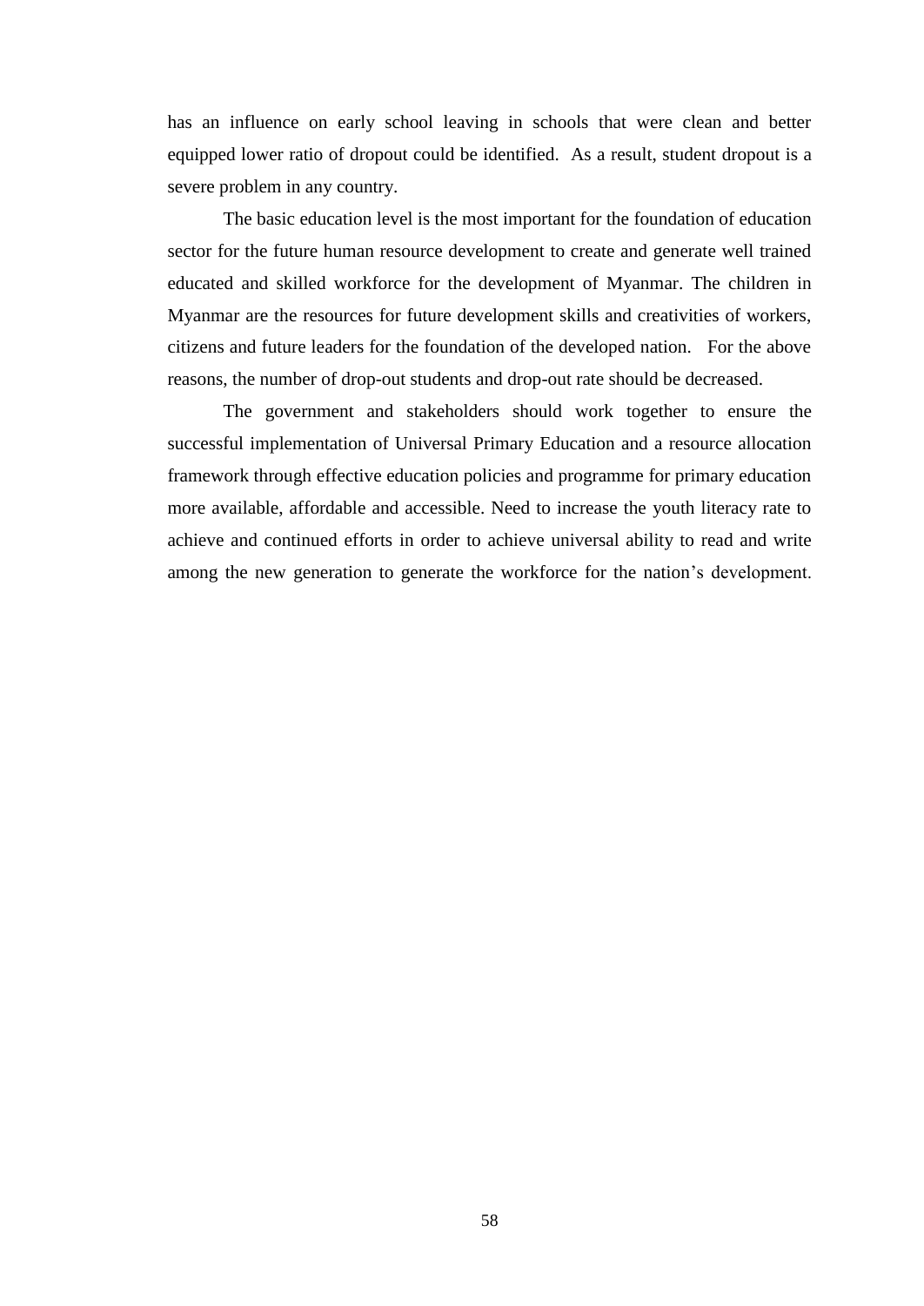has an influence on early school leaving in schools that were clean and better equipped lower ratio of dropout could be identified. As a result, student dropout is a severe problem in any country.

The basic education level is the most important for the foundation of education sector for the future human resource development to create and generate well trained educated and skilled workforce for the development of Myanmar. The children in Myanmar are the resources for future development skills and creativities of workers, citizens and future leaders for the foundation of the developed nation. For the above reasons, the number of drop-out students and drop-out rate should be decreased.

The government and stakeholders should work together to ensure the successful implementation of Universal Primary Education and a resource allocation framework through effective education policies and programme for primary education more available, affordable and accessible. Need to increase the youth literacy rate to achieve and continued efforts in order to achieve universal ability to read and write among the new generation to generate the workforce for the nation's development.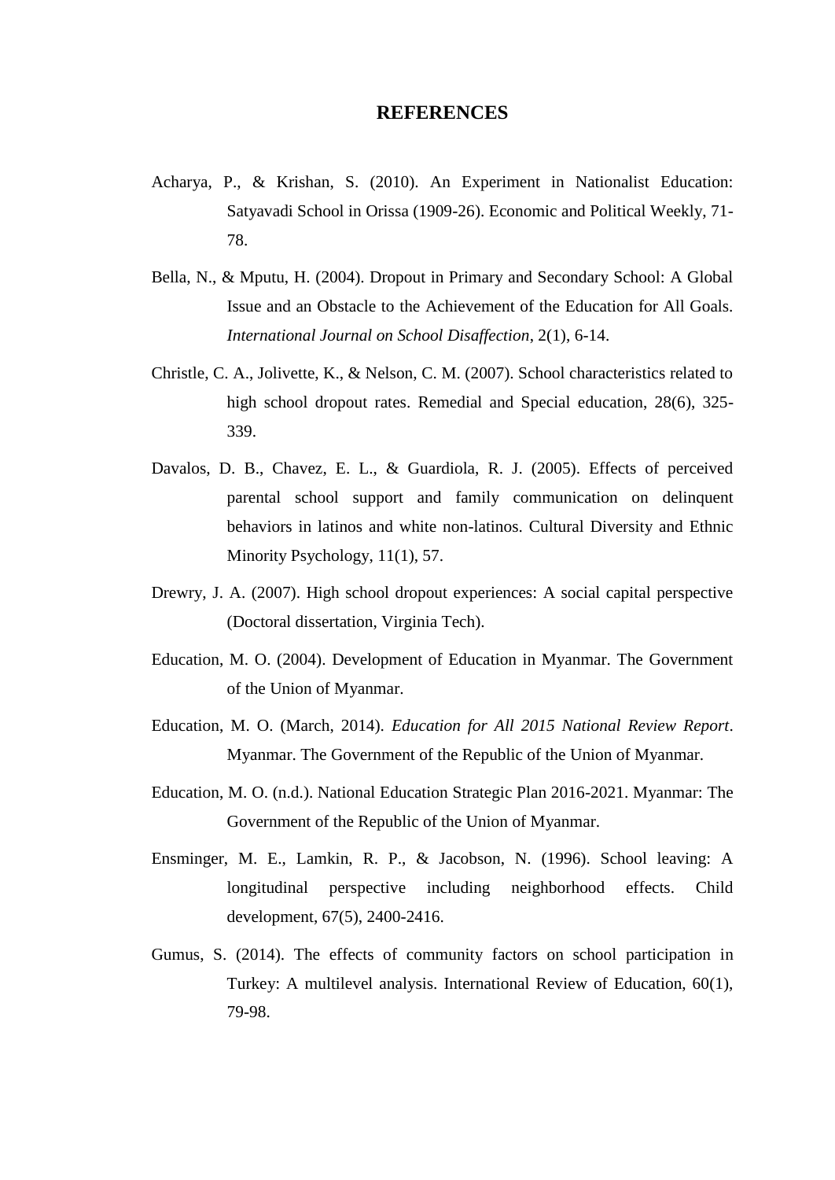# REFERENCES

Acharya, P., & Krishan, S. (2010). An Experiment in Nationalist Education: Satyavadi School in Orissa (1909-26). Economic and Political Weekly, 71-78.

Bella, N., & Mputu, H. (2004). Dropout in Primary and Secondary School: A Global Issue and an Obstacle to the Achievement of the Education for All Goals. *International Journal on School Disaffection*, 2(1), 6-14.

Christle, C. A., Jolivette, K., & Nelson, C. M. (2007). School characteristics related to high school dropout rates. Remedial and Special education, 28(6), 325-339.

Davalos, D. B., Chavez, E. L., & Guardiola, R. J. (2005). Effects of perceived parental school support and family communication on delinquent behaviors in latinos and white non-latinos. Cultural Diversity and Ethnic Minority Psychology, 11(1), 57.

Drewry, J. A. (2007). High school dropout experiences: A social capital perspective (Doctoral dissertation, Virginia Tech).

Education, M. O. (2004). Development of Education in Myanmar. The Government of the Union of Myanmar.

Education, M. O. (March, 2014). *Education for All 2015 National Review Report*. Myanmar. The Government of the Republic of the Union of Myanmar.

Education, M. O. (n.d.). National Education Strategic Plan 2016-2021. Myanmar: The Government of the Republic of the Union of Myanmar.

Ensminger, M. E., Lamkin, R. P., & Jacobson, N. (1996). School leaving: A longitudinal perspective including neighborhood effects. Child development, 67(5), 2400-2416.

Gumus, S. (2014). The effects of community factors on school participation in Turkey: A multilevel analysis. International Review of Education, 60(1), 79-98.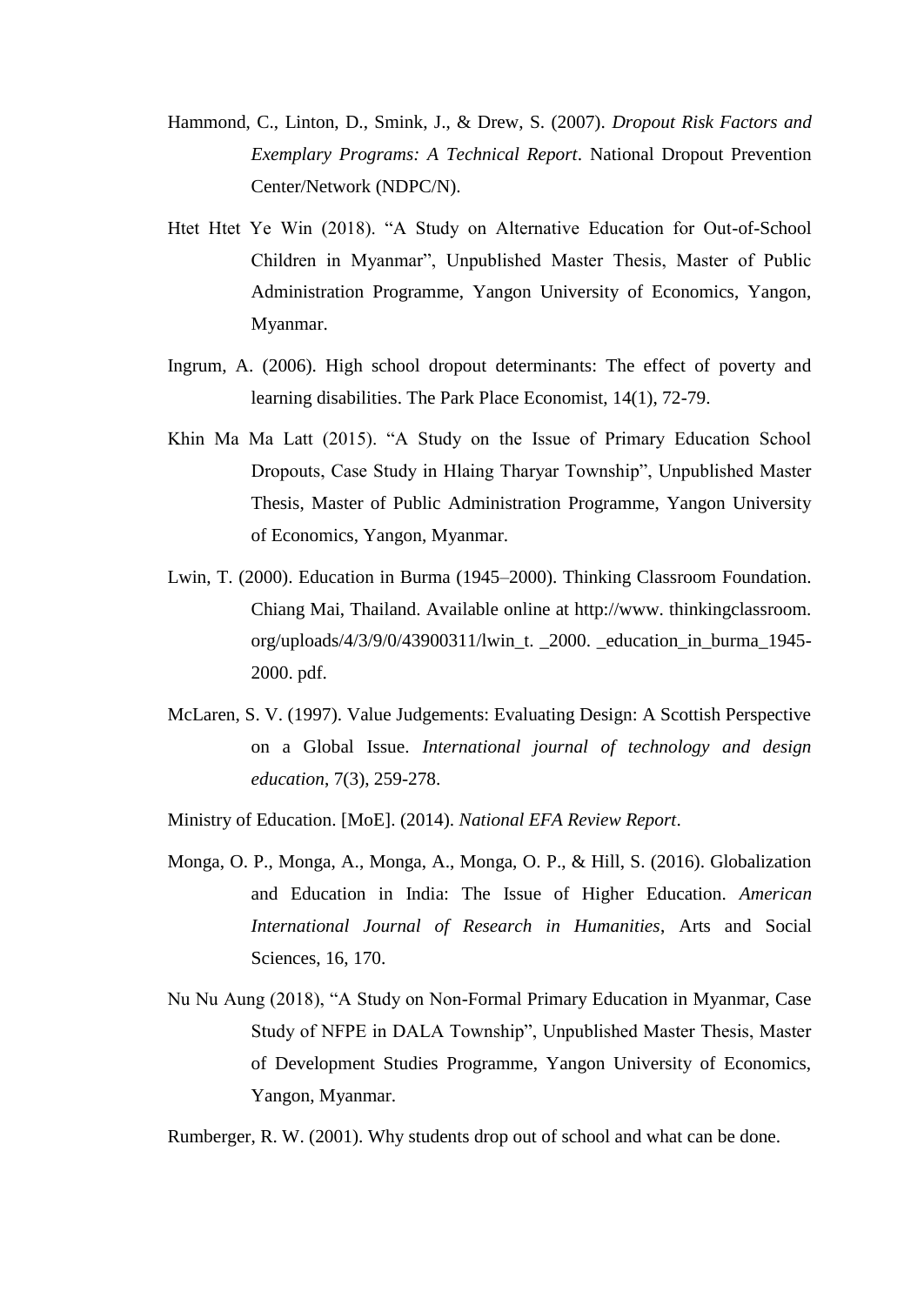Hammond, C., Linton, D., Smink, J., & Drew, S. (2007). *Dropout Risk Factors and Exemplary Programs: A Technical Report*. National Dropout Prevention Center/Network (NDPC/N).

Htet Htet Ye Win (2018). "A Study on Alternative Education for Out-of-School Children in Myanmar", Unpublished Master Thesis, Master of Public Administration Programme, Yangon University of Economics, Yangon, Myanmar.

Ingrum, A. (2006). High school dropout determinants: The effect of poverty and learning disabilities. The Park Place Economist, 14(1), 72-79.

Khin Ma Ma Latt (2015). "A Study on the Issue of Primary Education School Dropouts, Case Study in Hlaing Tharyar Township", Unpublished Master Thesis, Master of Public Administration Programme, Yangon University of Economics, Yangon, Myanmar.

Lwin, T. (2000). Education in Burma (1945–2000). Thinking Classroom Foundation. Chiang Mai, Thailand. Available online at http://www. thinkingclassroom. org/uploads/4/3/9/0/43900311/lwin_t. _2000. _education_in_burma_1945-2000. pdf.

McLaren, S. V. (1997). Value Judgements: Evaluating Design: A Scottish Perspective on a Global Issue. *International journal of technology and design education*, 7(3), 259-278.

Ministry of Education. [MoE]. (2014). *National EFA Review Report*.

Monga, O. P., Monga, A., Monga, A., Monga, O. P., & Hill, S. (2016). Globalization and Education in India: The Issue of Higher Education. *American International Journal of Research in Humanities*, Arts and Social Sciences, 16, 170.

Nu Nu Aung (2018), "A Study on Non-Formal Primary Education in Myanmar, Case Study of NFPE in DALA Township", Unpublished Master Thesis, Master of Development Studies Programme, Yangon University of Economics, Yangon, Myanmar.

Rumberger, R. W. (2001). Why students drop out of school and what can be done.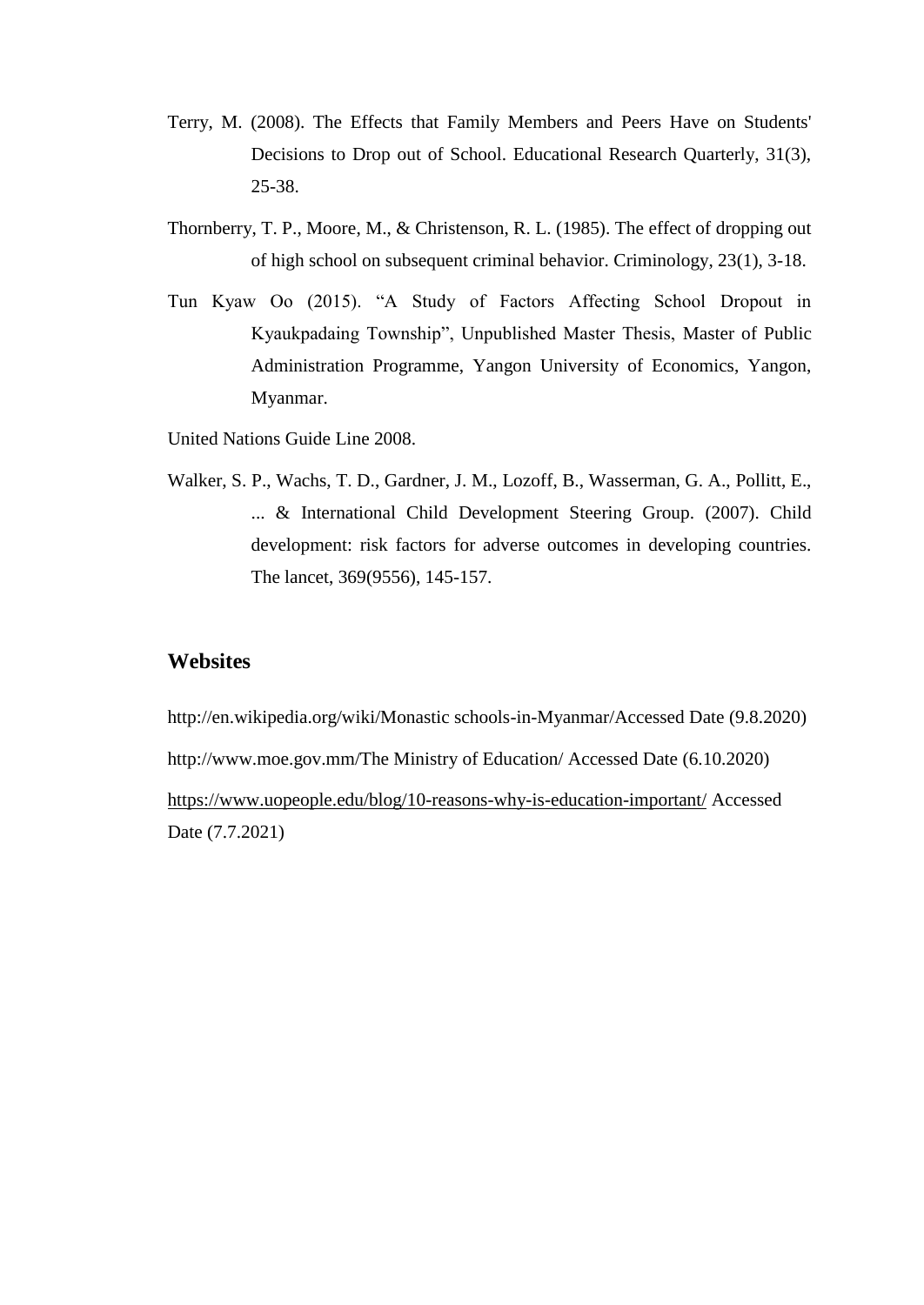Terry, M. (2008). The Effects that Family Members and Peers Have on Students' Decisions to Drop out of School. Educational Research Quarterly, 31(3), 25-38.

Thornberry, T. P., Moore, M., & Christenson, R. L. (1985). The effect of dropping out of high school on subsequent criminal behavior. Criminology, 23(1), 3-18.

Tun Kyaw Oo (2015). "A Study of Factors Affecting School Dropout in Kyaukpadaing Township", Unpublished Master Thesis, Master of Public Administration Programme, Yangon University of Economics, Yangon, Myanmar.

United Nations Guide Line 2008.

Walker, S. P., Wachs, T. D., Gardner, J. M., Lozoff, B., Wasserman, G. A., Pollitt, E., ... & International Child Development Steering Group. (2007). Child development: risk factors for adverse outcomes in developing countries. The lancet, 369(9556), 145-157.

## Websites

http://en.wikipedia.org/wiki/Monastic schools-in-Myanmar/Accessed Date (9.8.2020)

http://www.moe.gov.mm/The Ministry of Education/ Accessed Date (6.10.2020)

https://www.uopeople.edu/blog/10-reasons-why-is-education-important/ Accessed Date (7.7.2021)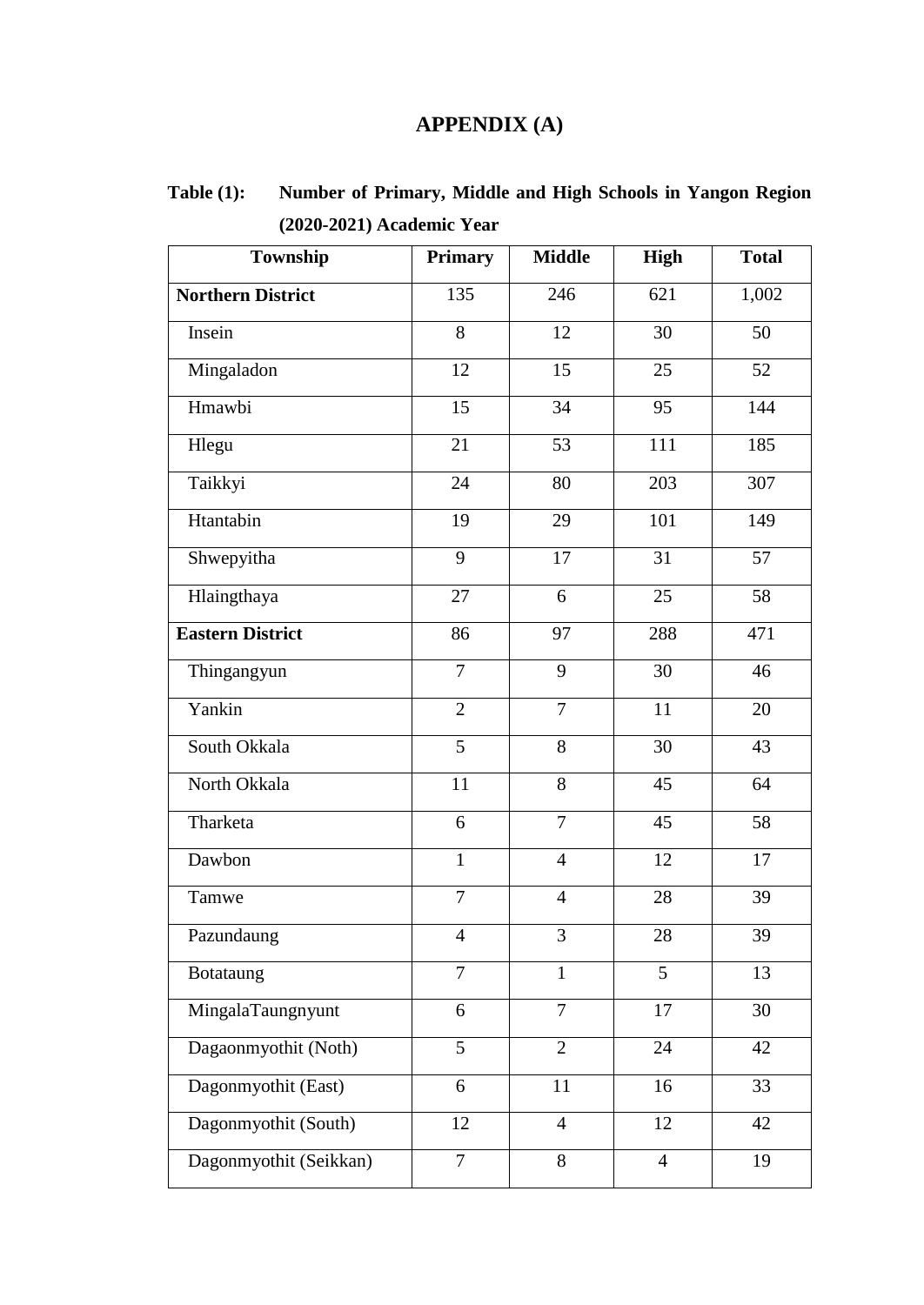# APPENDIX (A)

**Table (1): Number of Primary, Middle and High Schools in Yangon Region (2020-2021) Academic Year**

| Township | Primary | Middle | High | Total |
|---|---|---|---|---|
| **Northern District** | 135 | 246 | 621 | 1,002 |
| Insein | 8 | 12 | 30 | 50 |
| Mingaladon | 12 | 15 | 25 | 52 |
| Hmawbi | 15 | 34 | 95 | 144 |
| Hlegu | 21 | 53 | 111 | 185 |
| Taikkyi | 24 | 80 | 203 | 307 |
| Htantabin | 19 | 29 | 101 | 149 |
| Shwepyitha | 9 | 17 | 31 | 57 |
| Hlaingthaya | 27 | 6 | 25 | 58 |
| **Eastern District** | 86 | 97 | 288 | 471 |
| Thingangyun | 7 | 9 | 30 | 46 |
| Yankin | 2 | 7 | 11 | 20 |
| South Okkala | 5 | 8 | 30 | 43 |
| North Okkala | 11 | 8 | 45 | 64 |
| Tharketa | 6 | 7 | 45 | 58 |
| Dawbon | 1 | 4 | 12 | 17 |
| Tamwe | 7 | 4 | 28 | 39 |
| Pazundaung | 4 | 3 | 28 | 39 |
| Botataung | 7 | 1 | 5 | 13 |
| MingalaTaungnyunt | 6 | 7 | 17 | 30 |
| Dagaonmyothit (Noth) | 5 | 2 | 24 | 42 |
| Dagonmyothit (East) | 6 | 11 | 16 | 33 |
| Dagonmyothit (South) | 12 | 4 | 12 | 42 |
| Dagonmyothit (Seikkan) | 7 | 8 | 4 | 19 |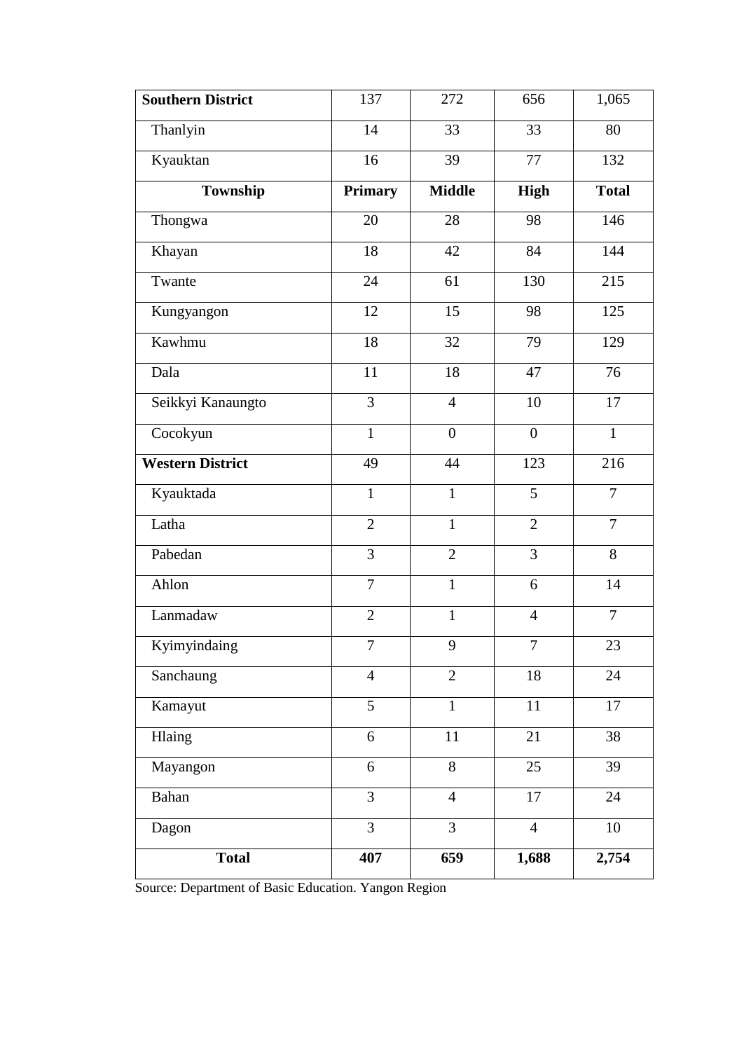| Southern District | 137 | 272 | 656 | 1,065 |
|---|---|---|---|---|
| Thanlyin | 14 | 33 | 33 | 80 |
| Kyauktan | 16 | 39 | 77 | 132 |
| **Township** | **Primary** | **Middle** | **High** | **Total** |
| Thongwa | 20 | 28 | 98 | 146 |
| Khayan | 18 | 42 | 84 | 144 |
| Twante | 24 | 61 | 130 | 215 |
| Kungyangon | 12 | 15 | 98 | 125 |
| Kawhmu | 18 | 32 | 79 | 129 |
| Dala | 11 | 18 | 47 | 76 |
| Seikkyi Kanaungto | 3 | 4 | 10 | 17 |
| Cocokyun | 1 | 0 | 0 | 1 |
| **Western District** | 49 | 44 | 123 | 216 |
| Kyauktada | 1 | 1 | 5 | 7 |
| Latha | 2 | 1 | 2 | 7 |
| Pabedan | 3 | 2 | 3 | 8 |
| Ahlon | 7 | 1 | 6 | 14 |
| Lanmadaw | 2 | 1 | 4 | 7 |
| Kyimyindaing | 7 | 9 | 7 | 23 |
| Sanchaung | 4 | 2 | 18 | 24 |
| Kamayut | 5 | 1 | 11 | 17 |
| Hlaing | 6 | 11 | 21 | 38 |
| Mayangon | 6 | 8 | 25 | 39 |
| Bahan | 3 | 4 | 17 | 24 |
| Dagon | 3 | 3 | 4 | 10 |
| **Total** | **407** | **659** | **1,688** | **2,754** |

Source: Department of Basic Education. Yangon Region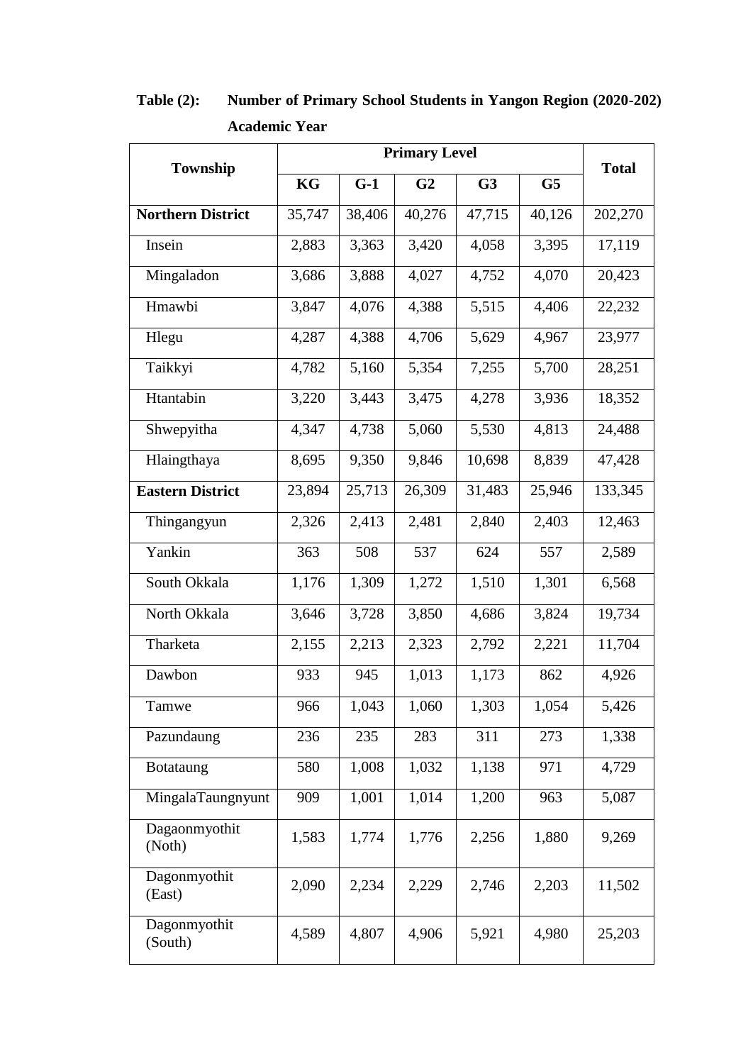**Table (2): Number of Primary School Students in Yangon Region (2020-202) Academic Year**

| Township | Primary Level | | | | | Total |
|---|---|---|---|---|---|---|
| | KG | G-1 | G2 | G3 | G5 | |
| **Northern District** | 35,747 | 38,406 | 40,276 | 47,715 | 40,126 | 202,270 |
| Insein | 2,883 | 3,363 | 3,420 | 4,058 | 3,395 | 17,119 |
| Mingaladon | 3,686 | 3,888 | 4,027 | 4,752 | 4,070 | 20,423 |
| Hmawbi | 3,847 | 4,076 | 4,388 | 5,515 | 4,406 | 22,232 |
| Hlegu | 4,287 | 4,388 | 4,706 | 5,629 | 4,967 | 23,977 |
| Taikkyi | 4,782 | 5,160 | 5,354 | 7,255 | 5,700 | 28,251 |
| Htantabin | 3,220 | 3,443 | 3,475 | 4,278 | 3,936 | 18,352 |
| Shwepyitha | 4,347 | 4,738 | 5,060 | 5,530 | 4,813 | 24,488 |
| Hlaingthaya | 8,695 | 9,350 | 9,846 | 10,698 | 8,839 | 47,428 |
| **Eastern District** | 23,894 | 25,713 | 26,309 | 31,483 | 25,946 | 133,345 |
| Thingangyun | 2,326 | 2,413 | 2,481 | 2,840 | 2,403 | 12,463 |
| Yankin | 363 | 508 | 537 | 624 | 557 | 2,589 |
| South Okkala | 1,176 | 1,309 | 1,272 | 1,510 | 1,301 | 6,568 |
| North Okkala | 3,646 | 3,728 | 3,850 | 4,686 | 3,824 | 19,734 |
| Tharketa | 2,155 | 2,213 | 2,323 | 2,792 | 2,221 | 11,704 |
| Dawbon | 933 | 945 | 1,013 | 1,173 | 862 | 4,926 |
| Tamwe | 966 | 1,043 | 1,060 | 1,303 | 1,054 | 5,426 |
| Pazundaung | 236 | 235 | 283 | 311 | 273 | 1,338 |
| Botataung | 580 | 1,008 | 1,032 | 1,138 | 971 | 4,729 |
| MingalaTaungnyunt | 909 | 1,001 | 1,014 | 1,200 | 963 | 5,087 |
| Dagaonmyothit (Noth) | 1,583 | 1,774 | 1,776 | 2,256 | 1,880 | 9,269 |
| Dagonmyothit (East) | 2,090 | 2,234 | 2,229 | 2,746 | 2,203 | 11,502 |
| Dagonmyothit (South) | 4,589 | 4,807 | 4,906 | 5,921 | 4,980 | 25,203 |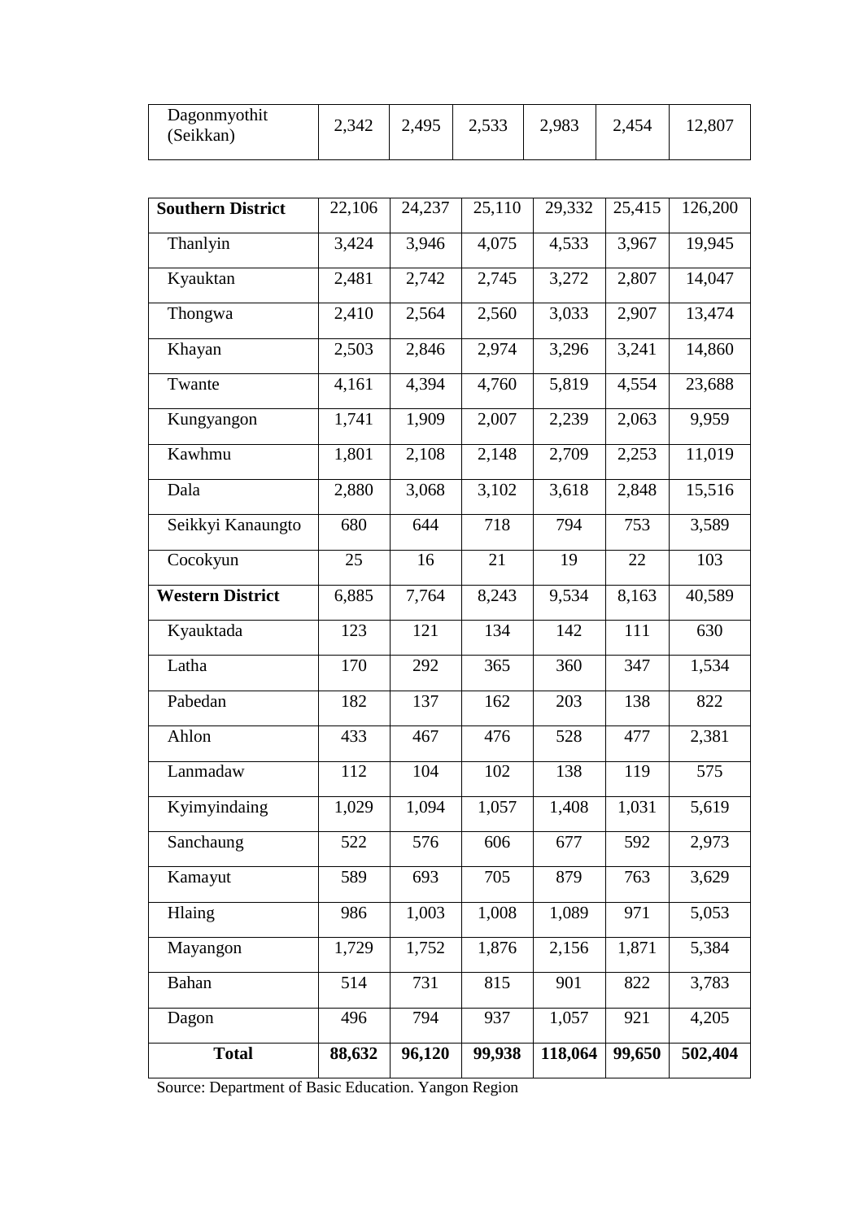| Dagonmyothit (Seikkan) | 2,342 | 2,495 | 2,533 | 2,983 | 2,454 | 12,807 |
|---|---|---|---|---|---|---|

| **Southern District** | 22,106 | 24,237 | 25,110 | 29,332 | 25,415 | 126,200 |
|---|---|---|---|---|---|---|
| Thanlyin | 3,424 | 3,946 | 4,075 | 4,533 | 3,967 | 19,945 |
| Kyauktan | 2,481 | 2,742 | 2,745 | 3,272 | 2,807 | 14,047 |
| Thongwa | 2,410 | 2,564 | 2,560 | 3,033 | 2,907 | 13,474 |
| Khayan | 2,503 | 2,846 | 2,974 | 3,296 | 3,241 | 14,860 |
| Twante | 4,161 | 4,394 | 4,760 | 5,819 | 4,554 | 23,688 |
| Kungyangon | 1,741 | 1,909 | 2,007 | 2,239 | 2,063 | 9,959 |
| Kawhmu | 1,801 | 2,108 | 2,148 | 2,709 | 2,253 | 11,019 |
| Dala | 2,880 | 3,068 | 3,102 | 3,618 | 2,848 | 15,516 |
| Seikkyi Kanaungto | 680 | 644 | 718 | 794 | 753 | 3,589 |
| Cocokyun | 25 | 16 | 21 | 19 | 22 | 103 |
| **Western District** | 6,885 | 7,764 | 8,243 | 9,534 | 8,163 | 40,589 |
| Kyauktada | 123 | 121 | 134 | 142 | 111 | 630 |
| Latha | 170 | 292 | 365 | 360 | 347 | 1,534 |
| Pabedan | 182 | 137 | 162 | 203 | 138 | 822 |
| Ahlon | 433 | 467 | 476 | 528 | 477 | 2,381 |
| Lanmadaw | 112 | 104 | 102 | 138 | 119 | 575 |
| Kyimyindaing | 1,029 | 1,094 | 1,057 | 1,408 | 1,031 | 5,619 |
| Sanchaung | 522 | 576 | 606 | 677 | 592 | 2,973 |
| Kamayut | 589 | 693 | 705 | 879 | 763 | 3,629 |
| Hlaing | 986 | 1,003 | 1,008 | 1,089 | 971 | 5,053 |
| Mayangon | 1,729 | 1,752 | 1,876 | 2,156 | 1,871 | 5,384 |
| Bahan | 514 | 731 | 815 | 901 | 822 | 3,783 |
| Dagon | 496 | 794 | 937 | 1,057 | 921 | 4,205 |
| **Total** | **88,632** | **96,120** | **99,938** | **118,064** | **99,650** | **502,404** |

Source: Department of Basic Education. Yangon Region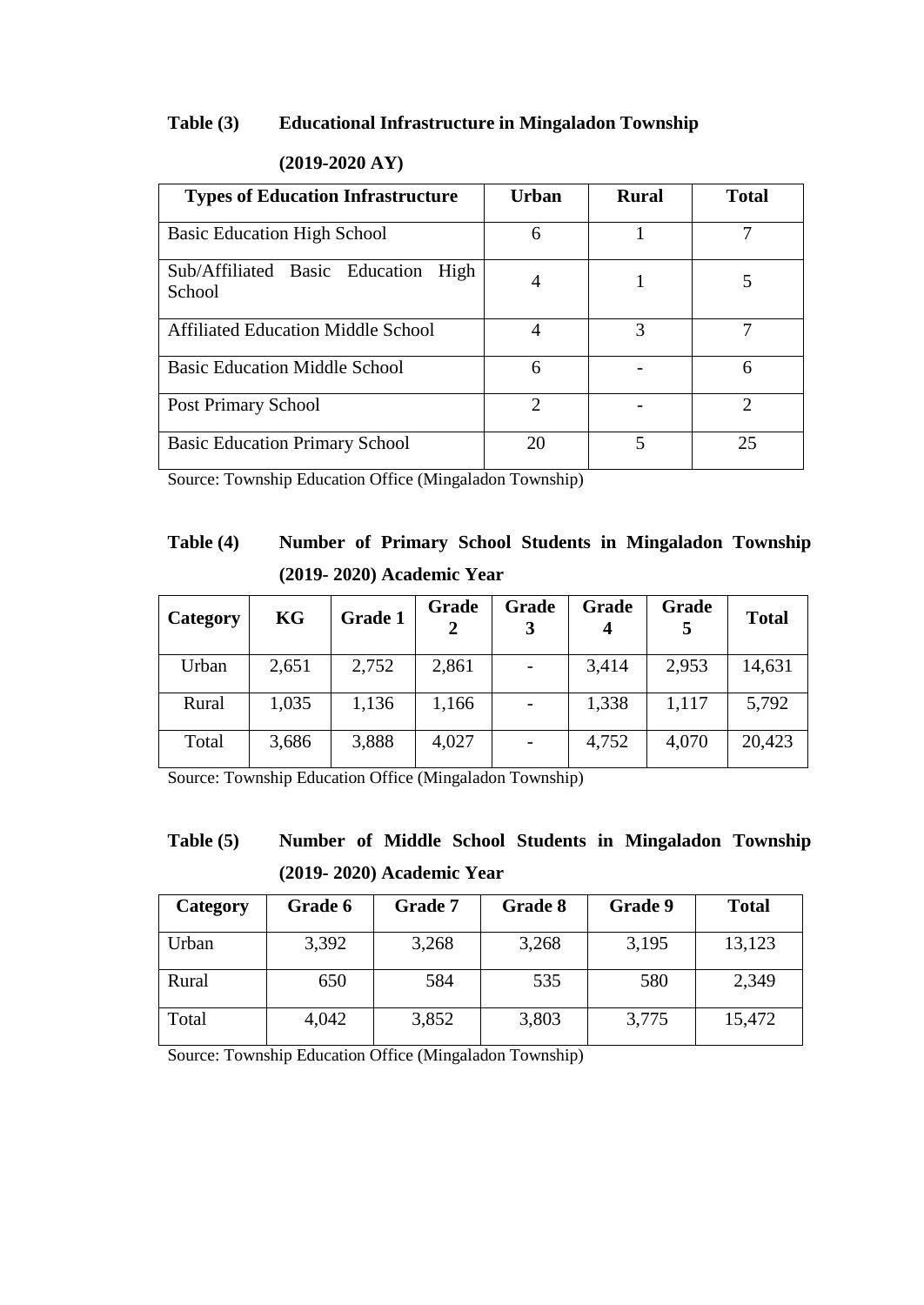**Table (3) Educational Infrastructure in Mingaladon Township (2019-2020 AY)**

| Types of Education Infrastructure | Urban | Rural | Total |
|---|---|---|---|
| Basic Education High School | 6 | 1 | 7 |
| Sub/Affiliated Basic Education High School | 4 | 1 | 5 |
| Affiliated Education Middle School | 4 | 3 | 7 |
| Basic Education Middle School | 6 | - | 6 |
| Post Primary School | 2 | - | 2 |
| Basic Education Primary School | 20 | 5 | 25 |

Source: Township Education Office (Mingaladon Township)

**Table (4) Number of Primary School Students in Mingaladon Township (2019- 2020) Academic Year**

| Category | KG | Grade 1 | Grade 2 | Grade 3 | Grade 4 | Grade 5 | Total |
|---|---|---|---|---|---|---|---|
| Urban | 2,651 | 2,752 | 2,861 | - | 3,414 | 2,953 | 14,631 |
| Rural | 1,035 | 1,136 | 1,166 | - | 1,338 | 1,117 | 5,792 |
| Total | 3,686 | 3,888 | 4,027 | - | 4,752 | 4,070 | 20,423 |

Source: Township Education Office (Mingaladon Township)

**Table (5) Number of Middle School Students in Mingaladon Township (2019- 2020) Academic Year**

| Category | Grade 6 | Grade 7 | Grade 8 | Grade 9 | Total |
|---|---|---|---|---|---|
| Urban | 3,392 | 3,268 | 3,268 | 3,195 | 13,123 |
| Rural | 650 | 584 | 535 | 580 | 2,349 |
| Total | 4,042 | 3,852 | 3,803 | 3,775 | 15,472 |

Source: Township Education Office (Mingaladon Township)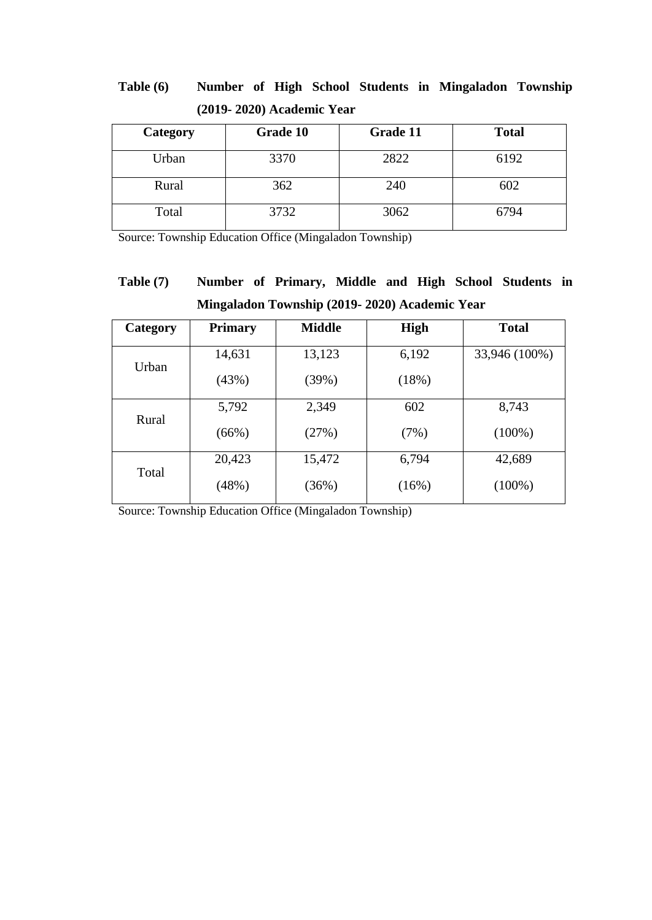**Table (6) Number of High School Students in Mingaladon Township (2019- 2020) Academic Year**

| Category | Grade 10 | Grade 11 | Total |
|---|---|---|---|
| Urban | 3370 | 2822 | 6192 |
| Rural | 362 | 240 | 602 |
| Total | 3732 | 3062 | 6794 |

Source: Township Education Office (Mingaladon Township)

**Table (7) Number of Primary, Middle and High School Students in Mingaladon Township (2019- 2020) Academic Year**

| Category | Primary | Middle | High | Total |
|---|---|---|---|---|
| Urban | 14,631 (43%) | 13,123 (39%) | 6,192 (18%) | 33,946 (100%) |
| Rural | 5,792 (66%) | 2,349 (27%) | 602 (7%) | 8,743 (100%) |
| Total | 20,423 (48%) | 15,472 (36%) | 6,794 (16%) | 42,689 (100%) |

Source: Township Education Office (Mingaladon Township)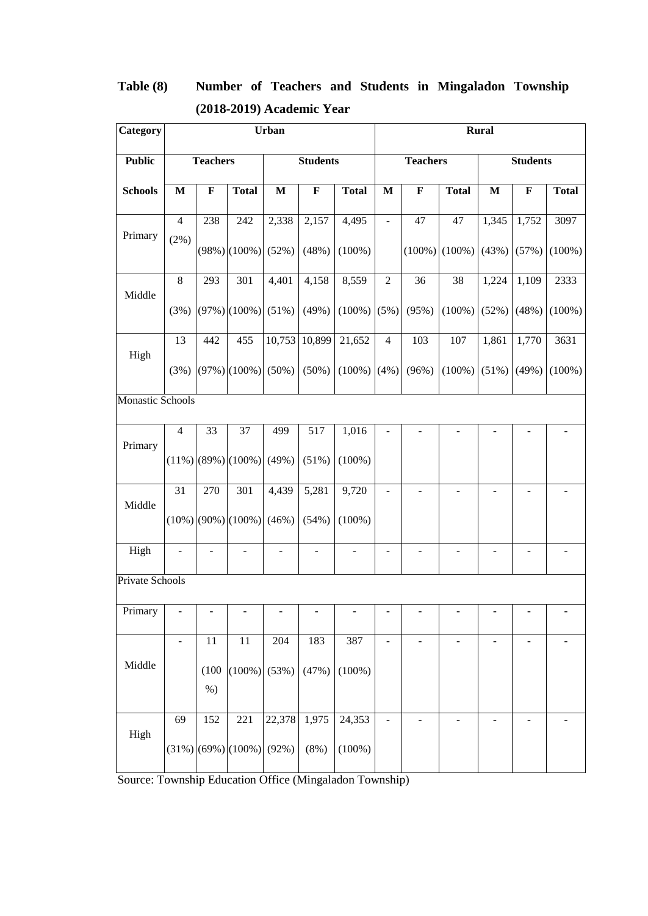**Table (8) Number of Teachers and Students in Mingaladon Township (2018-2019) Academic Year**

| Category | Urban | | | | | | Rural | | | | | |
|---|---|---|---|---|---|---|---|---|---|---|---|---|
| Public | Teachers | | | Students | | | Teachers | | | Students | | |
| Schools | M | F | Total | M | F | Total | M | F | Total | M | F | Total |
| Primary | 4 (2%) | 238 (98%) | 242 (100%) | 2,338 (52%) | 2,157 (48%) | 4,495 (100%) | - | 47 (100%) | 47 (100%) | 1,345 (43%) | 1,752 (57%) | 3097 (100%) |
| Middle | 8 (3%) | 293 (97%) | 301 (100%) | 4,401 (51%) | 4,158 (49%) | 8,559 (100%) | 2 (5%) | 36 (95%) | 38 (100%) | 1,224 (52%) | 1,109 (48%) | 2333 (100%) |
| High | 13 (3%) | 442 (97%) | 455 (100%) | 10,753 (50%) | 10,899 (50%) | 21,652 (100%) | 4 (4%) | 103 (96%) | 107 (100%) | 1,861 (51%) | 1,770 (49%) | 3631 (100%) |
| Monastic Schools | | | | | | | | | | | | |
| Primary | 4 (11%) | 33 (89%) | 37 (100%) | 499 (49%) | 517 (51%) | 1,016 (100%) | - | - | - | - | - | - |
| Middle | 31 (10%) | 270 (90%) | 301 (100%) | 4,439 (46%) | 5,281 (54%) | 9,720 (100%) | - | - | - | - | - | - |
| High | - | - | - | - | - | - | - | - | - | - | - | - |
| Private Schools | | | | | | | | | | | | |
| Primary | - | - | - | - | - | - | - | - | - | - | - | - |
| Middle | - | 11 (100 %) | 11 (100%) | 204 (53%) | 183 (47%) | 387 (100%) | - | - | - | - | - | - |
| High | 69 (31%) | 152 (69%) | 221 (100%) | 22,378 (92%) | 1,975 (8%) | 24,353 (100%) | - | - | - | - | - | - |

Source: Township Education Office (Mingaladon Township)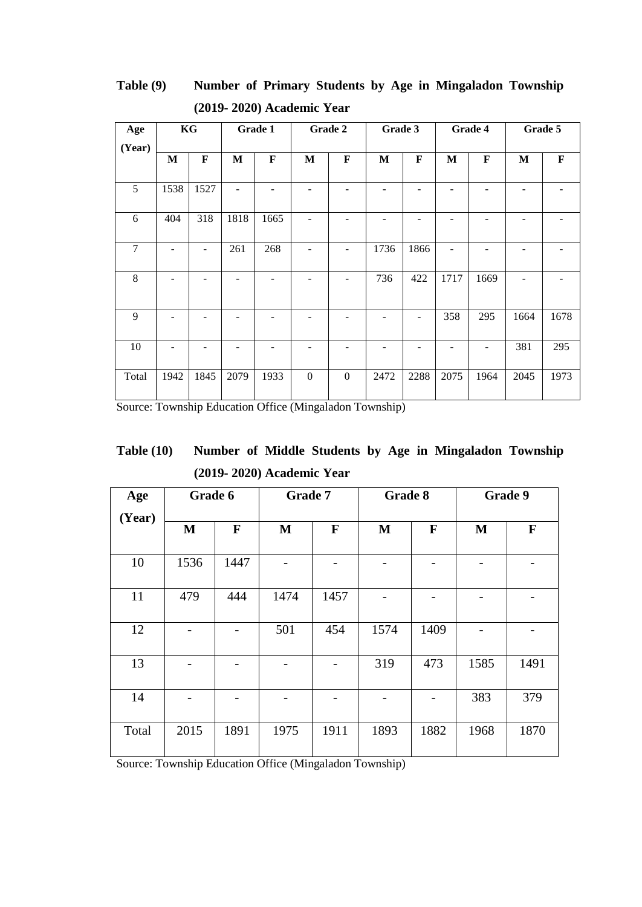**Table (9) Number of Primary Students by Age in Mingaladon Township (2019- 2020) Academic Year**

| Age (Year) | KG | | Grade 1 | | Grade 2 | | Grade 3 | | Grade 4 | | Grade 5 | |
|---|---|---|---|---|---|---|---|---|---|---|---|---|
| | M | F | M | F | M | F | M | F | M | F | M | F |
| 5 | 1538 | 1527 | - | - | - | - | - | - | - | - | - | - |
| 6 | 404 | 318 | 1818 | 1665 | - | - | - | - | - | - | - | - |
| 7 | - | - | 261 | 268 | - | - | 1736 | 1866 | - | - | - | - |
| 8 | - | - | - | - | - | - | 736 | 422 | 1717 | 1669 | - | - |
| 9 | - | - | - | - | - | - | - | - | 358 | 295 | 1664 | 1678 |
| 10 | - | - | - | - | - | - | - | - | - | - | 381 | 295 |
| Total | 1942 | 1845 | 2079 | 1933 | 0 | 0 | 2472 | 2288 | 2075 | 1964 | 2045 | 1973 |

Source: Township Education Office (Mingaladon Township)

**Table (10) Number of Middle Students by Age in Mingaladon Township (2019- 2020) Academic Year**

| Age (Year) | Grade 6 | | Grade 7 | | Grade 8 | | Grade 9 | |
|---|---|---|---|---|---|---|---|---|
| | M | F | M | F | M | F | M | F |
| 10 | 1536 | 1447 | - | - | - | - | - | - |
| 11 | 479 | 444 | 1474 | 1457 | - | - | - | - |
| 12 | - | - | 501 | 454 | 1574 | 1409 | - | - |
| 13 | - | - | - | - | 319 | 473 | 1585 | 1491 |
| 14 | - | - | - | - | - | - | 383 | 379 |
| Total | 2015 | 1891 | 1975 | 1911 | 1893 | 1882 | 1968 | 1870 |

Source: Township Education Office (Mingaladon Township)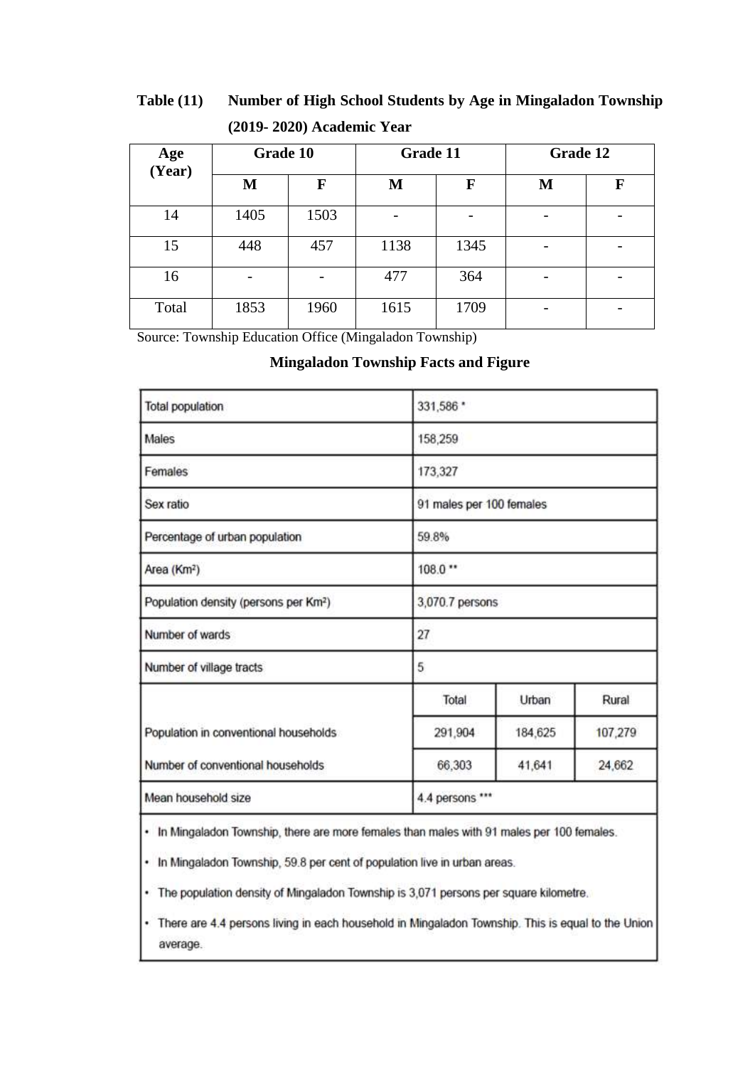**Table (11) Number of High School Students by Age in Mingaladon Township (2019- 2020) Academic Year**

| Age (Year) | Grade 10 | | Grade 11 | | Grade 12 | |
|---|---|---|---|---|---|---|
| | M | F | M | F | M | F |
| 14 | 1405 | 1503 | - | - | - | - |
| 15 | 448 | 457 | 1138 | 1345 | - | - |
| 16 | - | - | 477 | 364 | - | - |
| Total | 1853 | 1960 | 1615 | 1709 | - | - |

Source: Township Education Office (Mingaladon Township)

**Mingaladon Township Facts and Figure**

| Total population | 331,586 * | | |
|---|---|---|---|
| Males | 158,259 | | |
| Females | 173,327 | | |
| Sex ratio | 91 males per 100 females | | |
| Percentage of urban population | 59.8% | | |
| Area (Km²) | 108.0 ** | | |
| Population density (persons per Km²) | 3,070.7 persons | | |
| Number of wards | 27 | | |
| Number of village tracts | 5 | | |
| | Total | Urban | Rural |
| Population in conventional households | 291,904 | 184,625 | 107,279 |
| Number of conventional households | 66,303 | 41,641 | 24,662 |
| Mean household size | 4.4 persons *** | | |

- In Mingaladon Township, there are more females than males with 91 males per 100 females.
- In Mingaladon Township, 59.8 per cent of population live in urban areas.
- The population density of Mingaladon Township is 3,071 persons per square kilometre.
- There are 4.4 persons living in each household in Mingaladon Township. This is equal to the Union average.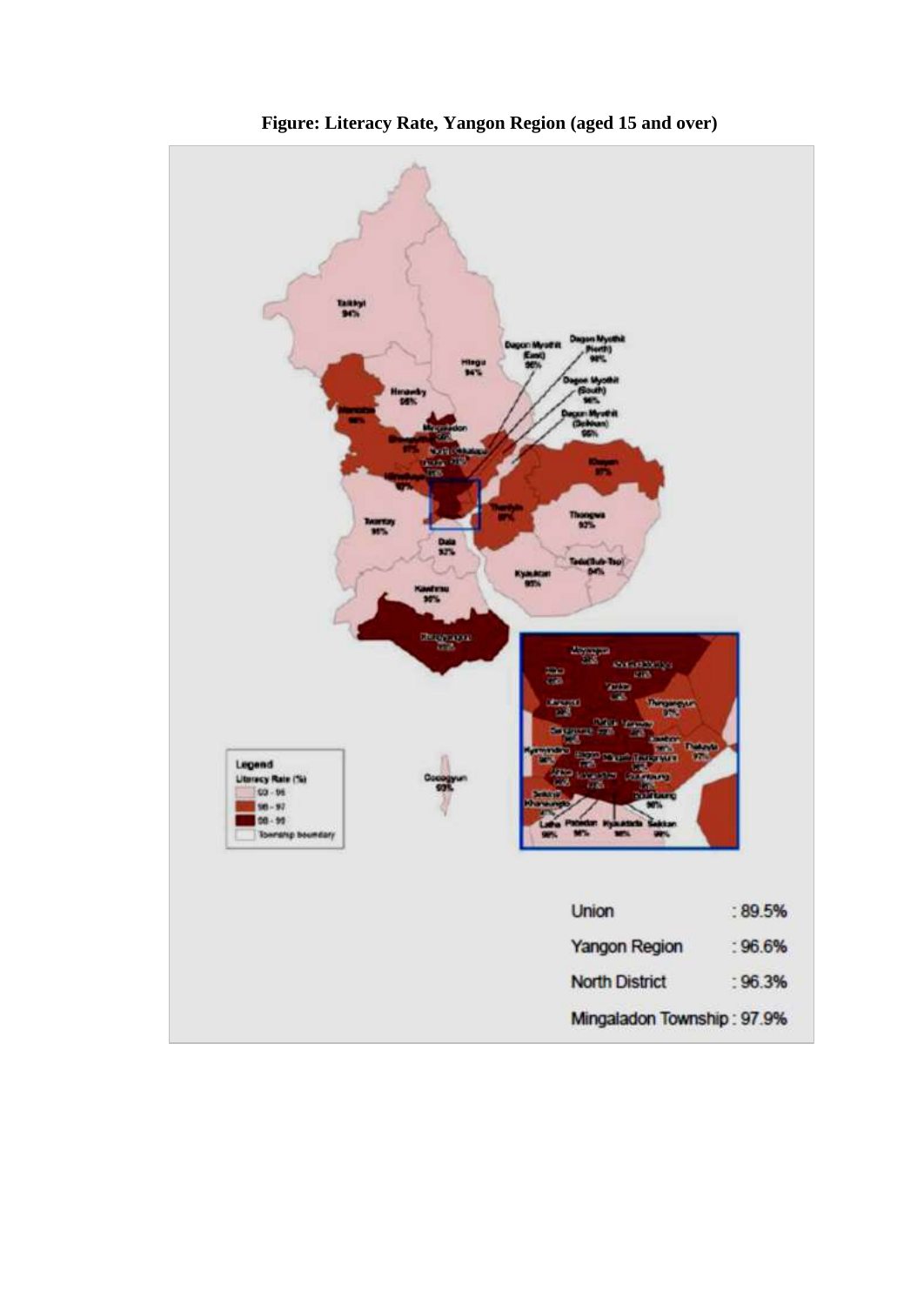**Figure: Literacy Rate, Yangon Region (aged 15 and over)**

| | |
|---|---|
| Union | : 89.5% |
| Yangon Region | : 96.6% |
| North District | : 96.3% |
| Mingaladon Township | : 97.9% |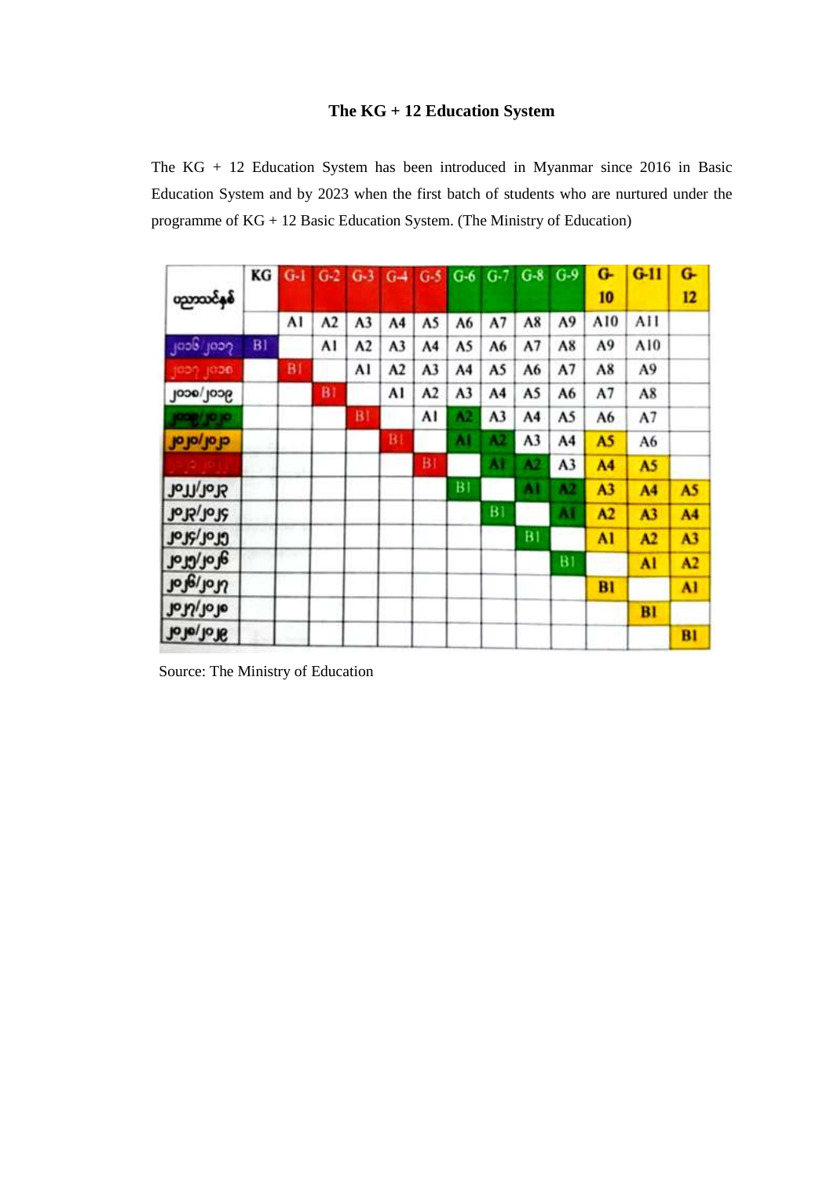**The KG + 12 Education System**

The KG + 12 Education System has been introduced in Myanmar since 2016 in Basic Education System and by 2023 when the first batch of students who are nurtured under the programme of KG + 12 Basic Education System. (The Ministry of Education)

| ပညာသင်နှစ် | KG | G-1 | G-2 | G-3 | G-4 | G-5 | G-6 | G-7 | G-8 | G-9 | G-10 | G-11 | G-12 |
|---|---|---|---|---|---|---|---|---|---|---|---|---|---|
| | | A1 | A2 | A3 | A4 | A5 | A6 | A7 | A8 | A9 | A10 | A11 | |
| ၂၀၁၆/၂၀၁၇ | B1 | | A1 | A2 | A3 | A4 | A5 | A6 | A7 | A8 | A9 | A10 | |
| ၂၀၁၇/၂၀၁၈ | | B1 | | A1 | A2 | A3 | A4 | A5 | A6 | A7 | A8 | A9 | |
| ၂၀၁၈/၂၀၁၉ | | | B1 | | A1 | A2 | A3 | A4 | A5 | A6 | A7 | A8 | |
| ၂၀၁၉/၂၀၂၀ | | | | B1 | | A1 | A2 | A3 | A4 | A5 | A6 | A7 | |
| ၂၀၂၀/၂၀၂၁ | | | | | B1 | | A1 | A2 | A3 | A4 | A5 | A6 | |
| ၂၀၂၁/၂၀၂၂ | | | | | | B1 | | A1 | A2 | A3 | A4 | A5 | |
| ၂၀၂၂/၂၀၂၃ | | | | | | | B1 | | A1 | A2 | A3 | A4 | A5 |
| ၂၀၂၃/၂၀၂၄ | | | | | | | | B1 | | A1 | A2 | A3 | A4 |
| ၂၀၂၄/၂၀၂၅ | | | | | | | | | B1 | | A1 | A2 | A3 |
| ၂၀၂၅/၂၀၂၆ | | | | | | | | | | B1 | | A1 | A2 |
| ၂၀၂၆/၂၀၂၇ | | | | | | | | | | | B1 | | A1 |
| ၂၀၂၇/၂၀၂၈ | | | | | | | | | | | | B1 | |
| ၂၀၂၈/၂၀၂၉ | | | | | | | | | | | | | B1 |

Source: The Ministry of Education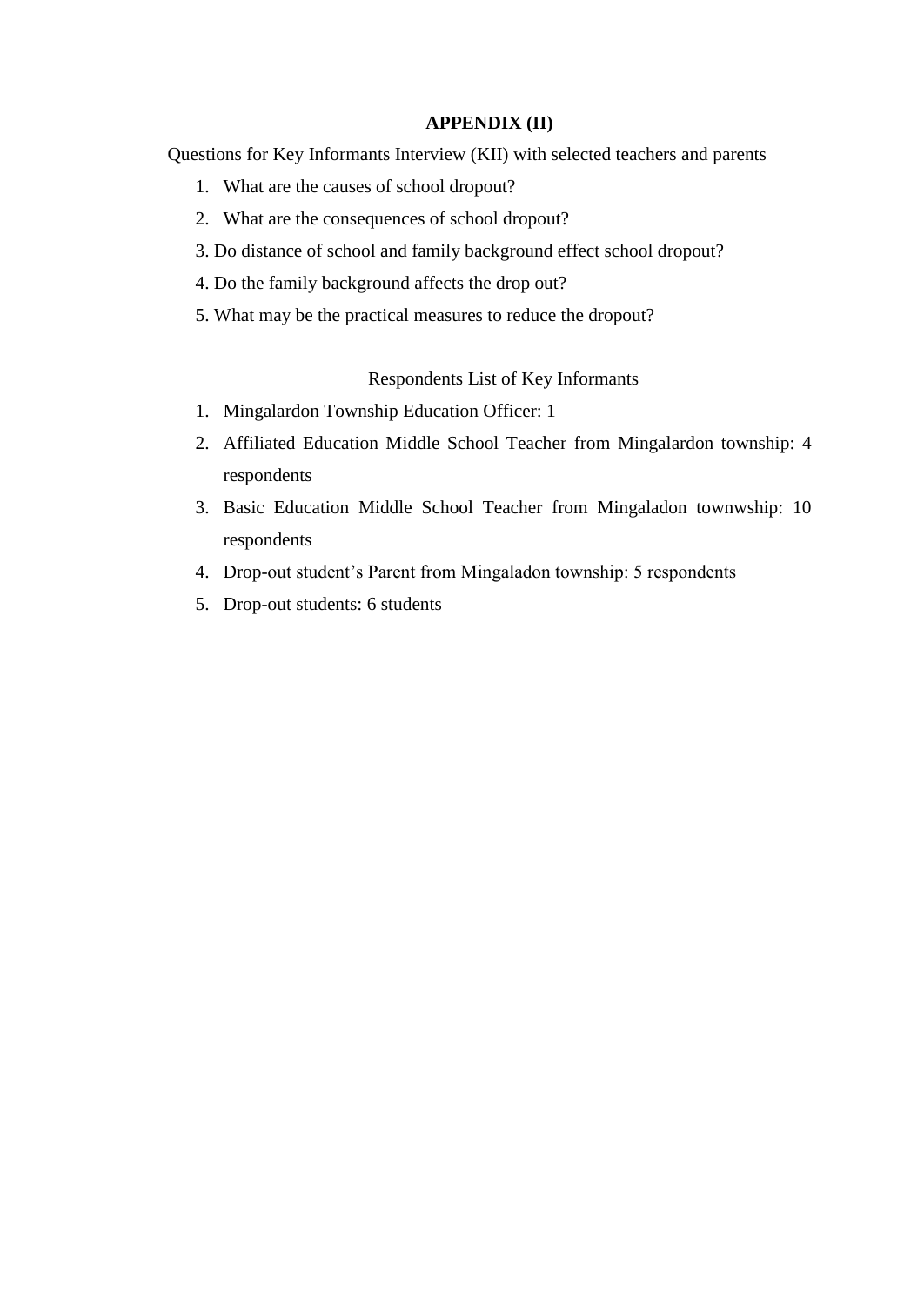**APPENDIX (II)**

Questions for Key Informants Interview (KII) with selected teachers and parents

1. What are the causes of school dropout?
2. What are the consequences of school dropout?
3. Do distance of school and family background effect school dropout?
4. Do the family background affects the drop out?
5. What may be the practical measures to reduce the dropout?

Respondents List of Key Informants

1. Mingalardon Township Education Officer: 1
2. Affiliated Education Middle School Teacher from Mingalardon township: 4 respondents
3. Basic Education Middle School Teacher from Mingaladon townwship: 10 respondents
4. Drop-out student's Parent from Mingaladon township: 5 respondents
5. Drop-out students: 6 students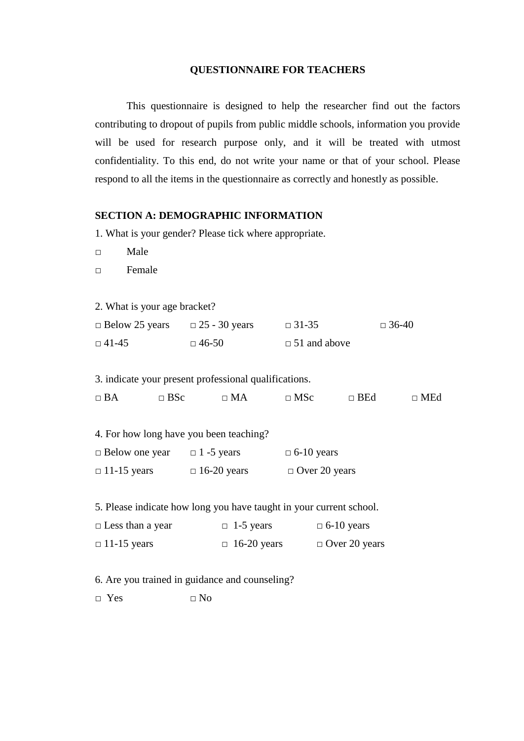## QUESTIONNAIRE FOR TEACHERS

This questionnaire is designed to help the researcher find out the factors contributing to dropout of pupils from public middle schools, information you provide will be used for research purpose only, and it will be treated with utmost confidentiality. To this end, do not write your name or that of your school. Please respond to all the items in the questionnaire as correctly and honestly as possible.

### SECTION A: DEMOGRAPHIC INFORMATION

1. What is your gender? Please tick where appropriate.

□ Male

□ Female

2. What is your age bracket?

□ Below 25 years □ 25 - 30 years □ 31-35 □ 36-40

□ 41-45 □ 46-50 □ 51 and above

3. indicate your present professional qualifications.

□ BA □ BSc □ MA □ MSc □ BEd □ MEd

4. For how long have you been teaching?

□ Below one year □ 1 -5 years □ 6-10 years

□ 11-15 years □ 16-20 years □ Over 20 years

5. Please indicate how long you have taught in your current school.

□ Less than a year □ 1-5 years □ 6-10 years

□ 11-15 years □ 16-20 years □ Over 20 years

6. Are you trained in guidance and counseling?

□ Yes □ No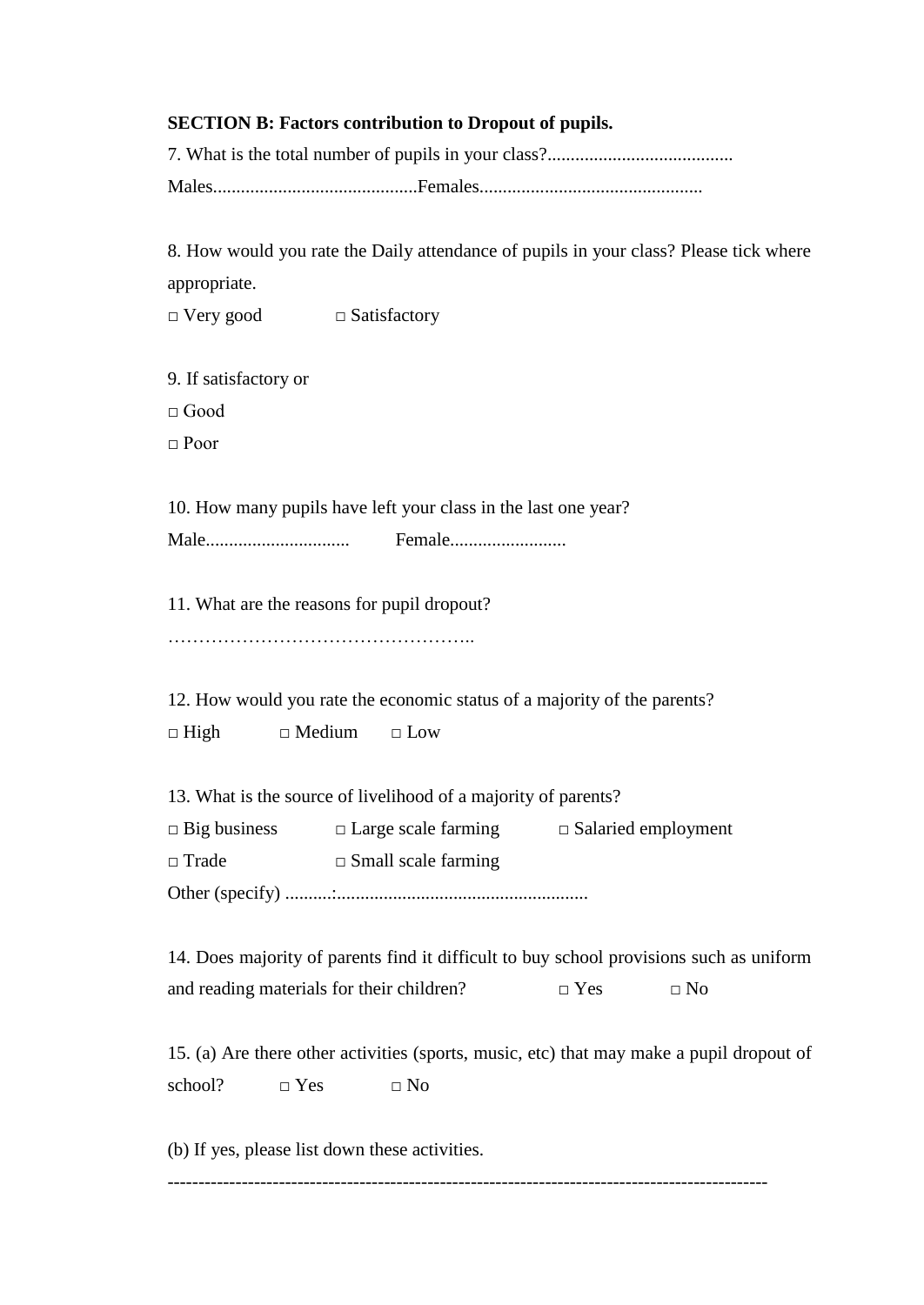**SECTION B: Factors contribution to Dropout of pupils.**

7. What is the total number of pupils in your class?........................................

Males............................................Females................................................

8. How would you rate the Daily attendance of pupils in your class? Please tick where appropriate.

□ Very good　　　□ Satisfactory

9. If satisfactory or

□ Good

□ Poor

10. How many pupils have left your class in the last one year?

Male...............................　　Female.........................

11. What are the reasons for pupil dropout?

…………………………………………..

12. How would you rate the economic status of a majority of the parents?

□ High　　□ Medium　　□ Low

13. What is the source of livelihood of a majority of parents?

□ Big business　　□ Large scale farming　　□ Salaried employment

□ Trade　　□ Small scale farming

Other (specify) ..........:......................................................

14. Does majority of parents find it difficult to buy school provisions such as uniform and reading materials for their children?　　□ Yes　　□ No

15. (a) Are there other activities (sports, music, etc) that may make a pupil dropout of school?　　□ Yes　　□ No

(b) If yes, please list down these activities.

-----------------------------------------------------------------------------------------------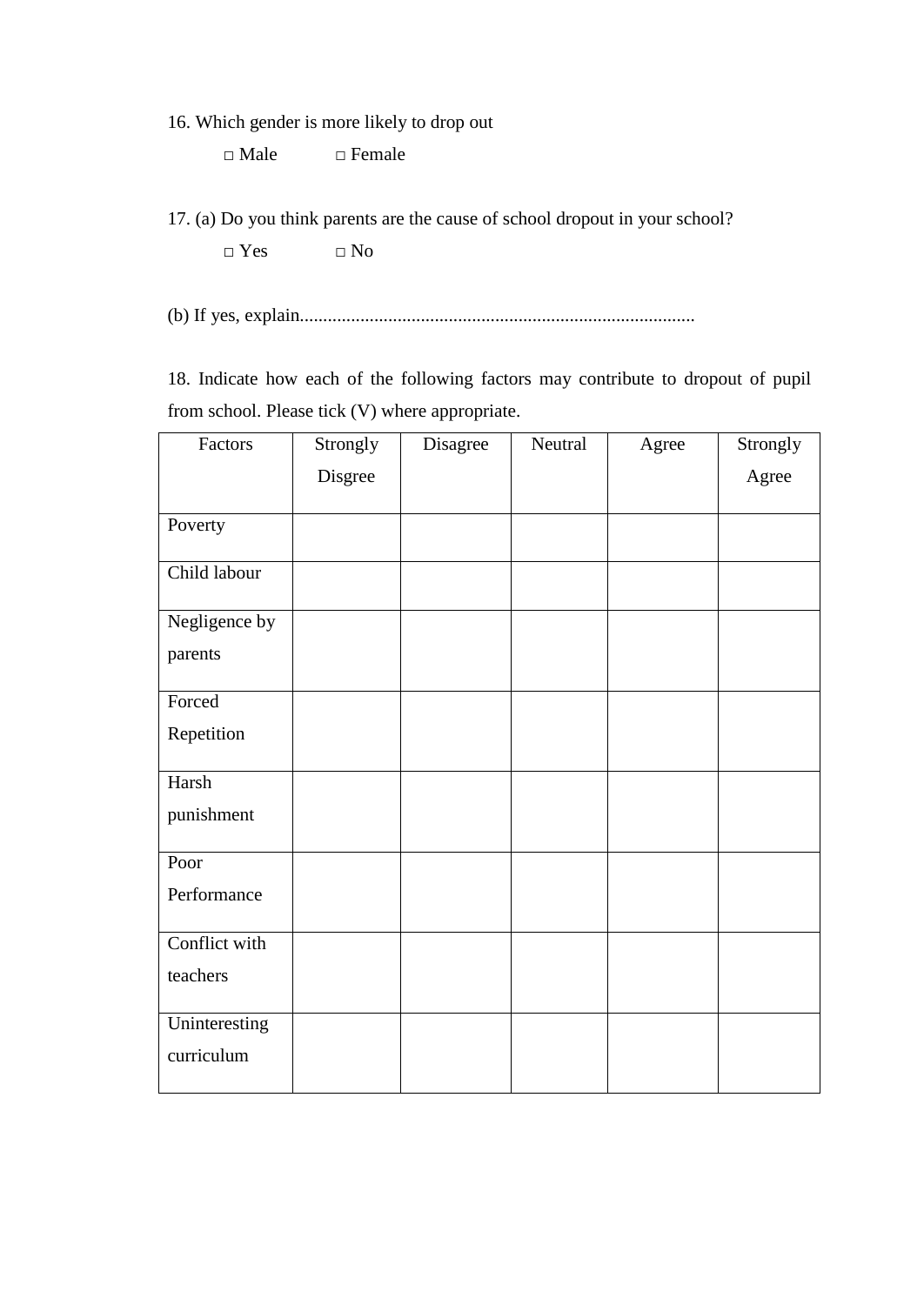16. Which gender is more likely to drop out

□ Male □ Female

17. (a) Do you think parents are the cause of school dropout in your school?

□ Yes □ No

(b) If yes, explain....................................................................................

18. Indicate how each of the following factors may contribute to dropout of pupil from school. Please tick (V) where appropriate.

| Factors | Strongly Disgree | Disagree | Neutral | Agree | Strongly Agree |
|---|---|---|---|---|---|
| Poverty | | | | | |
| Child labour | | | | | |
| Negligence by parents | | | | | |
| Forced Repetition | | | | | |
| Harsh punishment | | | | | |
| Poor Performance | | | | | |
| Conflict with teachers | | | | | |
| Uninteresting curriculum | | | | | |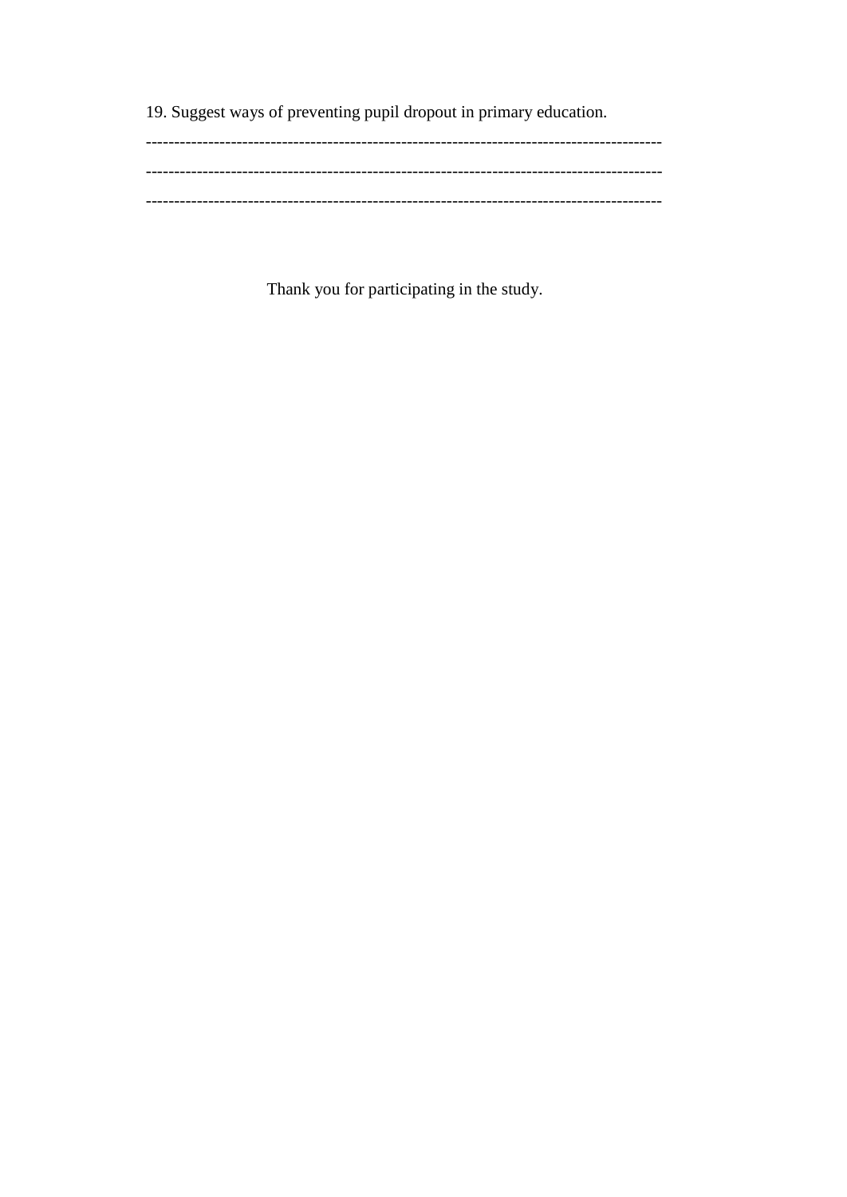19. Suggest ways of preventing pupil dropout in primary education.

-----------------------------------------------------------------------------------------

-----------------------------------------------------------------------------------------

-----------------------------------------------------------------------------------------

Thank you for participating in the study.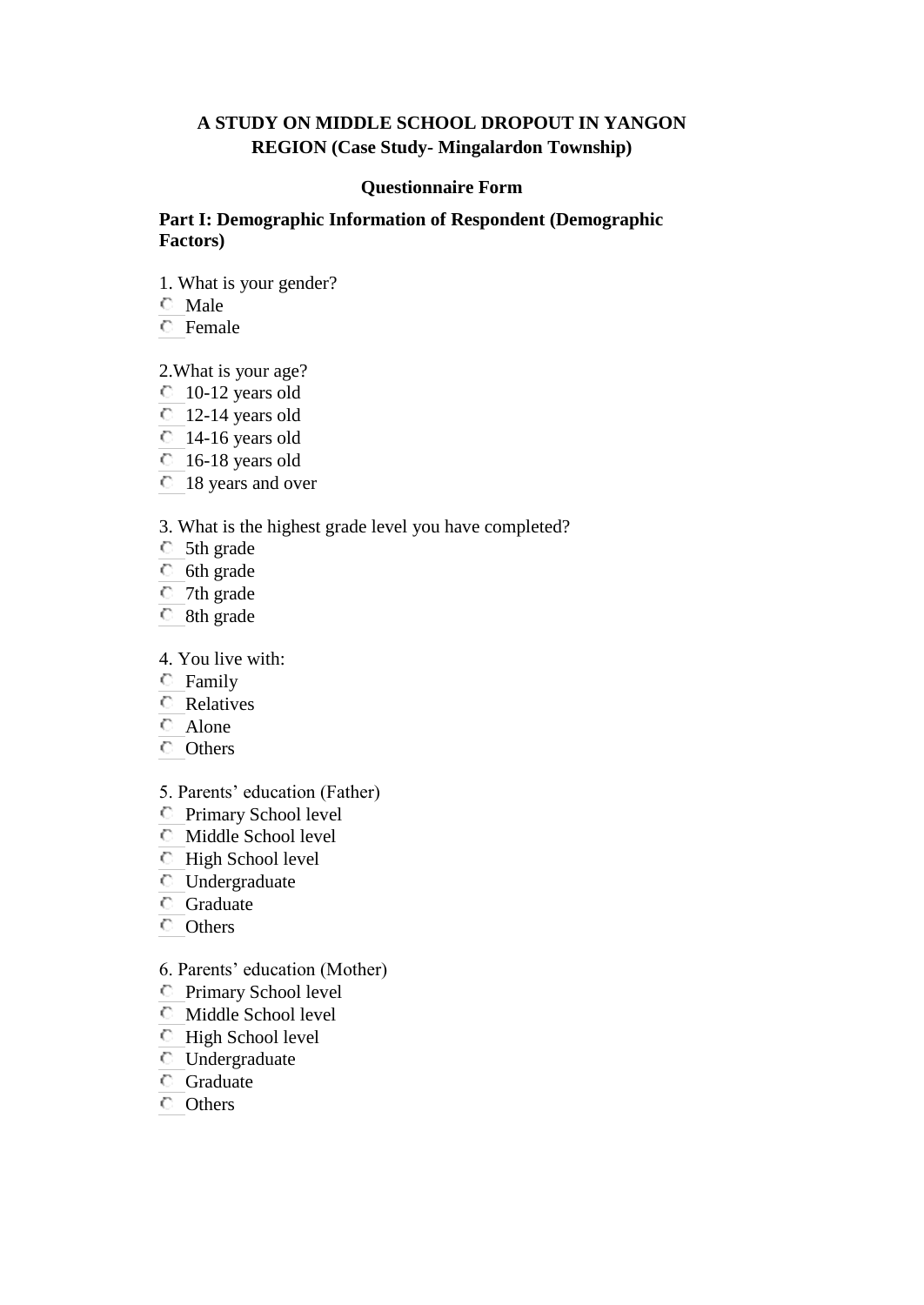**A STUDY ON MIDDLE SCHOOL DROPOUT IN YANGON REGION (Case Study- Mingalardon Township)**

**Questionnaire Form**

**Part I: Demographic Information of Respondent (Demographic Factors)**

1. What is your gender?
- Male
- Female

2.What is your age?
- 10-12 years old
- 12-14 years old
- 14-16 years old
- 16-18 years old
- 18 years and over

3. What is the highest grade level you have completed?
- 5th grade
- 6th grade
- 7th grade
- 8th grade

4. You live with:
- Family
- Relatives
- Alone
- Others

5. Parents' education (Father)
- Primary School level
- Middle School level
- High School level
- Undergraduate
- Graduate
- Others

6. Parents' education (Mother)
- Primary School level
- Middle School level
- High School level
- Undergraduate
- Graduate
- Others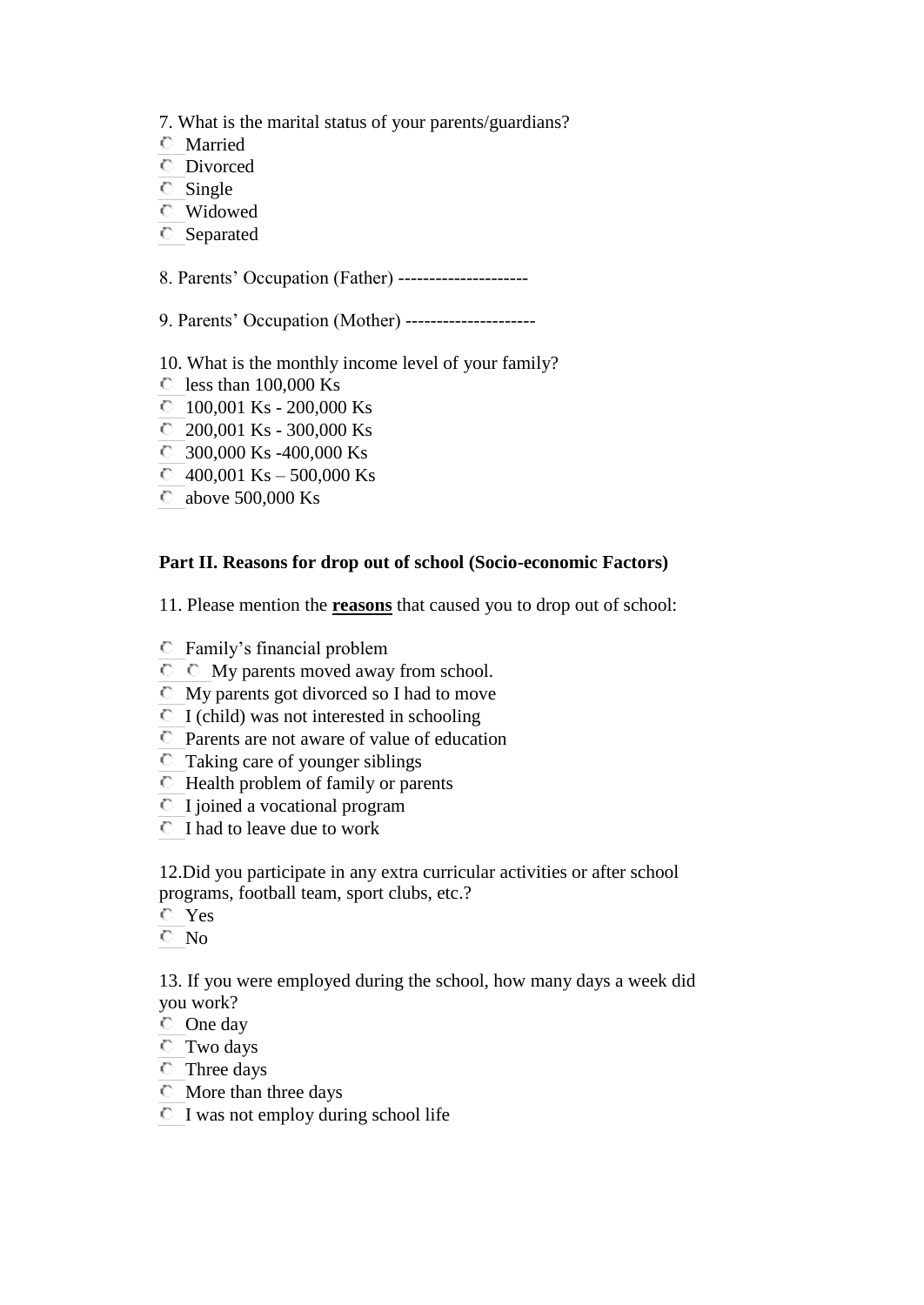7. What is the marital status of your parents/guardians?

- Married
- Divorced
- Single
- Widowed
- Separated

8. Parents' Occupation (Father) ---------------------

9. Parents' Occupation (Mother) ---------------------

10. What is the monthly income level of your family?

- less than 100,000 Ks
- 100,001 Ks - 200,000 Ks
- 200,001 Ks - 300,000 Ks
- 300,000 Ks -400,000 Ks
- 400,001 Ks – 500,000 Ks
- above 500,000 Ks

**Part II. Reasons for drop out of school (Socio-economic Factors)**

11. Please mention the **reasons** that caused you to drop out of school:

- Family's financial problem
- My parents moved away from school.
- My parents got divorced so I had to move
- I (child) was not interested in schooling
- Parents are not aware of value of education
- Taking care of younger siblings
- Health problem of family or parents
- I joined a vocational program
- I had to leave due to work

12.Did you participate in any extra curricular activities or after school programs, football team, sport clubs, etc.?

- Yes
- No

13. If you were employed during the school, how many days a week did you work?

- One day
- Two days
- Three days
- More than three days
- I was not employ during school life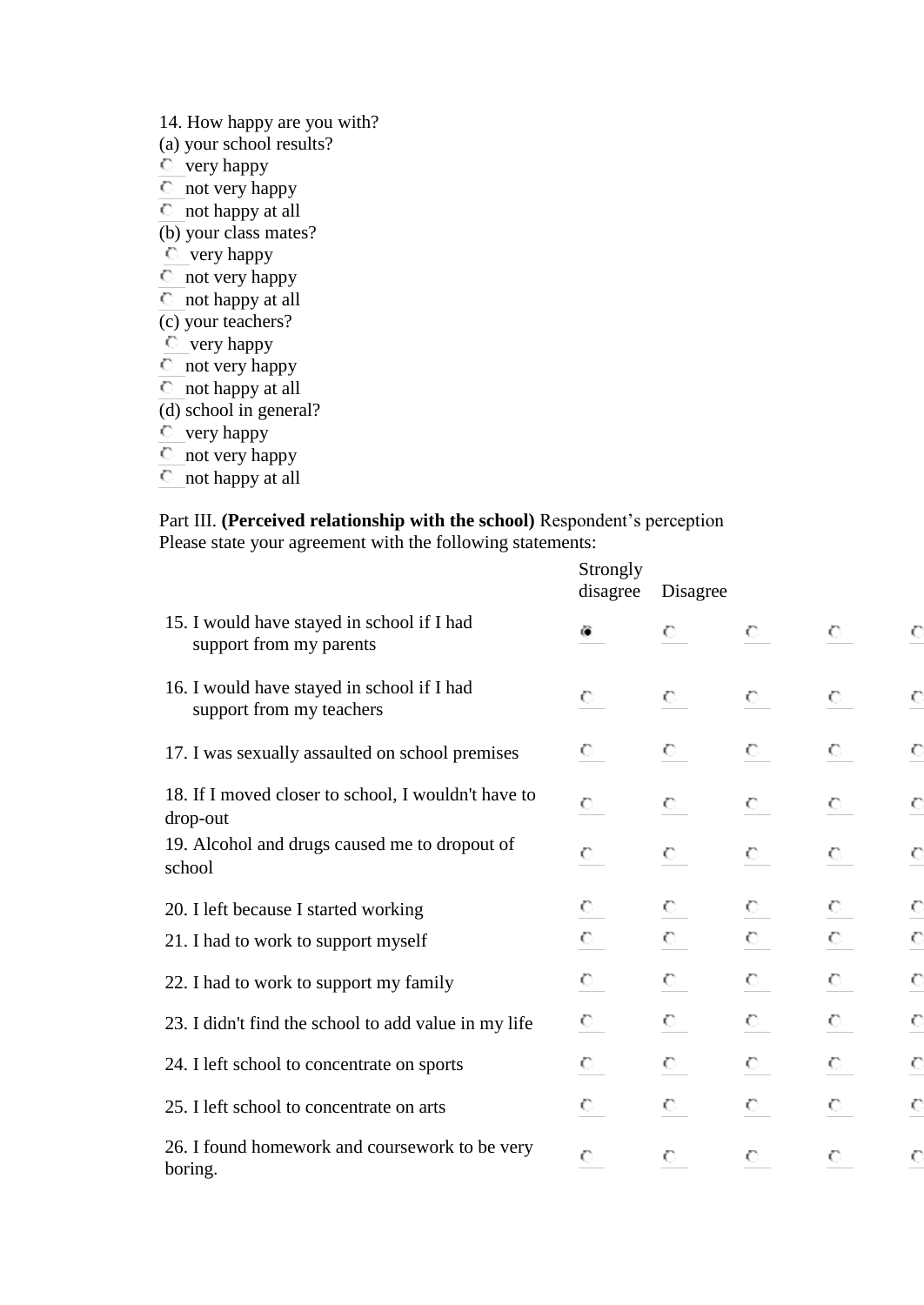14. How happy are you with?

(a) your school results?

- ○ very happy
- ○ not very happy
- ○ not happy at all

(b) your class mates?

- ○ very happy
- ○ not very happy
- ○ not happy at all

(c) your teachers?

- ○ very happy
- ○ not very happy
- ○ not happy at all

(d) school in general?

- ○ very happy
- ○ not very happy
- ○ not happy at all

Part III. **(Perceived relationship with the school)** Respondent's perception
Please state your agreement with the following statements:

| | Strongly disagree | Disagree | | | |
|---|---|---|---|---|---|
| 15. I would have stayed in school if I had support from my parents | ● | ○ | ○ | ○ | ○ |
| 16. I would have stayed in school if I had support from my teachers | ○ | ○ | ○ | ○ | ○ |
| 17. I was sexually assaulted on school premises | ○ | ○ | ○ | ○ | ○ |
| 18. If I moved closer to school, I wouldn't have to drop-out | ○ | ○ | ○ | ○ | ○ |
| 19. Alcohol and drugs caused me to dropout of school | ○ | ○ | ○ | ○ | ○ |
| 20. I left because I started working | ○ | ○ | ○ | ○ | ○ |
| 21. I had to work to support myself | ○ | ○ | ○ | ○ | ○ |
| 22. I had to work to support my family | ○ | ○ | ○ | ○ | ○ |
| 23. I didn't find the school to add value in my life | ○ | ○ | ○ | ○ | ○ |
| 24. I left school to concentrate on sports | ○ | ○ | ○ | ○ | ○ |
| 25. I left school to concentrate on arts | ○ | ○ | ○ | ○ | ○ |
| 26. I found homework and coursework to be very boring. | ○ | ○ | ○ | ○ | ○ |